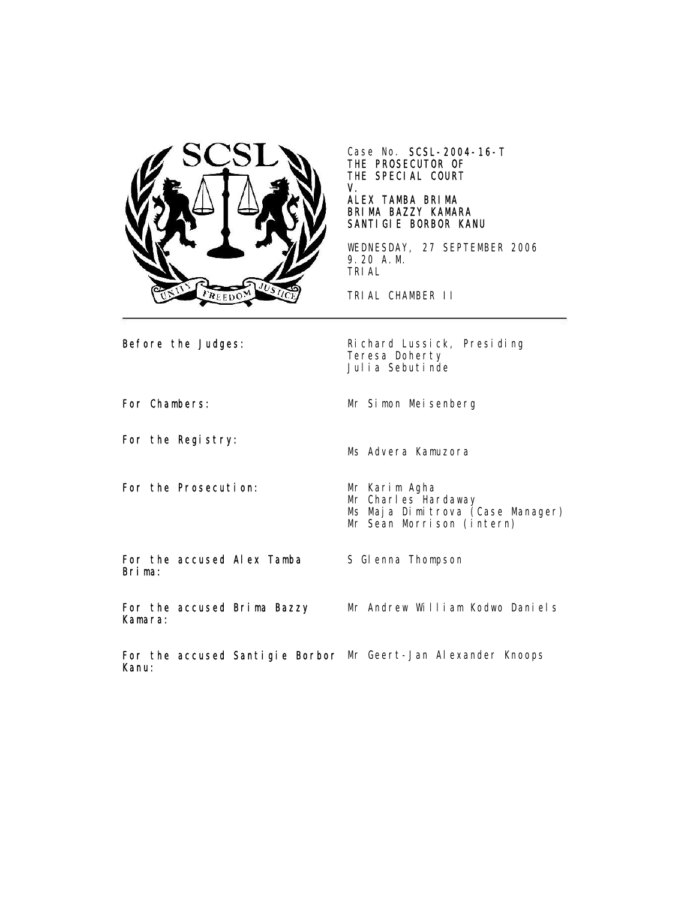Case No. **SCSL-2004-16-T**
**THE PROSECUTOR OF THE SPECIAL COURT**
**V.**
**ALEX TAMBA BRIMA**
**BRIMA BAZZY KAMARA**
**SANTIGIE BORBOR KANU**

WEDNESDAY, 27 SEPTEMBER 2006
9.20 A.M.
TRIAL

TRIAL CHAMBER II

---

| | |
|---|---|
| **Before the Judges:** | Richard Lussick, Presiding<br>Teresa Doherty<br>Julia Sebutinde |
| **For Chambers:** | Mr Simon Meisenberg |
| **For the Registry:** | Ms Advera Kamuzora |
| **For the Prosecution:** | Mr Karim Agha<br>Mr Charles Hardaway<br>Ms Maja Dimitrova (Case Manager)<br>Mr Sean Morrison (intern) |
| **For the accused Alex Tamba Brima:** | S Glenna Thompson |
| **For the accused Brima Bazzy Kamara:** | Mr Andrew William Kodwo Daniels |
| **For the accused Santigie Borbor Kanu:** | Mr Geert-Jan Alexander Knoops |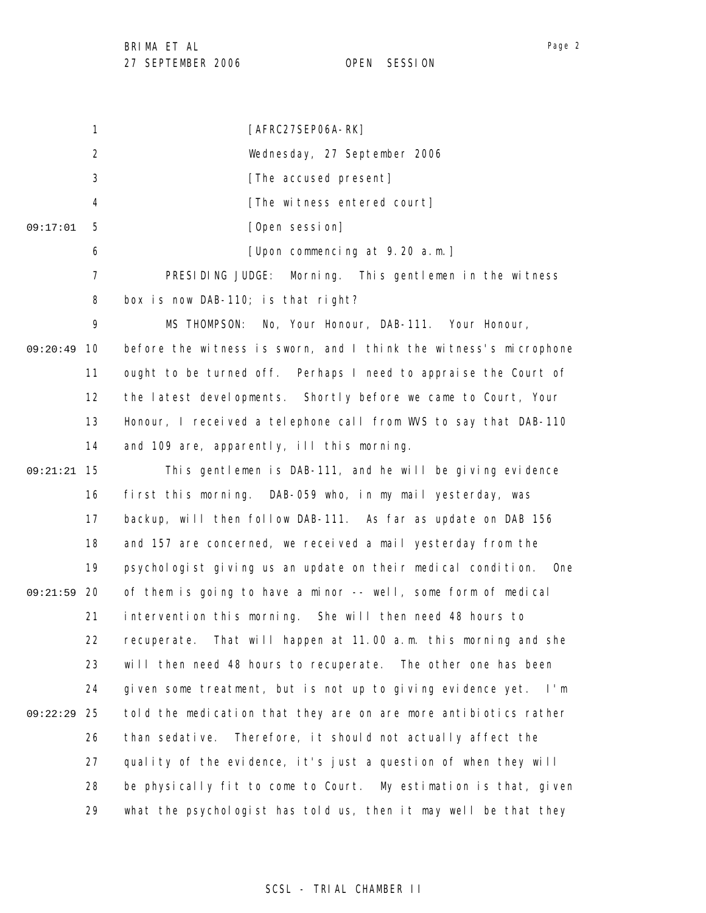[AFRC27SEP06A-RK]

Wednesday, 27 September 2006

[The accused present]

[The witness entered court]

[Open session]

[Upon commencing at 9.20 a.m.]

PRESIDING JUDGE: Morning. This gentlemen in the witness box is now DAB-110; is that right?

MS THOMPSON: No, Your Honour, DAB-111. Your Honour, before the witness is sworn, and I think the witness's microphone ought to be turned off. Perhaps I need to appraise the Court of the latest developments. Shortly before we came to Court, Your Honour, I received a telephone call from WVS to say that DAB-110 and 109 are, apparently, ill this morning.

This gentlemen is DAB-111, and he will be giving evidence first this morning. DAB-059 who, in my mail yesterday, was backup, will then follow DAB-111. As far as update on DAB 156 and 157 are concerned, we received a mail yesterday from the psychologist giving us an update on their medical condition. One of them is going to have a minor -- well, some form of medical intervention this morning. She will then need 48 hours to recuperate. That will happen at 11.00 a.m. this morning and she will then need 48 hours to recuperate. The other one has been given some treatment, but is not up to giving evidence yet. I'm told the medication that they are on are more antibiotics rather than sedative. Therefore, it should not actually affect the quality of the evidence, it's just a question of when they will be physically fit to come to Court. My estimation is that, given what the psychologist has told us, then it may well be that they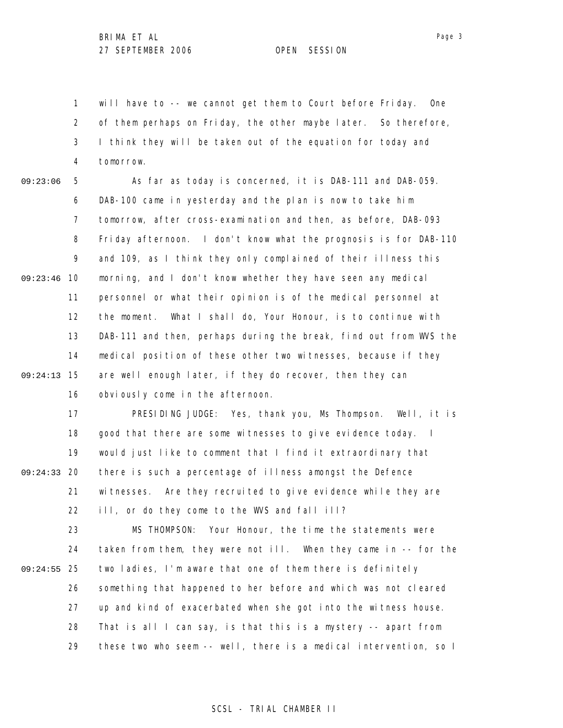will have to -- we cannot get them to Court before Friday. One of them perhaps on Friday, the other maybe later. So therefore, I think they will be taken out of the equation for today and tomorrow.

As far as today is concerned, it is DAB-111 and DAB-059. DAB-100 came in yesterday and the plan is now to take him tomorrow, after cross-examination and then, as before, DAB-093 Friday afternoon. I don't know what the prognosis is for DAB-110 and 109, as I think they only complained of their illness this morning, and I don't know whether they have seen any medical personnel or what their opinion is of the medical personnel at the moment. What I shall do, Your Honour, is to continue with DAB-111 and then, perhaps during the break, find out from WVS the medical position of these other two witnesses, because if they are well enough later, if they do recover, then they can obviously come in the afternoon.

PRESIDING JUDGE: Yes, thank you, Ms Thompson. Well, it is good that there are some witnesses to give evidence today. I would just like to comment that I find it extraordinary that there is such a percentage of illness amongst the Defence witnesses. Are they recruited to give evidence while they are ill, or do they come to the WVS and fall ill?

MS THOMPSON: Your Honour, the time the statements were taken from them, they were not ill. When they came in -- for the two ladies, I'm aware that one of them there is definitely something that happened to her before and which was not cleared up and kind of exacerbated when she got into the witness house. That is all I can say, is that this is a mystery -- apart from these two who seem -- well, there is a medical intervention, so I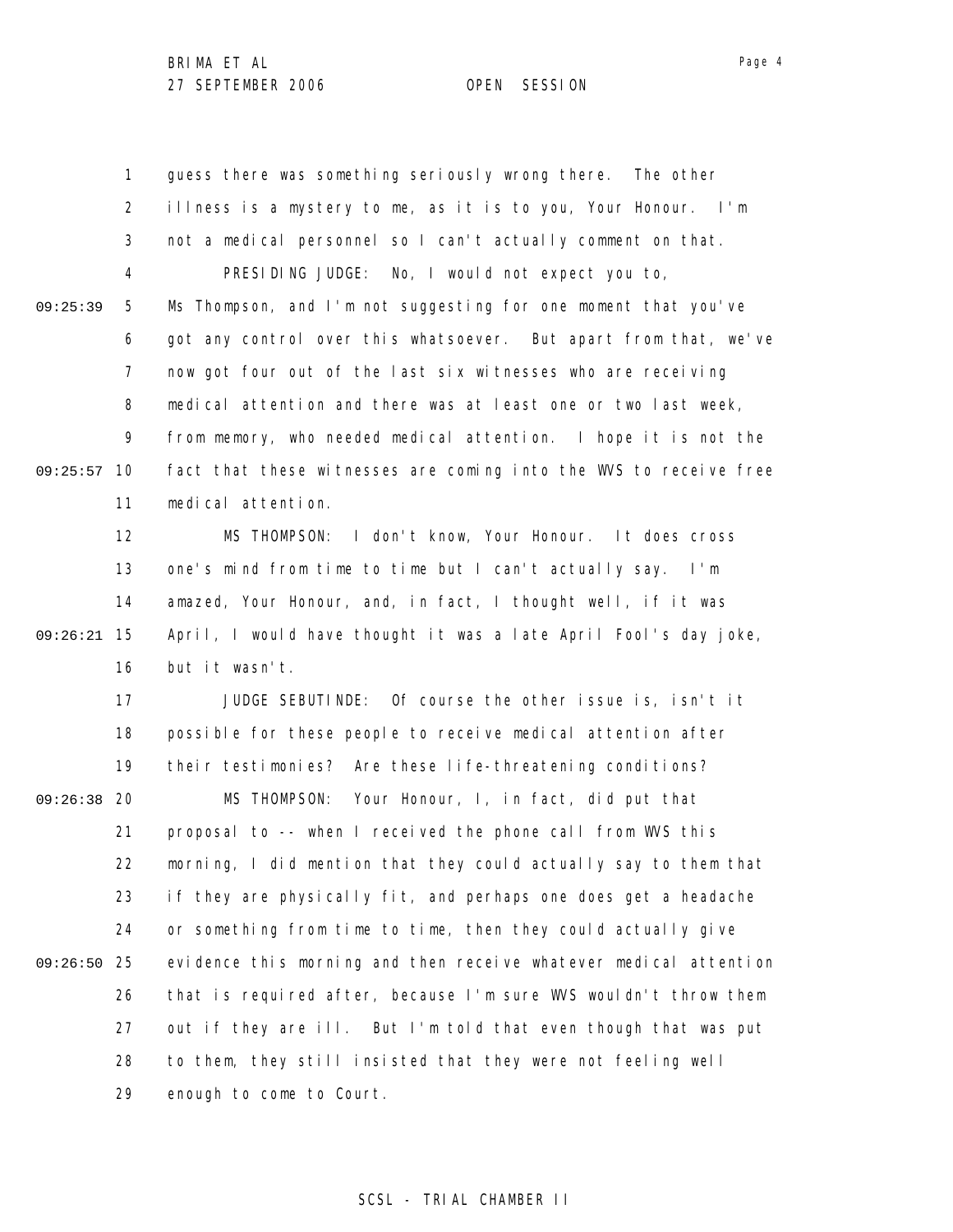guess there was something seriously wrong there. The other illness is a mystery to me, as it is to you, Your Honour. I'm not a medical personnel so I can't actually comment on that.

PRESIDING JUDGE: No, I would not expect you to, Ms Thompson, and I'm not suggesting for one moment that you've got any control over this whatsoever. But apart from that, we've now got four out of the last six witnesses who are receiving medical attention and there was at least one or two last week, from memory, who needed medical attention. I hope it is not the fact that these witnesses are coming into the WVS to receive free medical attention.

MS THOMPSON: I don't know, Your Honour. It does cross one's mind from time to time but I can't actually say. I'm amazed, Your Honour, and, in fact, I thought well, if it was April, I would have thought it was a late April Fool's day joke, but it wasn't.

JUDGE SEBUTINDE: Of course the other issue is, isn't it possible for these people to receive medical attention after their testimonies? Are these life-threatening conditions?

MS THOMPSON: Your Honour, I, in fact, did put that proposal to -- when I received the phone call from WVS this morning, I did mention that they could actually say to them that if they are physically fit, and perhaps one does get a headache or something from time to time, then they could actually give evidence this morning and then receive whatever medical attention that is required after, because I'm sure WVS wouldn't throw them out if they are ill. But I'm told that even though that was put to them, they still insisted that they were not feeling well enough to come to Court.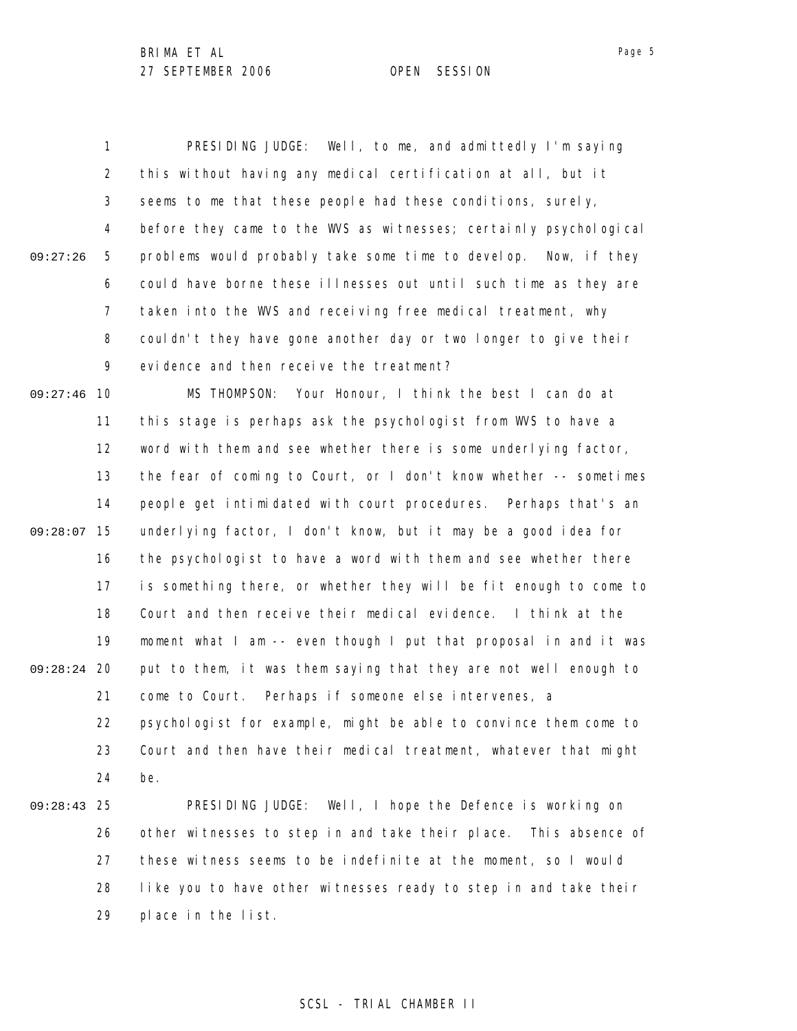PRESIDING JUDGE: Well, to me, and admittedly I'm saying this without having any medical certification at all, but it seems to me that these people had these conditions, surely, before they came to the WVS as witnesses; certainly psychological problems would probably take some time to develop. Now, if they could have borne these illnesses out until such time as they are taken into the WVS and receiving free medical treatment, why couldn't they have gone another day or two longer to give their evidence and then receive the treatment?

MS THOMPSON: Your Honour, I think the best I can do at this stage is perhaps ask the psychologist from WVS to have a word with them and see whether there is some underlying factor, the fear of coming to Court, or I don't know whether -- sometimes people get intimidated with court procedures. Perhaps that's an underlying factor, I don't know, but it may be a good idea for the psychologist to have a word with them and see whether there is something there, or whether they will be fit enough to come to Court and then receive their medical evidence. I think at the moment what I am -- even though I put that proposal in and it was put to them, it was them saying that they are not well enough to come to Court. Perhaps if someone else intervenes, a psychologist for example, might be able to convince them come to Court and then have their medical treatment, whatever that might be.

PRESIDING JUDGE: Well, I hope the Defence is working on other witnesses to step in and take their place. This absence of these witness seems to be indefinite at the moment, so I would like you to have other witnesses ready to step in and take their place in the list.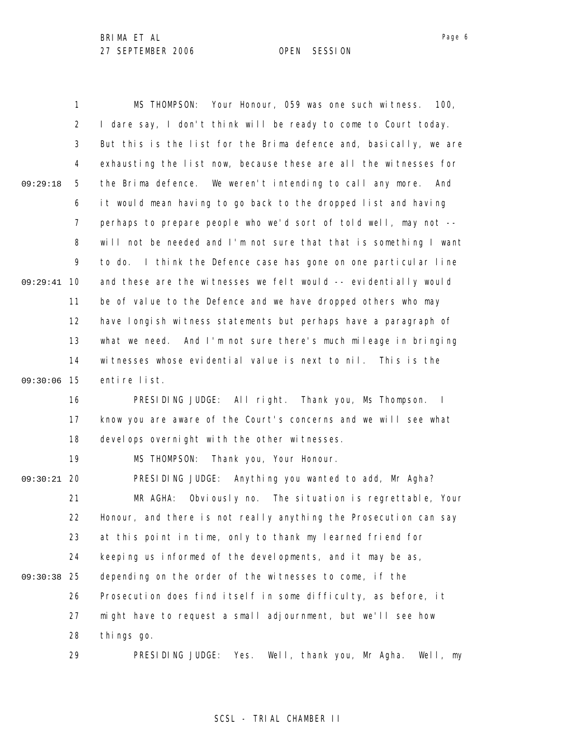MS THOMPSON: Your Honour, 059 was one such witness. 100, I dare say, I don't think will be ready to come to Court today. But this is the list for the Brima defence and, basically, we are exhausting the list now, because these are all the witnesses for the Brima defence. We weren't intending to call any more. And it would mean having to go back to the dropped list and having perhaps to prepare people who we'd sort of told well, may not -- will not be needed and I'm not sure that that is something I want to do. I think the Defence case has gone on one particular line and these are the witnesses we felt would -- evidentially would be of value to the Defence and we have dropped others who may have longish witness statements but perhaps have a paragraph of what we need. And I'm not sure there's much mileage in bringing witnesses whose evidential value is next to nil. This is the entire list.

PRESIDING JUDGE: All right. Thank you, Ms Thompson. I know you are aware of the Court's concerns and we will see what develops overnight with the other witnesses.

MS THOMPSON: Thank you, Your Honour.

PRESIDING JUDGE: Anything you wanted to add, Mr Agha?

MR AGHA: Obviously no. The situation is regrettable, Your Honour, and there is not really anything the Prosecution can say at this point in time, only to thank my learned friend for keeping us informed of the developments, and it may be as, depending on the order of the witnesses to come, if the Prosecution does find itself in some difficulty, as before, it might have to request a small adjournment, but we'll see how things go.

PRESIDING JUDGE: Yes. Well, thank you, Mr Agha. Well, my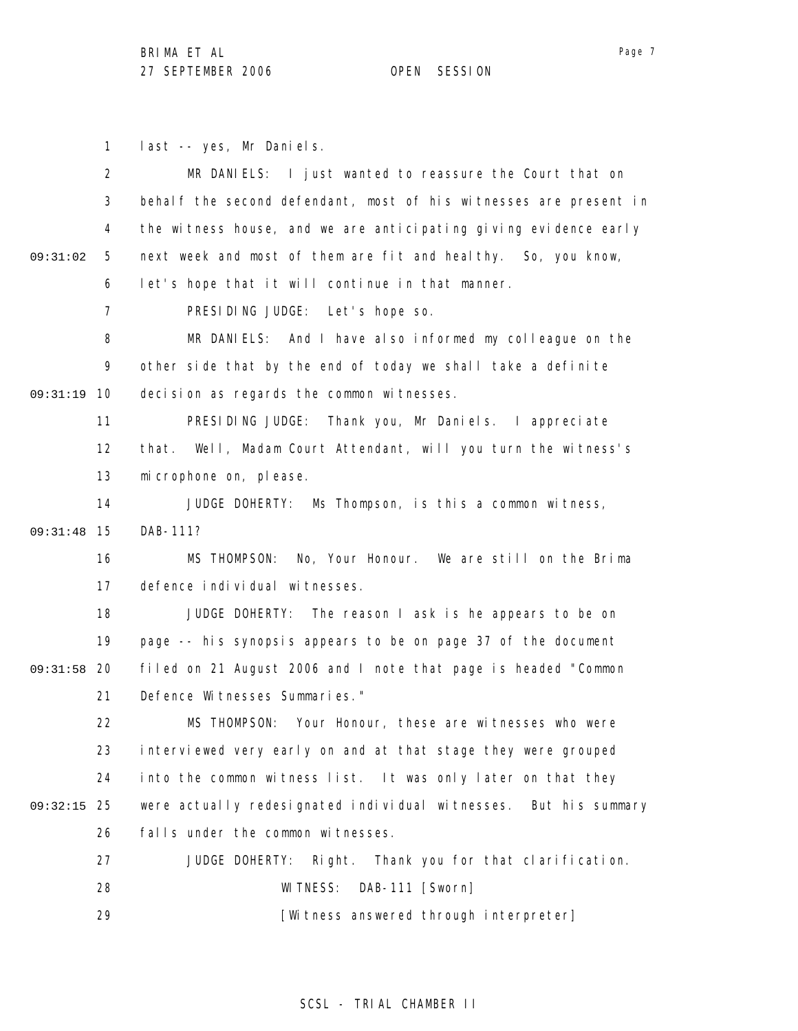last -- yes, Mr Daniels.

MR DANIELS: I just wanted to reassure the Court that on behalf the second defendant, most of his witnesses are present in the witness house, and we are anticipating giving evidence early next week and most of them are fit and healthy. So, you know, let's hope that it will continue in that manner.

PRESIDING JUDGE: Let's hope so.

MR DANIELS: And I have also informed my colleague on the other side that by the end of today we shall take a definite decision as regards the common witnesses.

PRESIDING JUDGE: Thank you, Mr Daniels. I appreciate that. Well, Madam Court Attendant, will you turn the witness's microphone on, please.

JUDGE DOHERTY: Ms Thompson, is this a common witness, DAB-111?

MS THOMPSON: No, Your Honour. We are still on the Brima defence individual witnesses.

JUDGE DOHERTY: The reason I ask is he appears to be on page -- his synopsis appears to be on page 37 of the document filed on 21 August 2006 and I note that page is headed "Common Defence Witnesses Summaries."

MS THOMPSON: Your Honour, these are witnesses who were interviewed very early on and at that stage they were grouped into the common witness list. It was only later on that they were actually redesignated individual witnesses. But his summary falls under the common witnesses.

JUDGE DOHERTY: Right. Thank you for that clarification.

WITNESS: DAB-111 [Sworn]

[Witness answered through interpreter]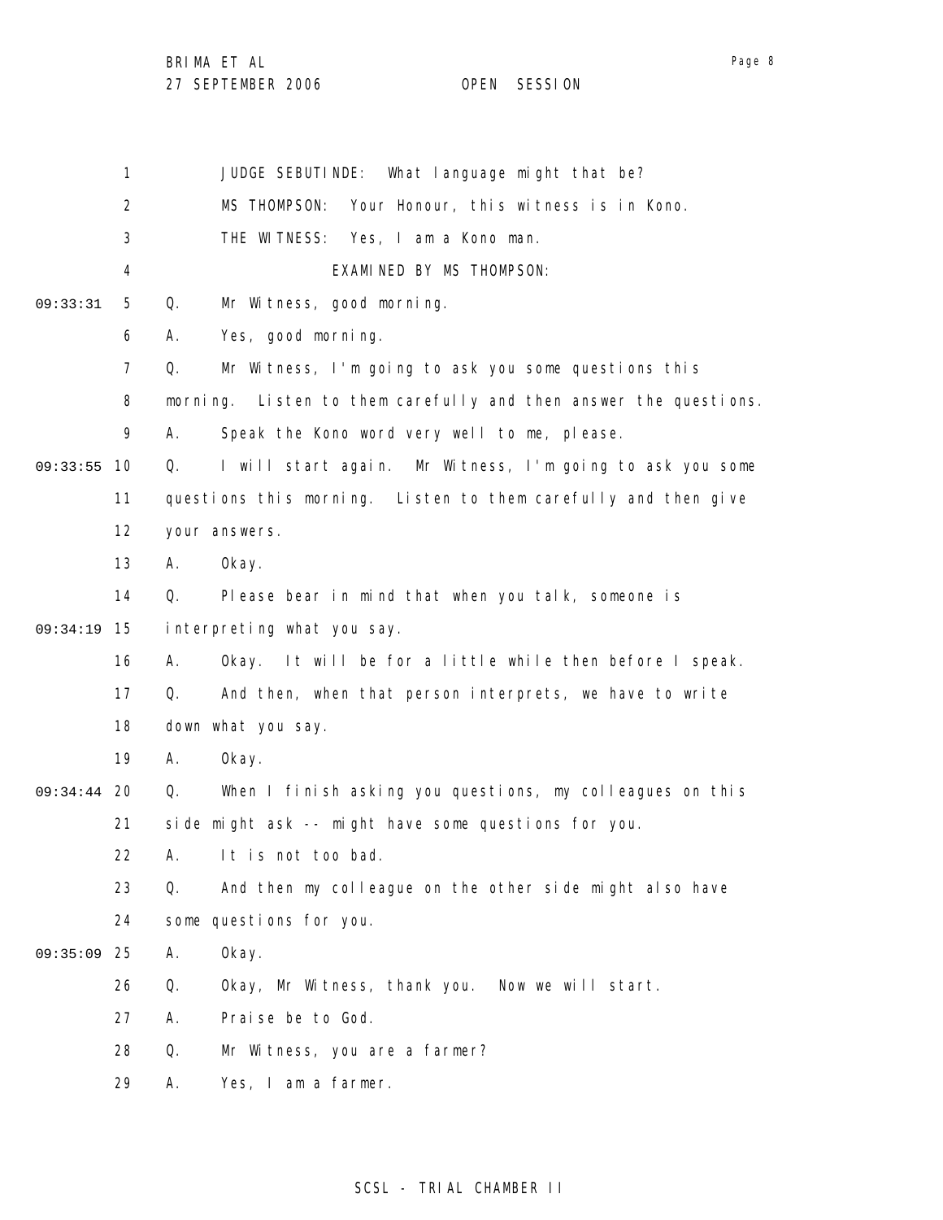JUDGE SEBUTINDE: What language might that be?

MS THOMPSON: Your Honour, this witness is in Kono.

THE WITNESS: Yes, I am a Kono man.

EXAMINED BY MS THOMPSON:

Q. Mr Witness, good morning.

A. Yes, good morning.

Q. Mr Witness, I'm going to ask you some questions this morning. Listen to them carefully and then answer the questions.

A. Speak the Kono word very well to me, please.

Q. I will start again. Mr Witness, I'm going to ask you some questions this morning. Listen to them carefully and then give your answers.

A. Okay.

Q. Please bear in mind that when you talk, someone is interpreting what you say.

A. Okay. It will be for a little while then before I speak.

Q. And then, when that person interprets, we have to write down what you say.

A. Okay.

Q. When I finish asking you questions, my colleagues on this side might ask -- might have some questions for you.

A. It is not too bad.

Q. And then my colleague on the other side might also have some questions for you.

A. Okay.

Q. Okay, Mr Witness, thank you. Now we will start.

A. Praise be to God.

Q. Mr Witness, you are a farmer?

A. Yes, I am a farmer.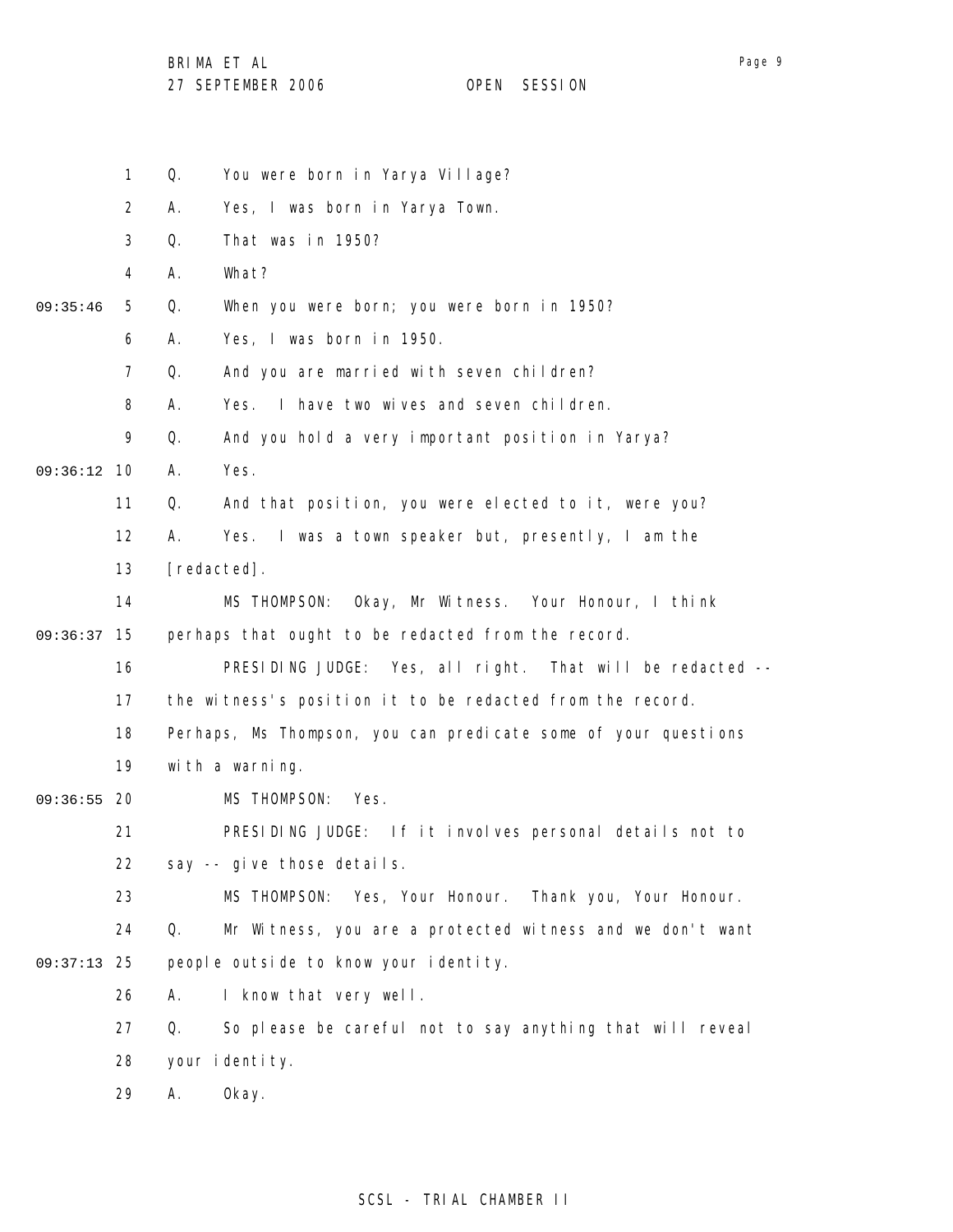1 Q. You were born in Yarya Village?

2 A. Yes, I was born in Yarya Town.

3 Q. That was in 1950?

4 A. What?

09:35:46 5 Q. When you were born; you were born in 1950?

6 A. Yes, I was born in 1950.

7 Q. And you are married with seven children?

8 A. Yes. I have two wives and seven children.

9 Q. And you hold a very important position in Yarya?

09:36:12 10 A. Yes.

11 Q. And that position, you were elected to it, were you?

12 A. Yes. I was a town speaker but, presently, I am the

13 [redacted].

14 MS THOMPSON: Okay, Mr Witness. Your Honour, I think

09:36:37 15 perhaps that ought to be redacted from the record.

16 PRESIDING JUDGE: Yes, all right. That will be redacted --

17 the witness's position it to be redacted from the record.

18 Perhaps, Ms Thompson, you can predicate some of your questions

19 with a warning.

09:36:55 20 MS THOMPSON: Yes.

21 PRESIDING JUDGE: If it involves personal details not to

22 say -- give those details.

23 MS THOMPSON: Yes, Your Honour. Thank you, Your Honour.

24 Q. Mr Witness, you are a protected witness and we don't want

09:37:13 25 people outside to know your identity.

26 A. I know that very well.

27 Q. So please be careful not to say anything that will reveal

28 your identity.

29 A. Okay.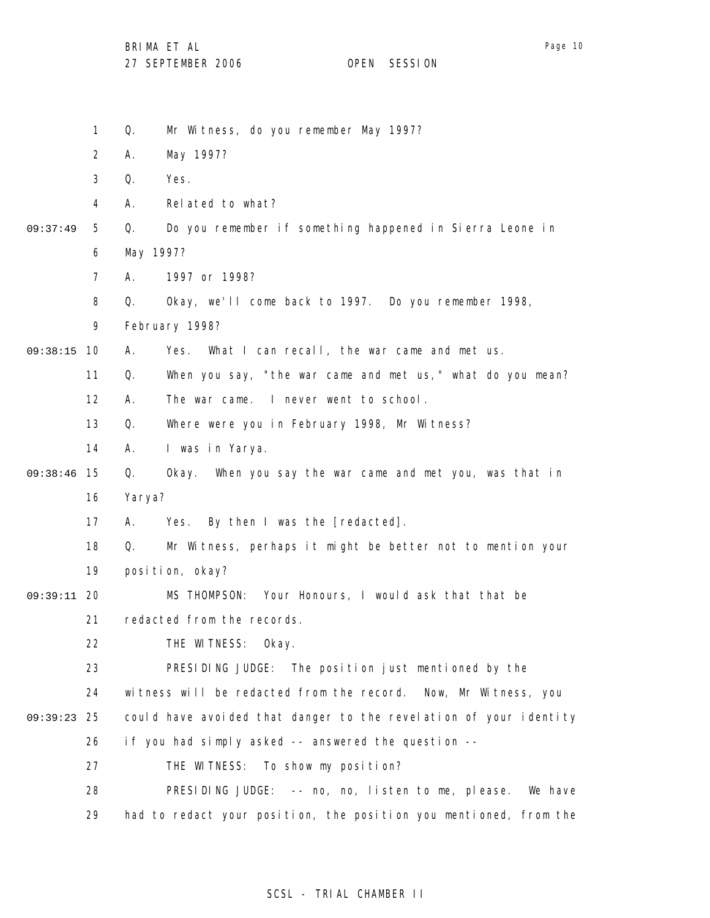1 Q. Mr Witness, do you remember May 1997?

2 A. May 1997?

3 Q. Yes.

4 A. Related to what?

09:37:49 5 Q. Do you remember if something happened in Sierra Leone in

6 May 1997?

7 A. 1997 or 1998?

8 Q. Okay, we'll come back to 1997. Do you remember 1998,

9 February 1998?

09:38:15 10 A. Yes. What I can recall, the war came and met us.

11 Q. When you say, "the war came and met us," what do you mean?

12 A. The war came. I never went to school.

13 Q. Where were you in February 1998, Mr Witness?

14 A. I was in Yarya.

09:38:46 15 Q. Okay. When you say the war came and met you, was that in

16 Yarya?

17 A. Yes. By then I was the [redacted].

18 Q. Mr Witness, perhaps it might be better not to mention your

19 position, okay?

09:39:11 20 MS THOMPSON: Your Honours, I would ask that that be

21 redacted from the records.

22 THE WITNESS: Okay.

23 PRESIDING JUDGE: The position just mentioned by the

24 witness will be redacted from the record. Now, Mr Witness, you

09:39:23 25 could have avoided that danger to the revelation of your identity

26 if you had simply asked -- answered the question --

27 THE WITNESS: To show my position?

28 PRESIDING JUDGE: -- no, no, listen to me, please. We have

29 had to redact your position, the position you mentioned, from the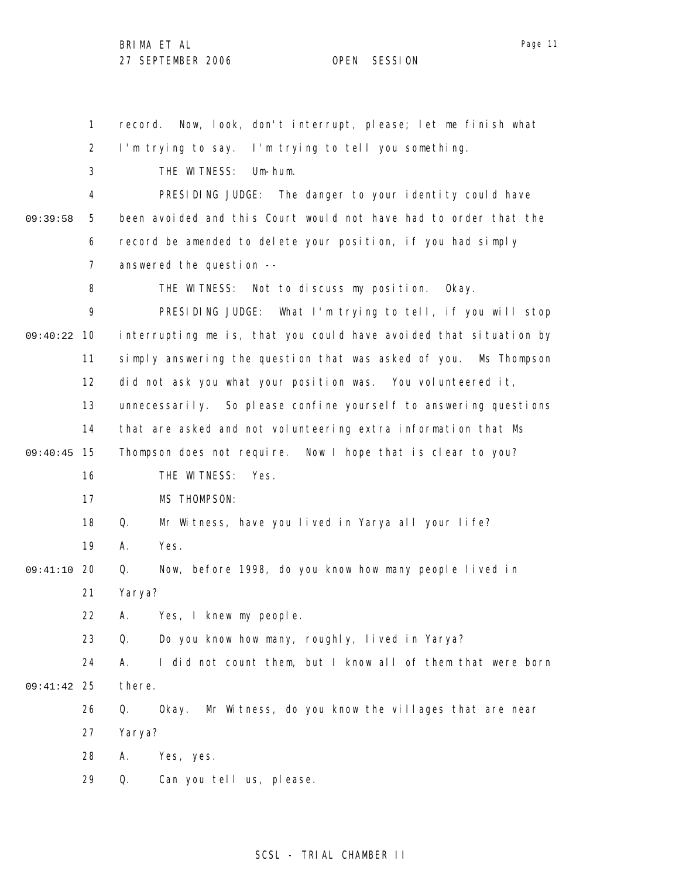record. Now, look, don't interrupt, please; let me finish what I'm trying to say. I'm trying to tell you something.

THE WITNESS: Um-hum.

PRESIDING JUDGE: The danger to your identity could have been avoided and this Court would not have had to order that the record be amended to delete your position, if you had simply answered the question --

THE WITNESS: Not to discuss my position. Okay.

PRESIDING JUDGE: What I'm trying to tell, if you will stop interrupting me is, that you could have avoided that situation by simply answering the question that was asked of you. Ms Thompson did not ask you what your position was. You volunteered it, unnecessarily. So please confine yourself to answering questions that are asked and not volunteering extra information that Ms Thompson does not require. Now I hope that is clear to you?

THE WITNESS: Yes.

MS THOMPSON:

Q. Mr Witness, have you lived in Yarya all your life?

A. Yes.

Q. Now, before 1998, do you know how many people lived in Yarya?

A. Yes, I knew my people.

Q. Do you know how many, roughly, lived in Yarya?

A. I did not count them, but I know all of them that were born there.

Q. Okay. Mr Witness, do you know the villages that are near Yarya?

A. Yes, yes.

Q. Can you tell us, please.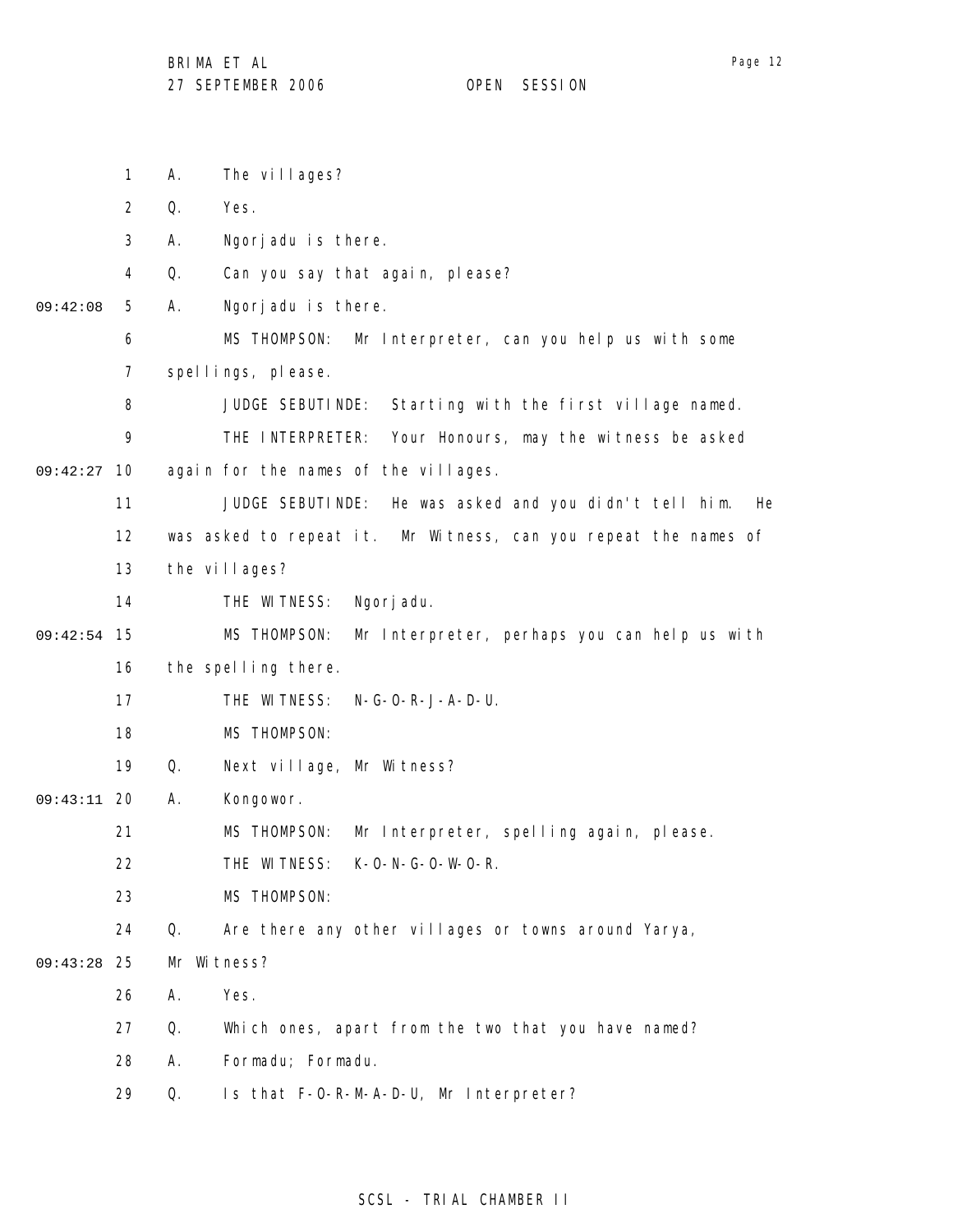1 A. The villages?

2 Q. Yes.

3 A. Ngorjadu is there.

4 Q. Can you say that again, please?

09:42:08 5 A. Ngorjadu is there.

6 MS THOMPSON: Mr Interpreter, can you help us with some

7 spellings, please.

8 JUDGE SEBUTINDE: Starting with the first village named.

9 THE INTERPRETER: Your Honours, may the witness be asked

09:42:27 10 again for the names of the villages.

11 JUDGE SEBUTINDE: He was asked and you didn't tell him. He

12 was asked to repeat it. Mr Witness, can you repeat the names of

13 the villages?

14 THE WITNESS: Ngorjadu.

09:42:54 15 MS THOMPSON: Mr Interpreter, perhaps you can help us with

16 the spelling there.

17 THE WITNESS: N-G-O-R-J-A-D-U.

18 MS THOMPSON:

19 Q. Next village, Mr Witness?

09:43:11 20 A. Kongowor.

21 MS THOMPSON: Mr Interpreter, spelling again, please.

22 THE WITNESS: K-O-N-G-O-W-O-R.

23 MS THOMPSON:

24 Q. Are there any other villages or towns around Yarya,

09:43:28 25 Mr Witness?

26 A. Yes.

27 Q. Which ones, apart from the two that you have named?

28 A. Formadu; Formadu.

29 Q. Is that F-O-R-M-A-D-U, Mr Interpreter?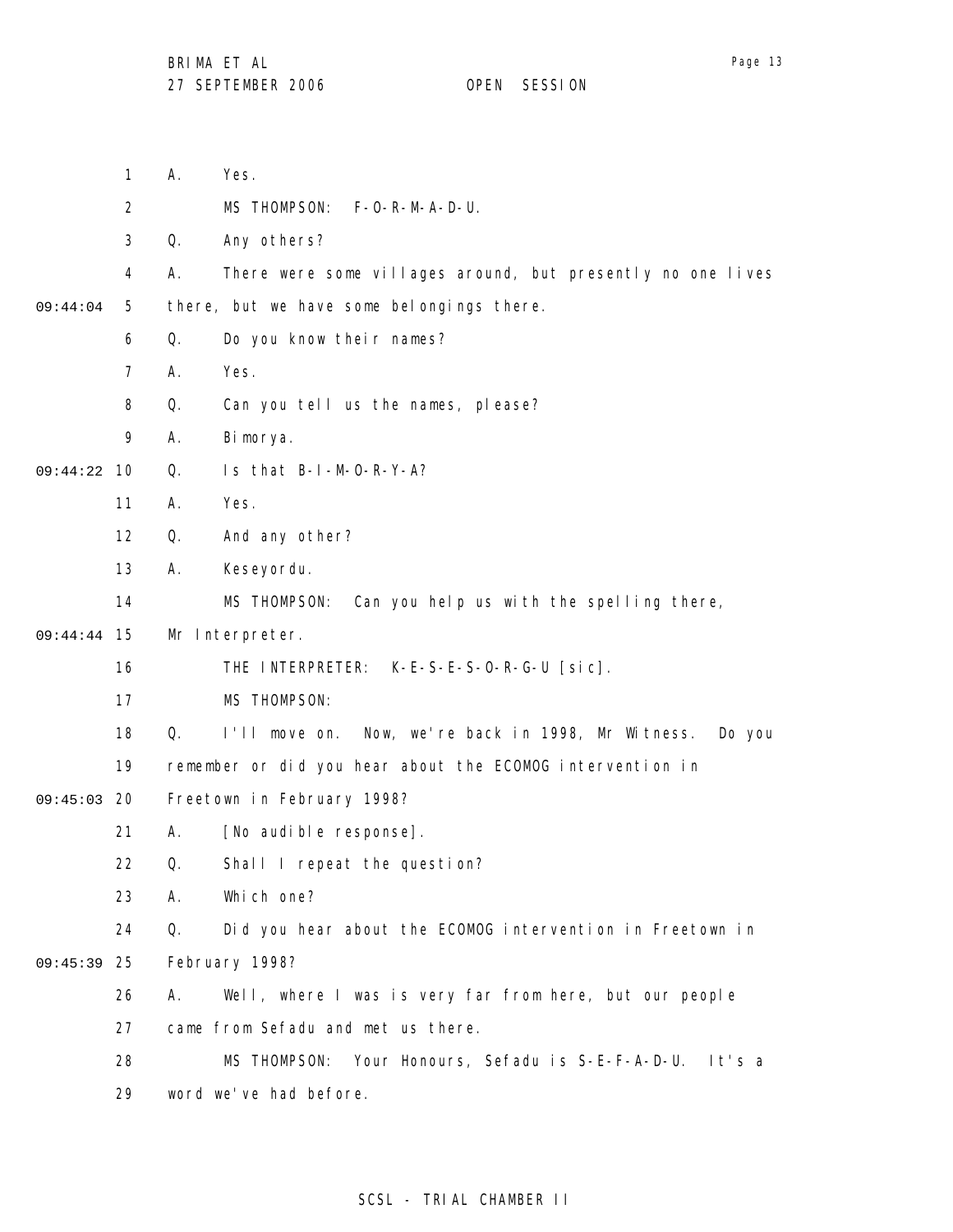1 A. Yes.

2 MS THOMPSON: F-O-R-M-A-D-U.

3 Q. Any others?

4 A. There were some villages around, but presently no one lives

09:44:04 5 there, but we have some belongings there.

6 Q. Do you know their names?

7 A. Yes.

8 Q. Can you tell us the names, please?

9 A. Bimorya.

09:44:22 10 Q. Is that B-I-M-O-R-Y-A?

11 A. Yes.

12 Q. And any other?

13 A. Keseyordu.

14 MS THOMPSON: Can you help us with the spelling there,

09:44:44 15 Mr Interpreter.

16 THE INTERPRETER: K-E-S-E-S-O-R-G-U [sic].

17 MS THOMPSON:

18 Q. I'll move on. Now, we're back in 1998, Mr Witness. Do you

19 remember or did you hear about the ECOMOG intervention in

09:45:03 20 Freetown in February 1998?

21 A. [No audible response].

22 Q. Shall I repeat the question?

23 A. Which one?

24 Q. Did you hear about the ECOMOG intervention in Freetown in

09:45:39 25 February 1998?

26 A. Well, where I was is very far from here, but our people

27 came from Sefadu and met us there.

28 MS THOMPSON: Your Honours, Sefadu is S-E-F-A-D-U. It's a

29 word we've had before.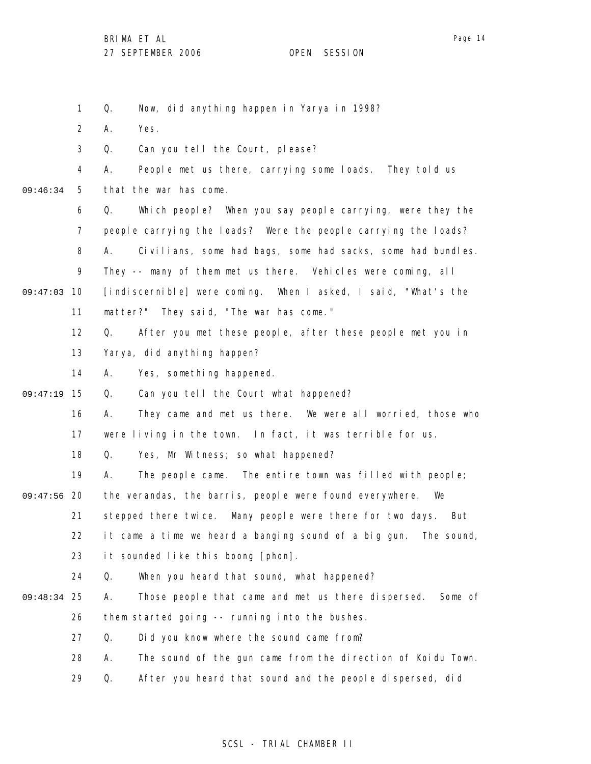1 Q. Now, did anything happen in Yarya in 1998?

2 A. Yes.

3 Q. Can you tell the Court, please?

4 A. People met us there, carrying some loads. They told us

09:46:34 5 that the war has come.

6 Q. Which people? When you say people carrying, were they the

7 people carrying the loads? Were the people carrying the loads?

8 A. Civilians, some had bags, some had sacks, some had bundles.

9 They -- many of them met us there. Vehicles were coming, all

09:47:03 10 [indiscernible] were coming. When I asked, I said, "What's the

11 matter?" They said, "The war has come."

12 Q. After you met these people, after these people met you in

13 Yarya, did anything happen?

14 A. Yes, something happened.

09:47:19 15 Q. Can you tell the Court what happened?

16 A. They came and met us there. We were all worried, those who

17 were living in the town. In fact, it was terrible for us.

18 Q. Yes, Mr Witness; so what happened?

19 A. The people came. The entire town was filled with people;

09:47:56 20 the verandas, the barris, people were found everywhere. We

21 stepped there twice. Many people were there for two days. But

22 it came a time we heard a banging sound of a big gun. The sound,

23 it sounded like this boong [phon].

24 Q. When you heard that sound, what happened?

09:48:34 25 A. Those people that came and met us there dispersed. Some of

26 them started going -- running into the bushes.

27 Q. Did you know where the sound came from?

28 A. The sound of the gun came from the direction of Koidu Town.

29 Q. After you heard that sound and the people dispersed, did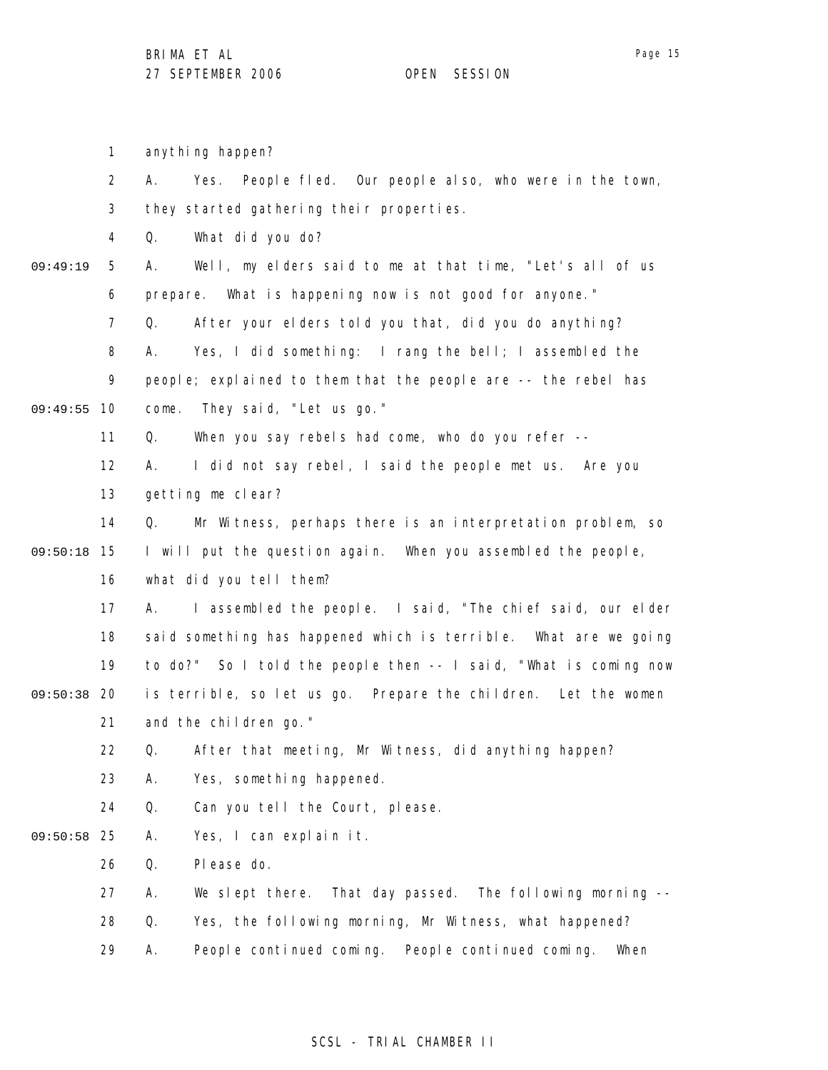anything happen?

A. Yes. People fled. Our people also, who were in the town, they started gathering their properties.

Q. What did you do?

A. Well, my elders said to me at that time, "Let's all of us prepare. What is happening now is not good for anyone."

Q. After your elders told you that, did you do anything?

A. Yes, I did something: I rang the bell; I assembled the people; explained to them that the people are -- the rebel has come. They said, "Let us go."

Q. When you say rebels had come, who do you refer --

A. I did not say rebel, I said the people met us. Are you getting me clear?

Q. Mr Witness, perhaps there is an interpretation problem, so I will put the question again. When you assembled the people, what did you tell them?

A. I assembled the people. I said, "The chief said, our elder said something has happened which is terrible. What are we going to do?" So I told the people then -- I said, "What is coming now is terrible, so let us go. Prepare the children. Let the women and the children go."

Q. After that meeting, Mr Witness, did anything happen?

A. Yes, something happened.

Q. Can you tell the Court, please.

A. Yes, I can explain it.

Q. Please do.

A. We slept there. That day passed. The following morning --

Q. Yes, the following morning, Mr Witness, what happened?

A. People continued coming. People continued coming. When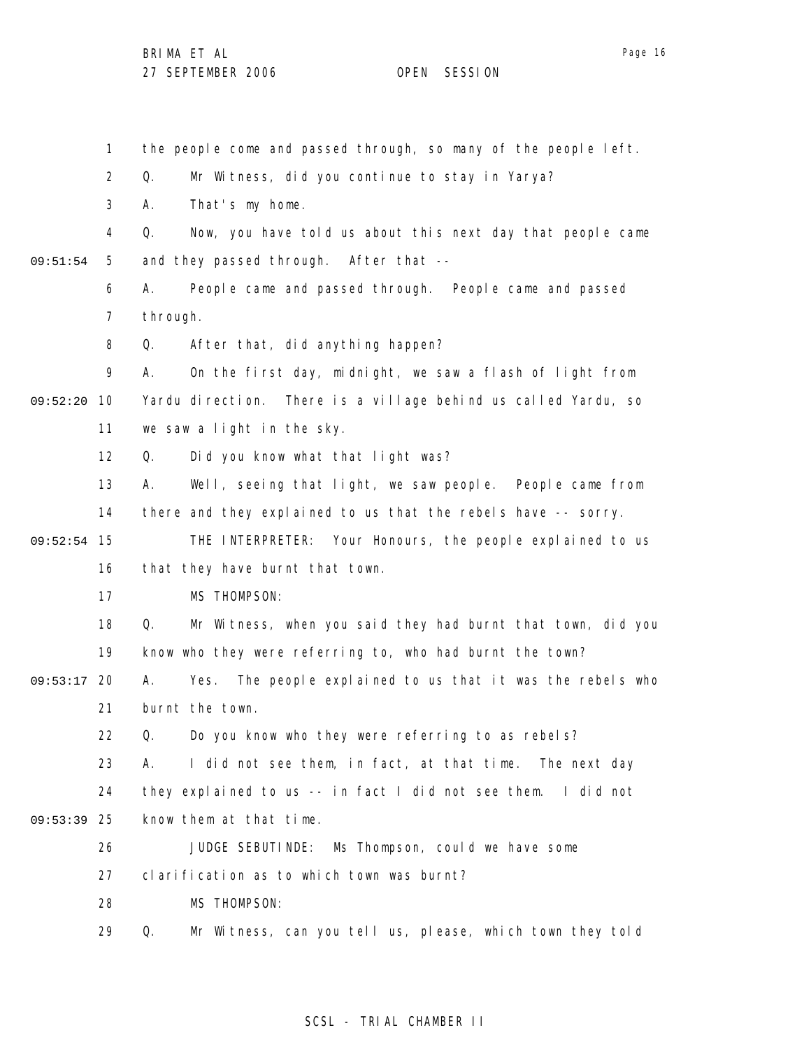1 the people come and passed through, so many of the people left.

2 Q. Mr Witness, did you continue to stay in Yarya?

3 A. That's my home.

4 Q. Now, you have told us about this next day that people came

09:51:54 5 and they passed through. After that --

6 A. People came and passed through. People came and passed

7 through.

8 Q. After that, did anything happen?

9 A. On the first day, midnight, we saw a flash of light from

09:52:20 10 Yardu direction. There is a village behind us called Yardu, so

11 we saw a light in the sky.

12 Q. Did you know what that light was?

13 A. Well, seeing that light, we saw people. People came from

14 there and they explained to us that the rebels have -- sorry.

09:52:54 15 THE INTERPRETER: Your Honours, the people explained to us

16 that they have burnt that town.

17 MS THOMPSON:

18 Q. Mr Witness, when you said they had burnt that town, did you

19 know who they were referring to, who had burnt the town?

09:53:17 20 A. Yes. The people explained to us that it was the rebels who

21 burnt the town.

22 Q. Do you know who they were referring to as rebels?

23 A. I did not see them, in fact, at that time. The next day

24 they explained to us -- in fact I did not see them. I did not

09:53:39 25 know them at that time.

26 JUDGE SEBUTINDE: Ms Thompson, could we have some

27 clarification as to which town was burnt?

28 MS THOMPSON:

29 Q. Mr Witness, can you tell us, please, which town they told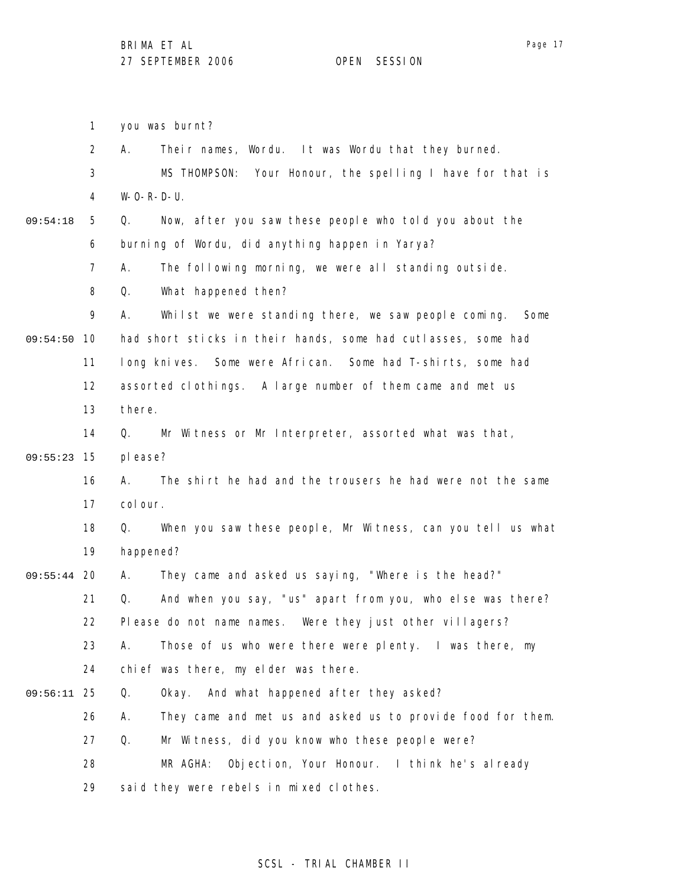1 you was burnt?

2 A. Their names, Wordu. It was Wordu that they burned.

3 MS THOMPSON: Your Honour, the spelling I have for that is

4 W-O-R-D-U.

09:54:18 5 Q. Now, after you saw these people who told you about the

6 burning of Wordu, did anything happen in Yarya?

7 A. The following morning, we were all standing outside.

8 Q. What happened then?

9 A. Whilst we were standing there, we saw people coming. Some

09:54:50 10 had short sticks in their hands, some had cutlasses, some had

11 long knives. Some were African. Some had T-shirts, some had

12 assorted clothings. A large number of them came and met us

13 there.

14 Q. Mr Witness or Mr Interpreter, assorted what was that,

09:55:23 15 please?

16 A. The shirt he had and the trousers he had were not the same

17 colour.

18 Q. When you saw these people, Mr Witness, can you tell us what

19 happened?

09:55:44 20 A. They came and asked us saying, "Where is the head?"

21 Q. And when you say, "us" apart from you, who else was there?

22 Please do not name names. Were they just other villagers?

23 A. Those of us who were there were plenty. I was there, my

24 chief was there, my elder was there.

09:56:11 25 Q. Okay. And what happened after they asked?

26 A. They came and met us and asked us to provide food for them.

27 Q. Mr Witness, did you know who these people were?

28 MR AGHA: Objection, Your Honour. I think he's already

29 said they were rebels in mixed clothes.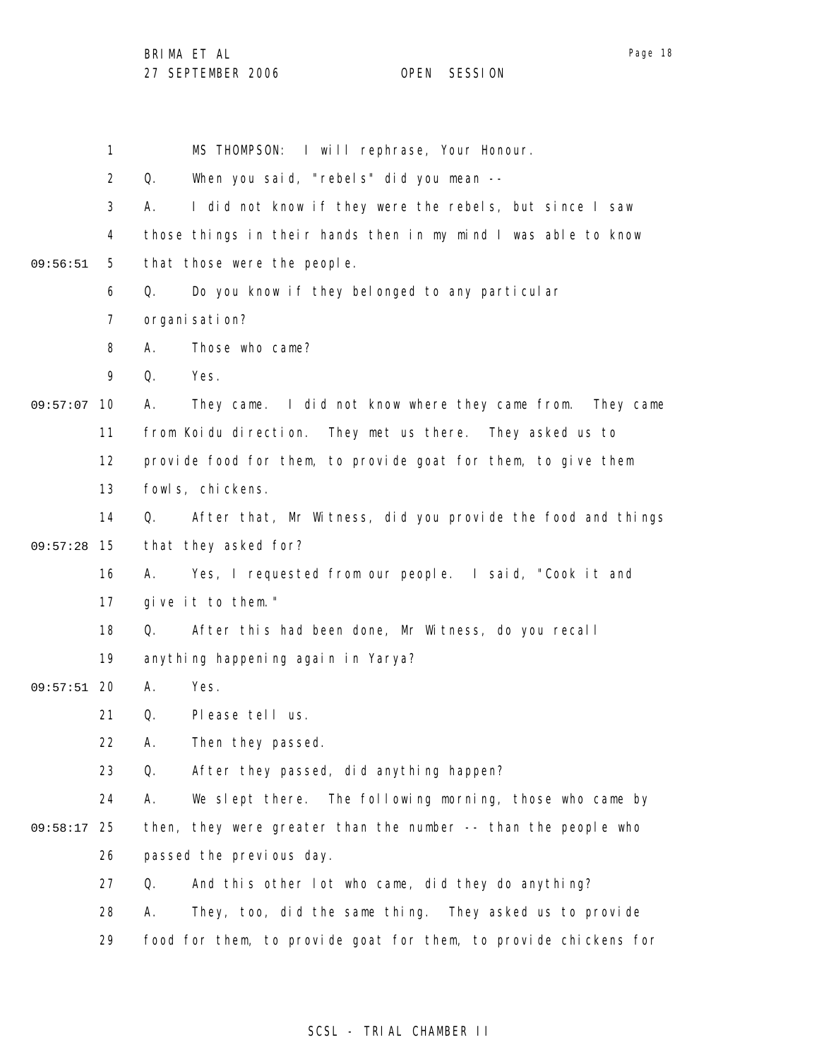MS THOMPSON: I will rephrase, Your Honour.

Q. When you said, "rebels" did you mean --

A. I did not know if they were the rebels, but since I saw those things in their hands then in my mind I was able to know that those were the people.

Q. Do you know if they belonged to any particular organisation?

A. Those who came?

Q. Yes.

A. They came. I did not know where they came from. They came from Koidu direction. They met us there. They asked us to provide food for them, to provide goat for them, to give them fowls, chickens.

Q. After that, Mr Witness, did you provide the food and things that they asked for?

A. Yes, I requested from our people. I said, "Cook it and give it to them."

Q. After this had been done, Mr Witness, do you recall anything happening again in Yarya?

A. Yes.

Q. Please tell us.

A. Then they passed.

Q. After they passed, did anything happen?

A. We slept there. The following morning, those who came by then, they were greater than the number -- than the people who passed the previous day.

Q. And this other lot who came, did they do anything?

A. They, too, did the same thing. They asked us to provide food for them, to provide goat for them, to provide chickens for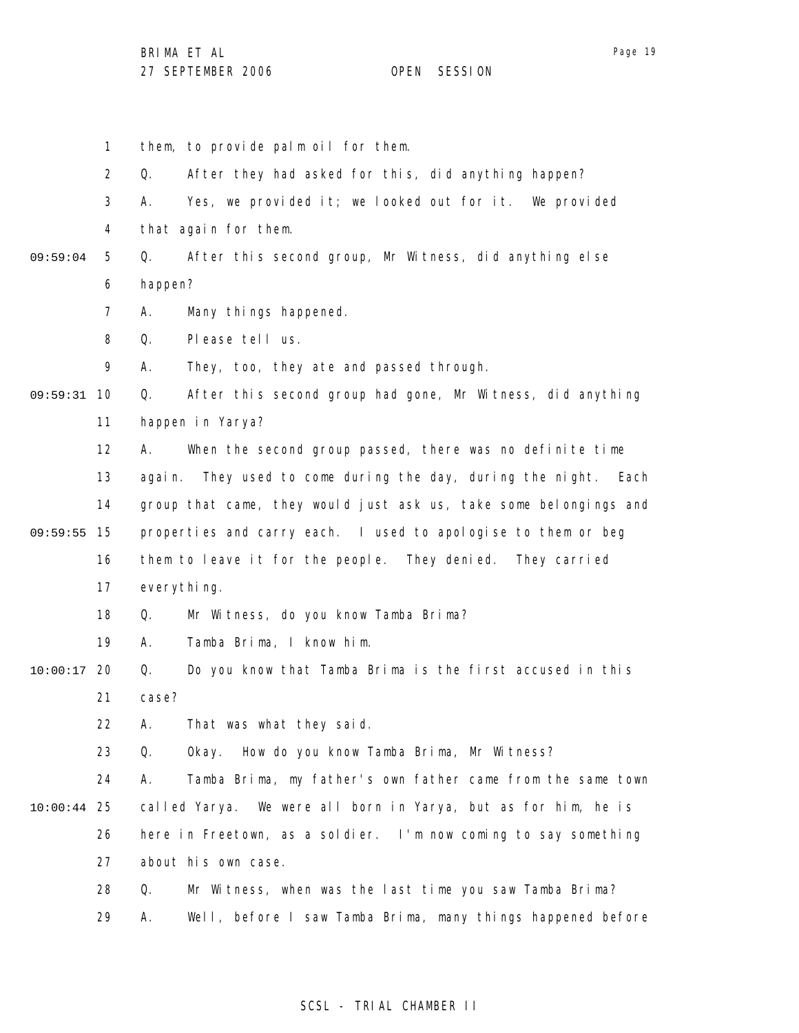1 them, to provide palm oil for them.

2 Q. After they had asked for this, did anything happen?

3 A. Yes, we provided it; we looked out for it. We provided

4 that again for them.

09:59:04 5 Q. After this second group, Mr Witness, did anything else

6 happen?

7 A. Many things happened.

8 Q. Please tell us.

9 A. They, too, they ate and passed through.

09:59:31 10 Q. After this second group had gone, Mr Witness, did anything

11 happen in Yarya?

12 A. When the second group passed, there was no definite time

13 again. They used to come during the day, during the night. Each

14 group that came, they would just ask us, take some belongings and

09:59:55 15 properties and carry each. I used to apologise to them or beg

16 them to leave it for the people. They denied. They carried

17 everything.

18 Q. Mr Witness, do you know Tamba Brima?

19 A. Tamba Brima, I know him.

10:00:17 20 Q. Do you know that Tamba Brima is the first accused in this

21 case?

22 A. That was what they said.

23 Q. Okay. How do you know Tamba Brima, Mr Witness?

24 A. Tamba Brima, my father's own father came from the same town

10:00:44 25 called Yarya. We were all born in Yarya, but as for him, he is

26 here in Freetown, as a soldier. I'm now coming to say something

27 about his own case.

28 Q. Mr Witness, when was the last time you saw Tamba Brima?

29 A. Well, before I saw Tamba Brima, many things happened before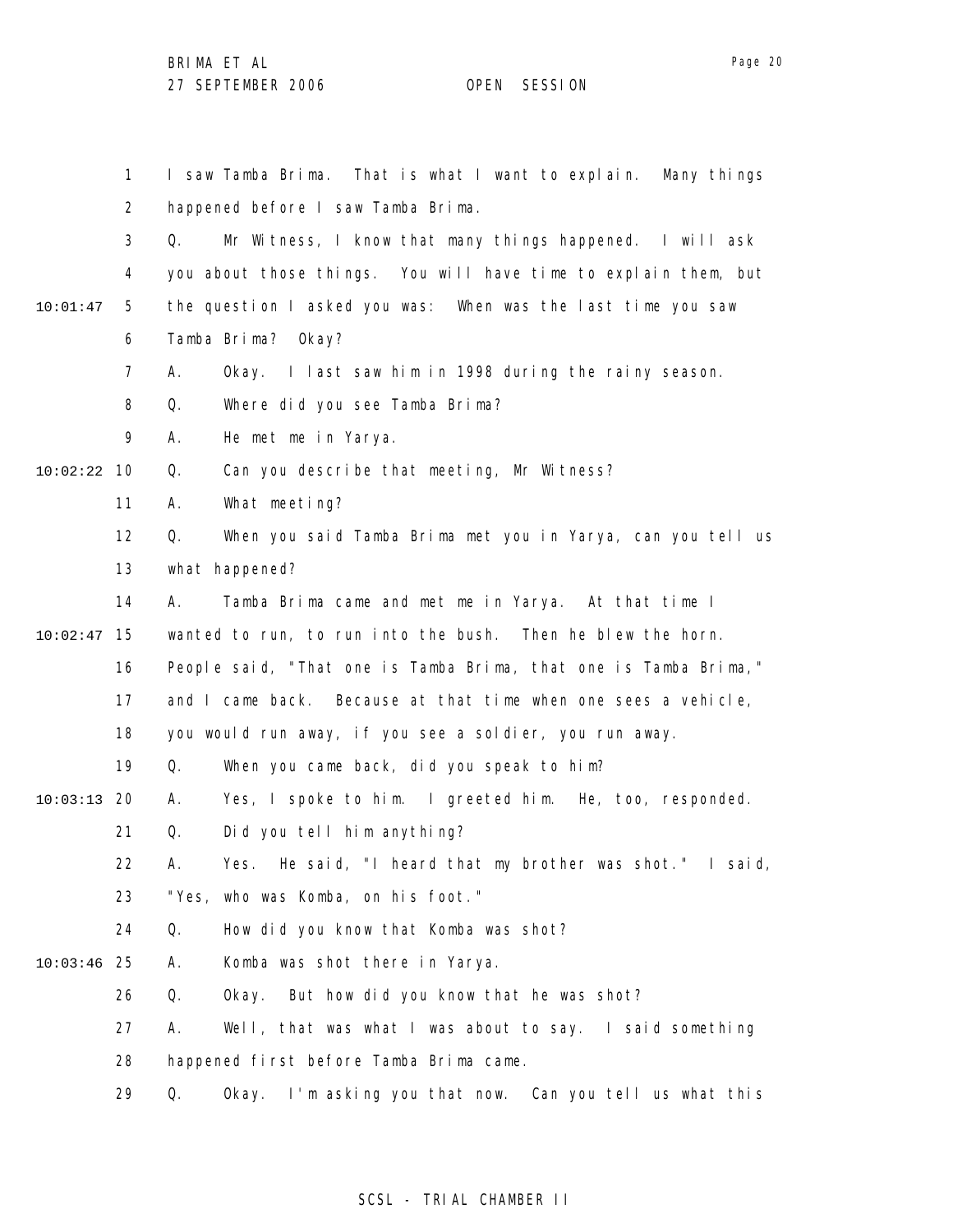I saw Tamba Brima. That is what I want to explain. Many things happened before I saw Tamba Brima.

Q. Mr Witness, I know that many things happened. I will ask you about those things. You will have time to explain them, but the question I asked you was: When was the last time you saw Tamba Brima? Okay?

A. Okay. I last saw him in 1998 during the rainy season.

Q. Where did you see Tamba Brima?

A. He met me in Yarya.

Q. Can you describe that meeting, Mr Witness?

A. What meeting?

Q. When you said Tamba Brima met you in Yarya, can you tell us what happened?

A. Tamba Brima came and met me in Yarya. At that time I wanted to run, to run into the bush. Then he blew the horn. People said, "That one is Tamba Brima, that one is Tamba Brima," and I came back. Because at that time when one sees a vehicle, you would run away, if you see a soldier, you run away.

Q. When you came back, did you speak to him?

A. Yes, I spoke to him. I greeted him. He, too, responded.

Q. Did you tell him anything?

A. Yes. He said, "I heard that my brother was shot." I said, "Yes, who was Komba, on his foot."

Q. How did you know that Komba was shot?

A. Komba was shot there in Yarya.

Q. Okay. But how did you know that he was shot?

A. Well, that was what I was about to say. I said something happened first before Tamba Brima came.

Q. Okay. I'm asking you that now. Can you tell us what this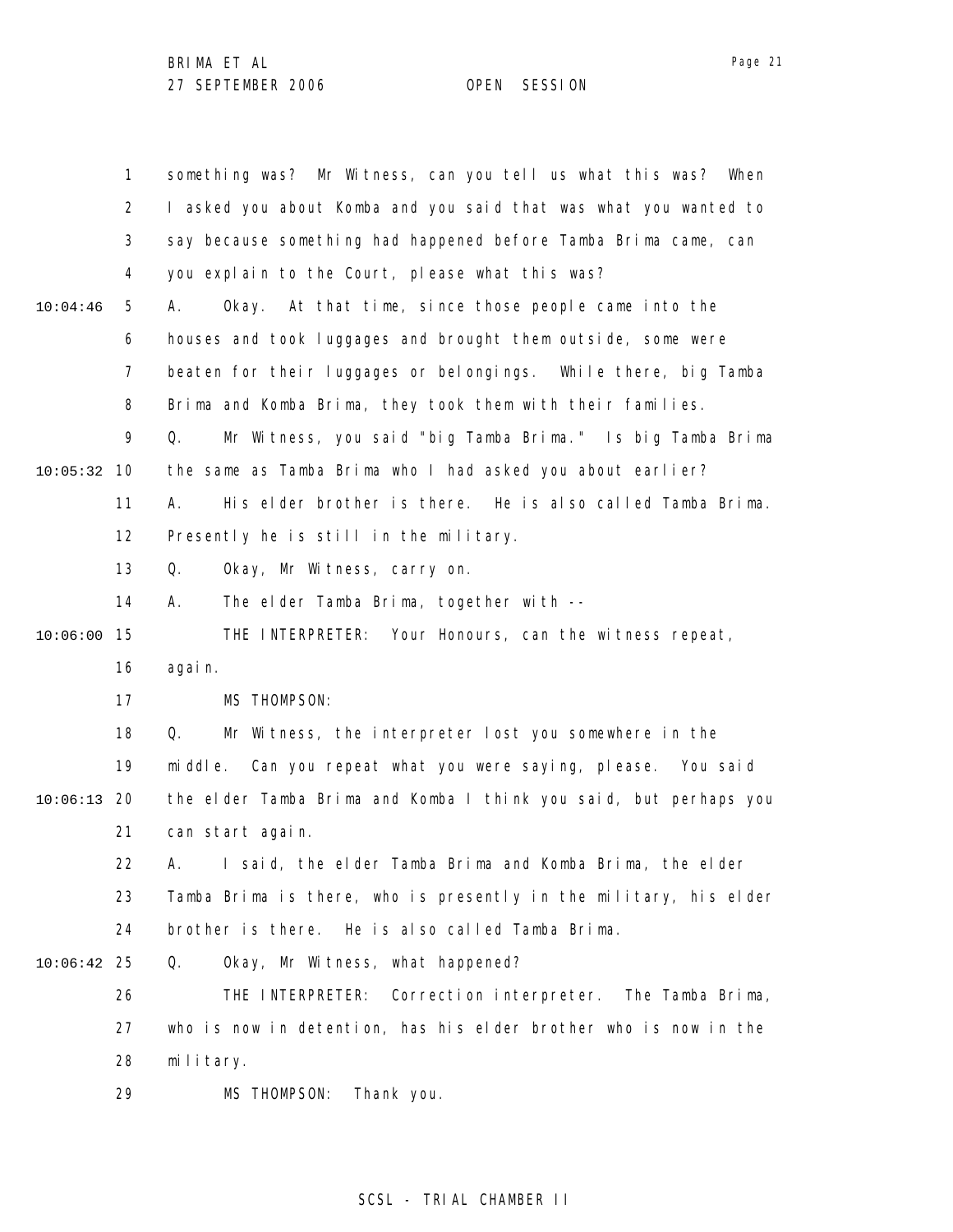1 something was? Mr Witness, can you tell us what this was? When
2 I asked you about Komba and you said that was what you wanted to
3 say because something had happened before Tamba Brima came, can
4 you explain to the Court, please what this was?

10:04:46 5 A. Okay. At that time, since those people came into the
6 houses and took luggages and brought them outside, some were
7 beaten for their luggages or belongings. While there, big Tamba
8 Brima and Komba Brima, they took them with their families.
9 Q. Mr Witness, you said "big Tamba Brima." Is big Tamba Brima

10:05:32 10 the same as Tamba Brima who I had asked you about earlier?
11 A. His elder brother is there. He is also called Tamba Brima.
12 Presently he is still in the military.
13 Q. Okay, Mr Witness, carry on.
14 A. The elder Tamba Brima, together with --

10:06:00 15 THE INTERPRETER: Your Honours, can the witness repeat,
16 again.
17 MS THOMPSON:
18 Q. Mr Witness, the interpreter lost you somewhere in the
19 middle. Can you repeat what you were saying, please. You said

10:06:13 20 the elder Tamba Brima and Komba I think you said, but perhaps you
21 can start again.
22 A. I said, the elder Tamba Brima and Komba Brima, the elder
23 Tamba Brima is there, who is presently in the military, his elder
24 brother is there. He is also called Tamba Brima.

10:06:42 25 Q. Okay, Mr Witness, what happened?
26 THE INTERPRETER: Correction interpreter. The Tamba Brima,
27 who is now in detention, has his elder brother who is now in the
28 military.
29 MS THOMPSON: Thank you.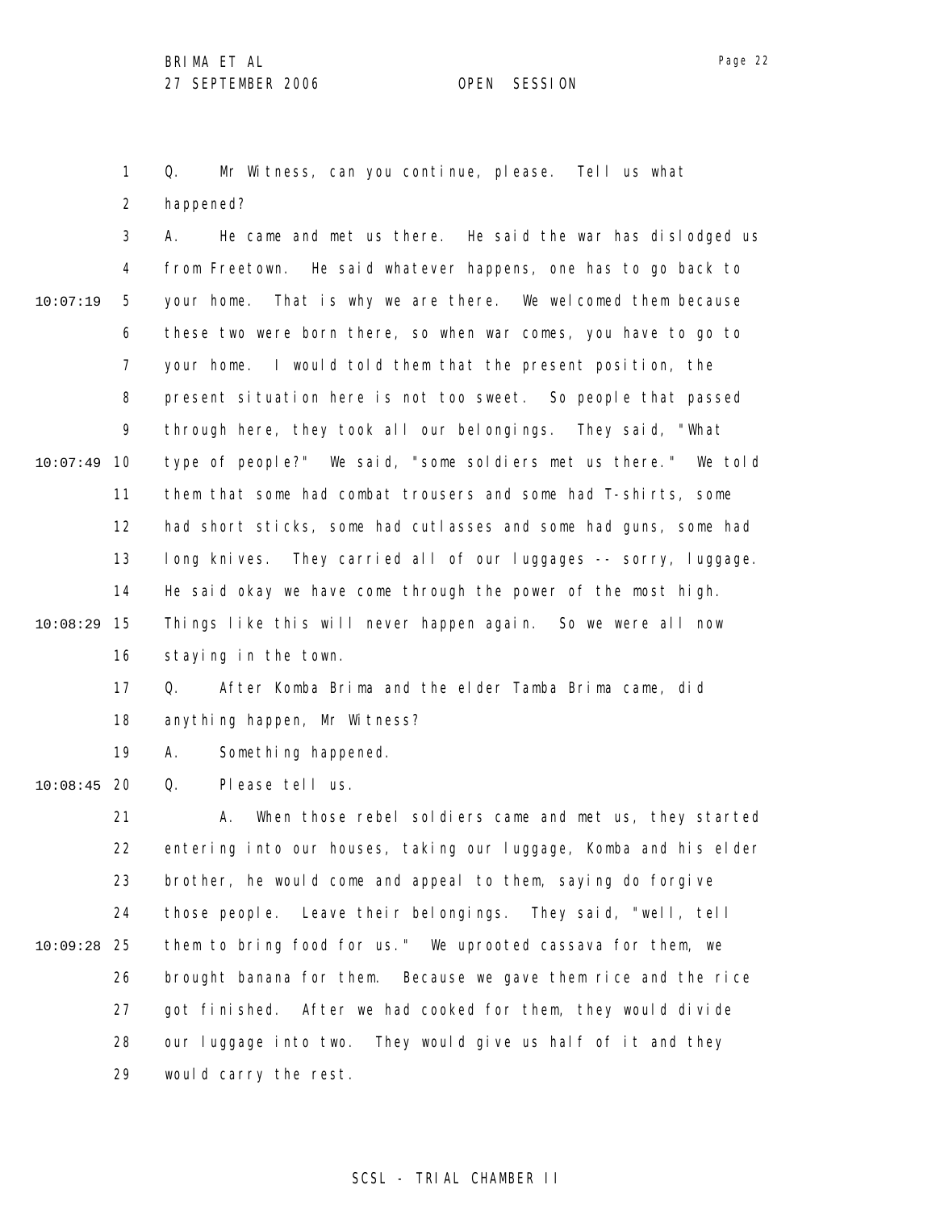Q. Mr Witness, can you continue, please. Tell us what happened?

A. He came and met us there. He said the war has dislodged us from Freetown. He said whatever happens, one has to go back to your home. That is why we are there. We welcomed them because these two were born there, so when war comes, you have to go to your home. I would told them that the present position, the present situation here is not too sweet. So people that passed through here, they took all our belongings. They said, "What type of people?" We said, "some soldiers met us there." We told them that some had combat trousers and some had T-shirts, some had short sticks, some had cutlasses and some had guns, some had long knives. They carried all of our luggages -- sorry, luggage. He said okay we have come through the power of the most high. Things like this will never happen again. So we were all now staying in the town.

Q. After Komba Brima and the elder Tamba Brima came, did anything happen, Mr Witness?

A. Something happened.

Q. Please tell us.

A. When those rebel soldiers came and met us, they started entering into our houses, taking our luggage, Komba and his elder brother, he would come and appeal to them, saying do forgive those people. Leave their belongings. They said, "well, tell them to bring food for us." We uprooted cassava for them, we brought banana for them. Because we gave them rice and the rice got finished. After we had cooked for them, they would divide our luggage into two. They would give us half of it and they would carry the rest.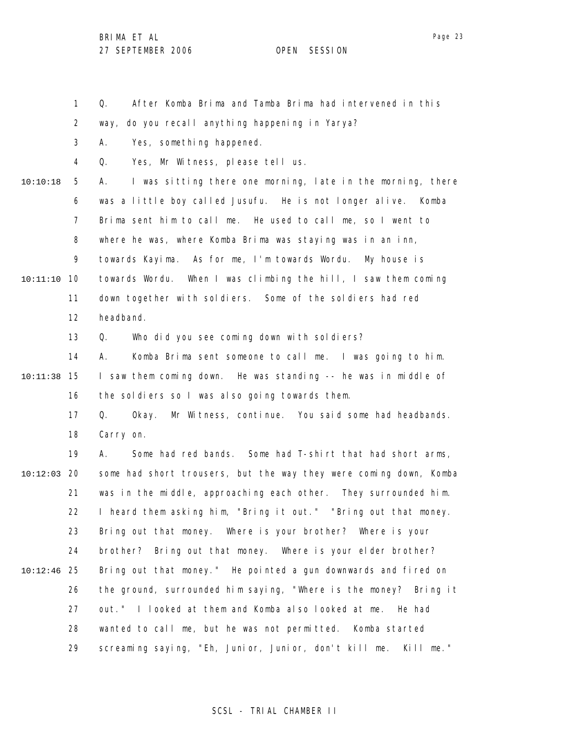Q. After Komba Brima and Tamba Brima had intervened in this way, do you recall anything happening in Yarya?

A. Yes, something happened.

Q. Yes, Mr Witness, please tell us.

A. I was sitting there one morning, late in the morning, there was a little boy called Jusufu. He is not longer alive. Komba Brima sent him to call me. He used to call me, so I went to where he was, where Komba Brima was staying was in an inn, towards Kayima. As for me, I'm towards Wordu. My house is towards Wordu. When I was climbing the hill, I saw them coming down together with soldiers. Some of the soldiers had red headband.

Q. Who did you see coming down with soldiers?

A. Komba Brima sent someone to call me. I was going to him. I saw them coming down. He was standing -- he was in middle of the soldiers so I was also going towards them.

Q. Okay. Mr Witness, continue. You said some had headbands. Carry on.

A. Some had red bands. Some had T-shirt that had short arms, some had short trousers, but the way they were coming down, Komba was in the middle, approaching each other. They surrounded him. I heard them asking him, "Bring it out." "Bring out that money. Bring out that money. Where is your brother? Where is your brother? Bring out that money. Where is your elder brother? Bring out that money." He pointed a gun downwards and fired on the ground, surrounded him saying, "Where is the money? Bring it out." I looked at them and Komba also looked at me. He had wanted to call me, but he was not permitted. Komba started screaming saying, "Eh, Junior, Junior, don't kill me. Kill me."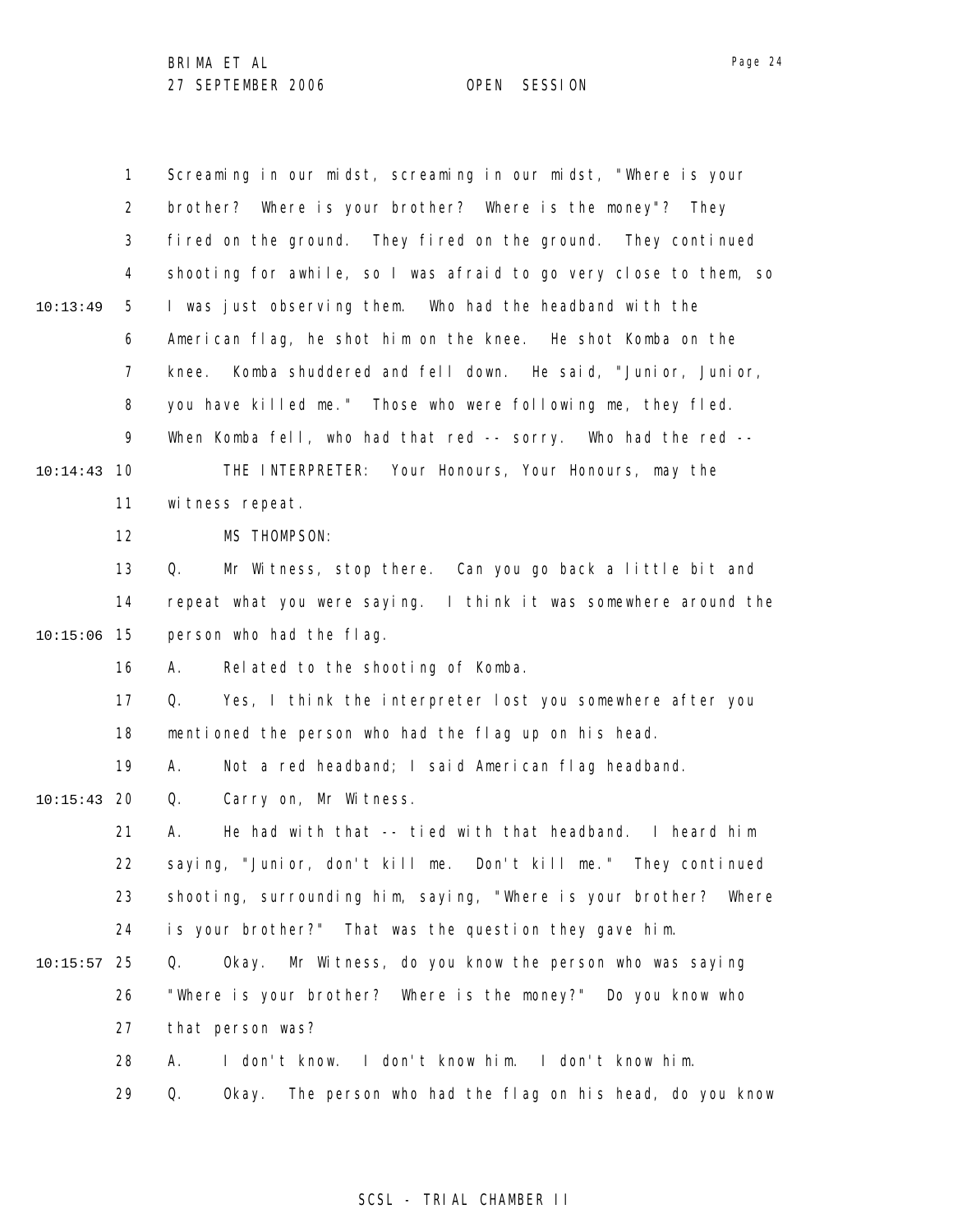Screaming in our midst, screaming in our midst, "Where is your brother? Where is your brother? Where is the money"? They fired on the ground. They fired on the ground. They continued shooting for awhile, so I was afraid to go very close to them, so I was just observing them. Who had the headband with the American flag, he shot him on the knee. He shot Komba on the knee. Komba shuddered and fell down. He said, "Junior, Junior, you have killed me." Those who were following me, they fled. When Komba fell, who had that red -- sorry. Who had the red --

THE INTERPRETER: Your Honours, Your Honours, may the witness repeat.

MS THOMPSON:

Q. Mr Witness, stop there. Can you go back a little bit and repeat what you were saying. I think it was somewhere around the person who had the flag.

A. Related to the shooting of Komba.

Q. Yes, I think the interpreter lost you somewhere after you mentioned the person who had the flag up on his head.

A. Not a red headband; I said American flag headband.

Q. Carry on, Mr Witness.

A. He had with that -- tied with that headband. I heard him saying, "Junior, don't kill me. Don't kill me." They continued shooting, surrounding him, saying, "Where is your brother? Where is your brother?" That was the question they gave him.

Q. Okay. Mr Witness, do you know the person who was saying "Where is your brother? Where is the money?" Do you know who that person was?

A. I don't know. I don't know him. I don't know him.

Q. Okay. The person who had the flag on his head, do you know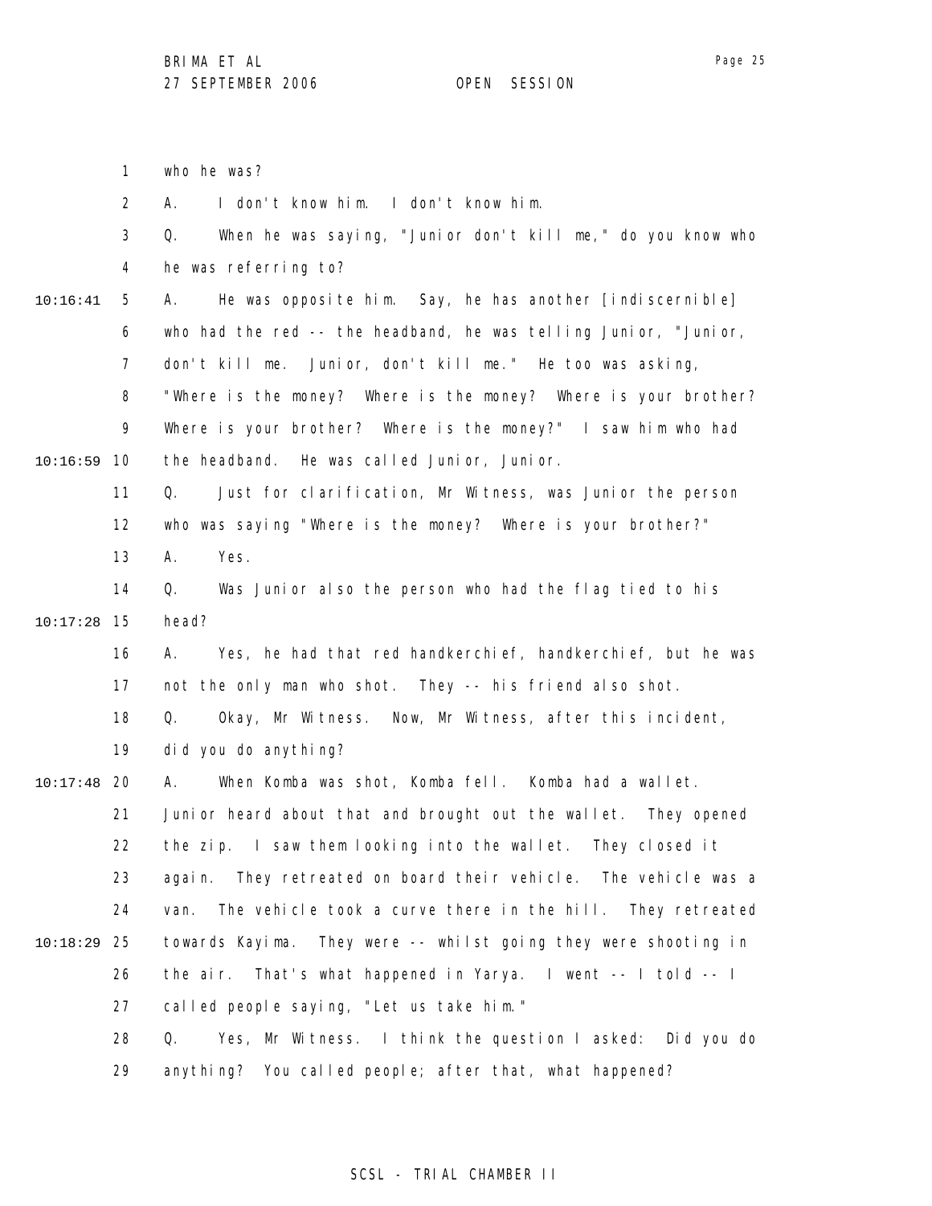who he was?

A. I don't know him. I don't know him.

Q. When he was saying, "Junior don't kill me," do you know who he was referring to?

A. He was opposite him. Say, he has another [indiscernible] who had the red -- the headband, he was telling Junior, "Junior, don't kill me. Junior, don't kill me." He too was asking, "Where is the money? Where is the money? Where is your brother? Where is your brother? Where is the money?" I saw him who had the headband. He was called Junior, Junior.

Q. Just for clarification, Mr Witness, was Junior the person who was saying "Where is the money? Where is your brother?"

A. Yes.

Q. Was Junior also the person who had the flag tied to his head?

A. Yes, he had that red handkerchief, handkerchief, but he was not the only man who shot. They -- his friend also shot.

Q. Okay, Mr Witness. Now, Mr Witness, after this incident, did you do anything?

A. When Komba was shot, Komba fell. Komba had a wallet. Junior heard about that and brought out the wallet. They opened the zip. I saw them looking into the wallet. They closed it again. They retreated on board their vehicle. The vehicle was a van. The vehicle took a curve there in the hill. They retreated towards Kayima. They were -- whilst going they were shooting in the air. That's what happened in Yarya. I went -- I told -- I called people saying, "Let us take him."

Q. Yes, Mr Witness. I think the question I asked: Did you do anything? You called people; after that, what happened?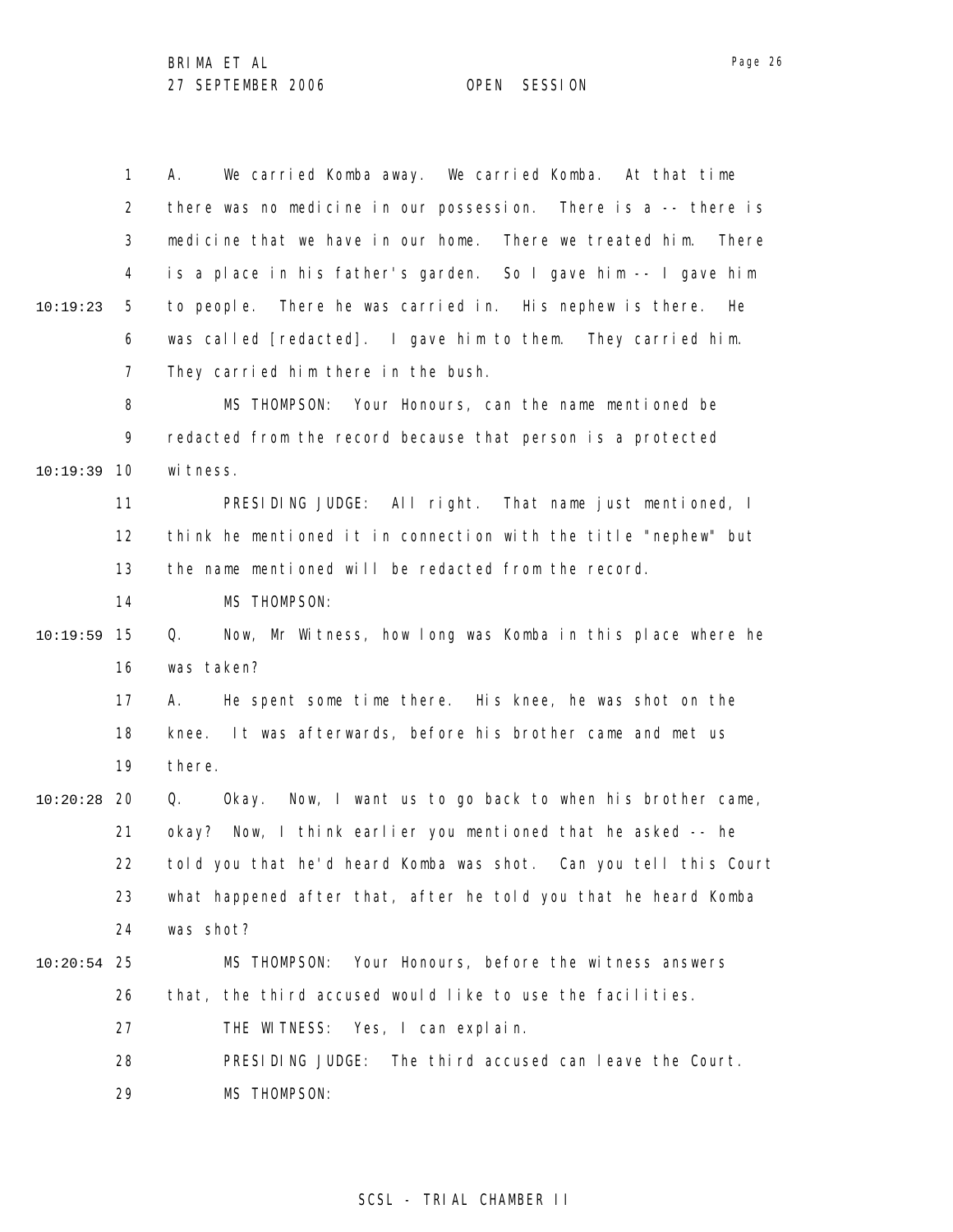A. We carried Komba away. We carried Komba. At that time there was no medicine in our possession. There is a -- there is medicine that we have in our home. There we treated him. There is a place in his father's garden. So I gave him -- I gave him to people. There he was carried in. His nephew is there. He was called [redacted]. I gave him to them. They carried him. They carried him there in the bush.

MS THOMPSON: Your Honours, can the name mentioned be redacted from the record because that person is a protected witness.

PRESIDING JUDGE: All right. That name just mentioned, I think he mentioned it in connection with the title "nephew" but the name mentioned will be redacted from the record.

MS THOMPSON:

Q. Now, Mr Witness, how long was Komba in this place where he was taken?

A. He spent some time there. His knee, he was shot on the knee. It was afterwards, before his brother came and met us there.

Q. Okay. Now, I want us to go back to when his brother came, okay? Now, I think earlier you mentioned that he asked -- he told you that he'd heard Komba was shot. Can you tell this Court what happened after that, after he told you that he heard Komba was shot?

MS THOMPSON: Your Honours, before the witness answers that, the third accused would like to use the facilities.

THE WITNESS: Yes, I can explain.

PRESIDING JUDGE: The third accused can leave the Court.

MS THOMPSON: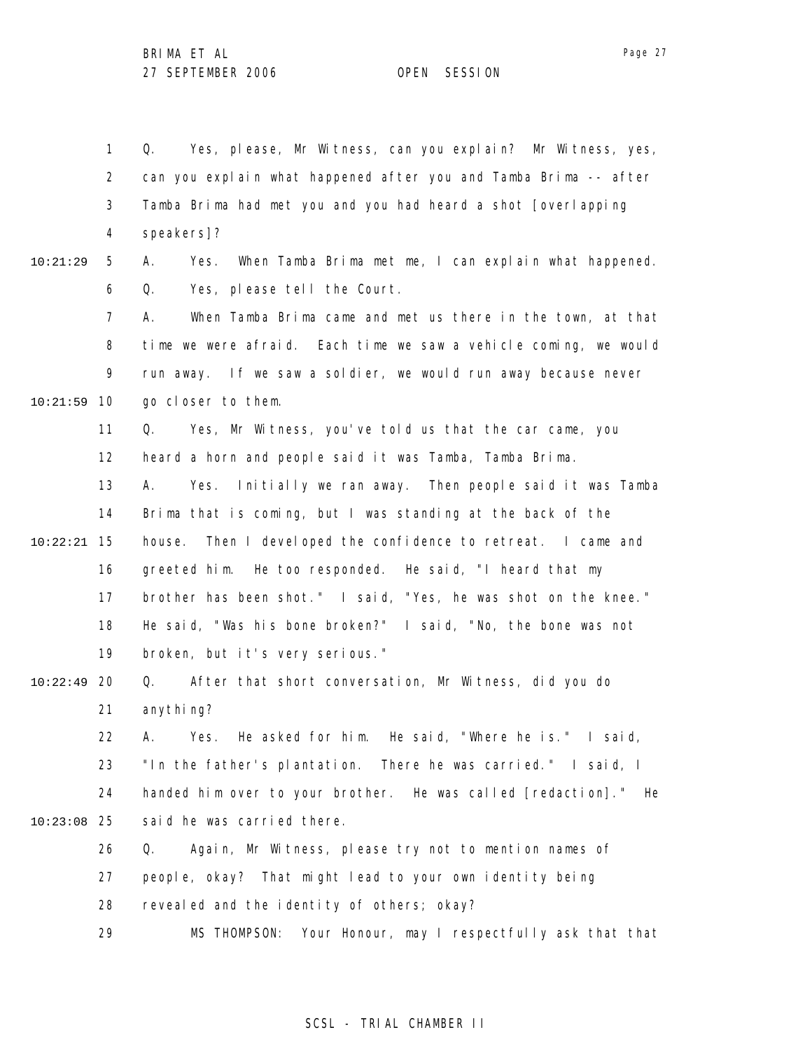1 Q. Yes, please, Mr Witness, can you explain? Mr Witness, yes,
2 can you explain what happened after you and Tamba Brima -- after
3 Tamba Brima had met you and you had heard a shot [overlapping
4 speakers]?

10:21:29 5 A. Yes. When Tamba Brima met me, I can explain what happened.
6 Q. Yes, please tell the Court.
7 A. When Tamba Brima came and met us there in the town, at that
8 time we were afraid. Each time we saw a vehicle coming, we would
9 run away. If we saw a soldier, we would run away because never

10:21:59 10 go closer to them.
11 Q. Yes, Mr Witness, you've told us that the car came, you
12 heard a horn and people said it was Tamba, Tamba Brima.
13 A. Yes. Initially we ran away. Then people said it was Tamba
14 Brima that is coming, but I was standing at the back of the

10:22:21 15 house. Then I developed the confidence to retreat. I came and
16 greeted him. He too responded. He said, "I heard that my
17 brother has been shot." I said, "Yes, he was shot on the knee."
18 He said, "Was his bone broken?" I said, "No, the bone was not
19 broken, but it's very serious."

10:22:49 20 Q. After that short conversation, Mr Witness, did you do
21 anything?
22 A. Yes. He asked for him. He said, "Where he is." I said,
23 "In the father's plantation. There he was carried." I said, I
24 handed him over to your brother. He was called [redaction]." He

10:23:08 25 said he was carried there.
26 Q. Again, Mr Witness, please try not to mention names of
27 people, okay? That might lead to your own identity being
28 revealed and the identity of others; okay?
29 MS THOMPSON: Your Honour, may I respectfully ask that that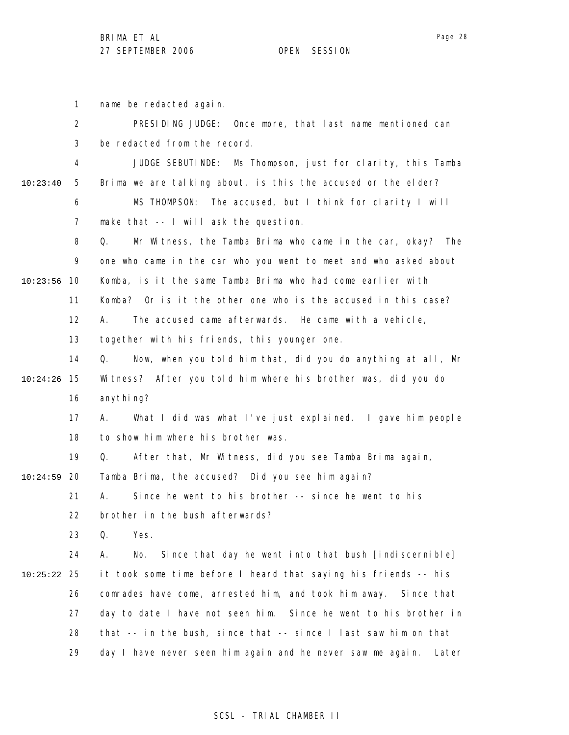name be redacted again.

PRESIDING JUDGE: Once more, that last name mentioned can be redacted from the record.

JUDGE SEBUTINDE: Ms Thompson, just for clarity, this Tamba Brima we are talking about, is this the accused or the elder?

MS THOMPSON: The accused, but I think for clarity I will make that -- I will ask the question.

Q. Mr Witness, the Tamba Brima who came in the car, okay? The one who came in the car who you went to meet and who asked about Komba, is it the same Tamba Brima who had come earlier with Komba? Or is it the other one who is the accused in this case?

A. The accused came afterwards. He came with a vehicle, together with his friends, this younger one.

Q. Now, when you told him that, did you do anything at all, Mr Witness? After you told him where his brother was, did you do anything?

A. What I did was what I've just explained. I gave him people to show him where his brother was.

Q. After that, Mr Witness, did you see Tamba Brima again, Tamba Brima, the accused? Did you see him again?

A. Since he went to his brother -- since he went to his brother in the bush afterwards?

Q. Yes.

A. No. Since that day he went into that bush [indiscernible] it took some time before I heard that saying his friends -- his comrades have come, arrested him, and took him away. Since that day to date I have not seen him. Since he went to his brother in that -- in the bush, since that -- since I last saw him on that day I have never seen him again and he never saw me again. Later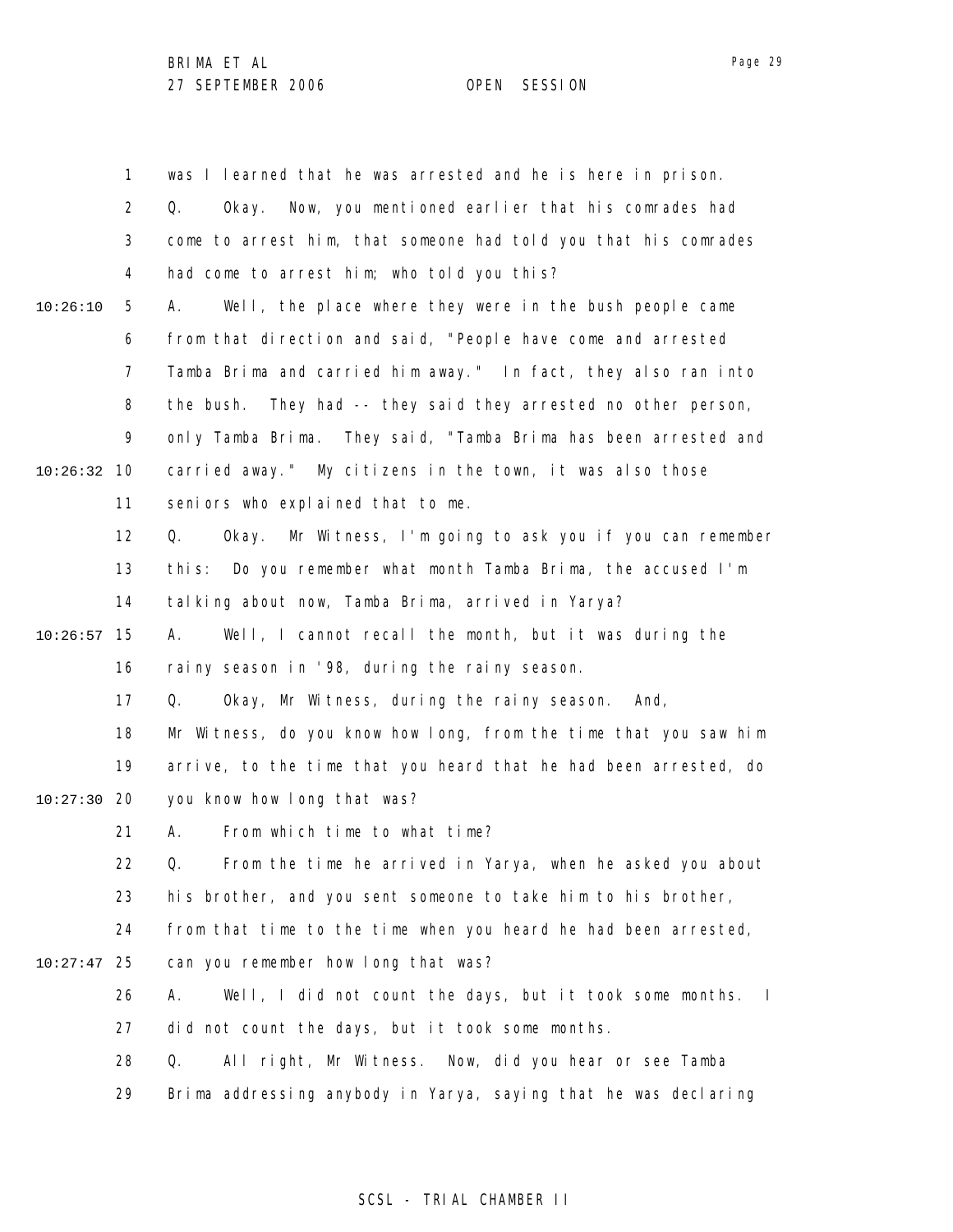1 was I learned that he was arrested and he is here in prison.

2 Q. Okay. Now, you mentioned earlier that his comrades had

3 come to arrest him, that someone had told you that his comrades

4 had come to arrest him; who told you this?

10:26:10 5 A. Well, the place where they were in the bush people came

6 from that direction and said, "People have come and arrested

7 Tamba Brima and carried him away." In fact, they also ran into

8 the bush. They had -- they said they arrested no other person,

9 only Tamba Brima. They said, "Tamba Brima has been arrested and

10:26:32 10 carried away." My citizens in the town, it was also those

11 seniors who explained that to me.

12 Q. Okay. Mr Witness, I'm going to ask you if you can remember

13 this: Do you remember what month Tamba Brima, the accused I'm

14 talking about now, Tamba Brima, arrived in Yarya?

10:26:57 15 A. Well, I cannot recall the month, but it was during the

16 rainy season in '98, during the rainy season.

17 Q. Okay, Mr Witness, during the rainy season. And,

18 Mr Witness, do you know how long, from the time that you saw him

19 arrive, to the time that you heard that he had been arrested, do

10:27:30 20 you know how long that was?

21 A. From which time to what time?

22 Q. From the time he arrived in Yarya, when he asked you about

23 his brother, and you sent someone to take him to his brother,

24 from that time to the time when you heard he had been arrested,

10:27:47 25 can you remember how long that was?

26 A. Well, I did not count the days, but it took some months. I

27 did not count the days, but it took some months.

28 Q. All right, Mr Witness. Now, did you hear or see Tamba

29 Brima addressing anybody in Yarya, saying that he was declaring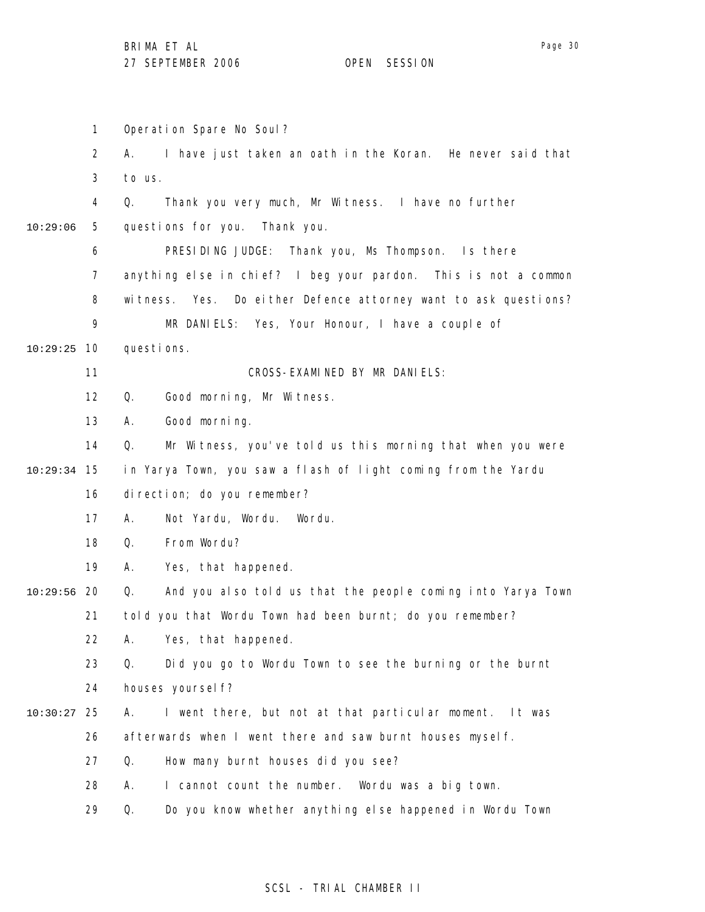Operation Spare No Soul?

A. I have just taken an oath in the Koran. He never said that to us.

Q. Thank you very much, Mr Witness. I have no further questions for you. Thank you.

PRESIDING JUDGE: Thank you, Ms Thompson. Is there anything else in chief? I beg your pardon. This is not a common witness. Yes. Do either Defence attorney want to ask questions?

MR DANIELS: Yes, Your Honour, I have a couple of questions.

CROSS-EXAMINED BY MR DANIELS:

Q. Good morning, Mr Witness.

A. Good morning.

Q. Mr Witness, you've told us this morning that when you were in Yarya Town, you saw a flash of light coming from the Yardu direction; do you remember?

A. Not Yardu, Wordu. Wordu.

Q. From Wordu?

A. Yes, that happened.

Q. And you also told us that the people coming into Yarya Town told you that Wordu Town had been burnt; do you remember?

A. Yes, that happened.

Q. Did you go to Wordu Town to see the burning or the burnt houses yourself?

A. I went there, but not at that particular moment. It was afterwards when I went there and saw burnt houses myself.

Q. How many burnt houses did you see?

A. I cannot count the number. Wordu was a big town.

Q. Do you know whether anything else happened in Wordu Town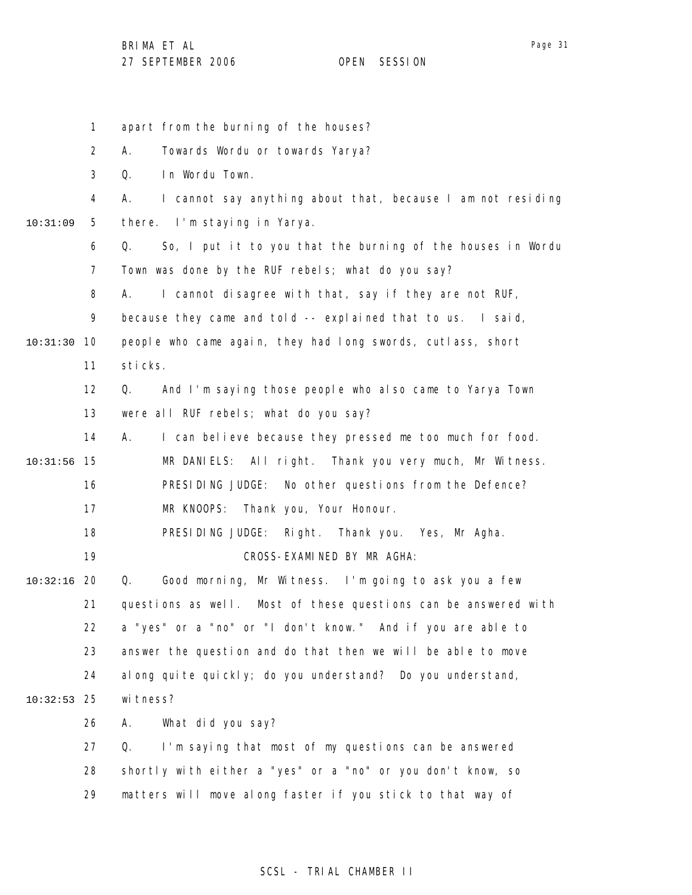apart from the burning of the houses?

A. Towards Wordu or towards Yarya?

Q. In Wordu Town.

A. I cannot say anything about that, because I am not residing there. I'm staying in Yarya.

Q. So, I put it to you that the burning of the houses in Wordu Town was done by the RUF rebels; what do you say?

A. I cannot disagree with that, say if they are not RUF, because they came and told -- explained that to us. I said, people who came again, they had long swords, cutlass, short sticks.

Q. And I'm saying those people who also came to Yarya Town were all RUF rebels; what do you say?

A. I can believe because they pressed me too much for food.

MR DANIELS: All right. Thank you very much, Mr Witness.

PRESIDING JUDGE: No other questions from the Defence?

MR KNOOPS: Thank you, Your Honour.

PRESIDING JUDGE: Right. Thank you. Yes, Mr Agha.

CROSS-EXAMINED BY MR AGHA:

Q. Good morning, Mr Witness. I'm going to ask you a few questions as well. Most of these questions can be answered with a "yes" or a "no" or "I don't know." And if you are able to answer the question and do that then we will be able to move along quite quickly; do you understand? Do you understand, witness?

A. What did you say?

Q. I'm saying that most of my questions can be answered shortly with either a "yes" or a "no" or you don't know, so matters will move along faster if you stick to that way of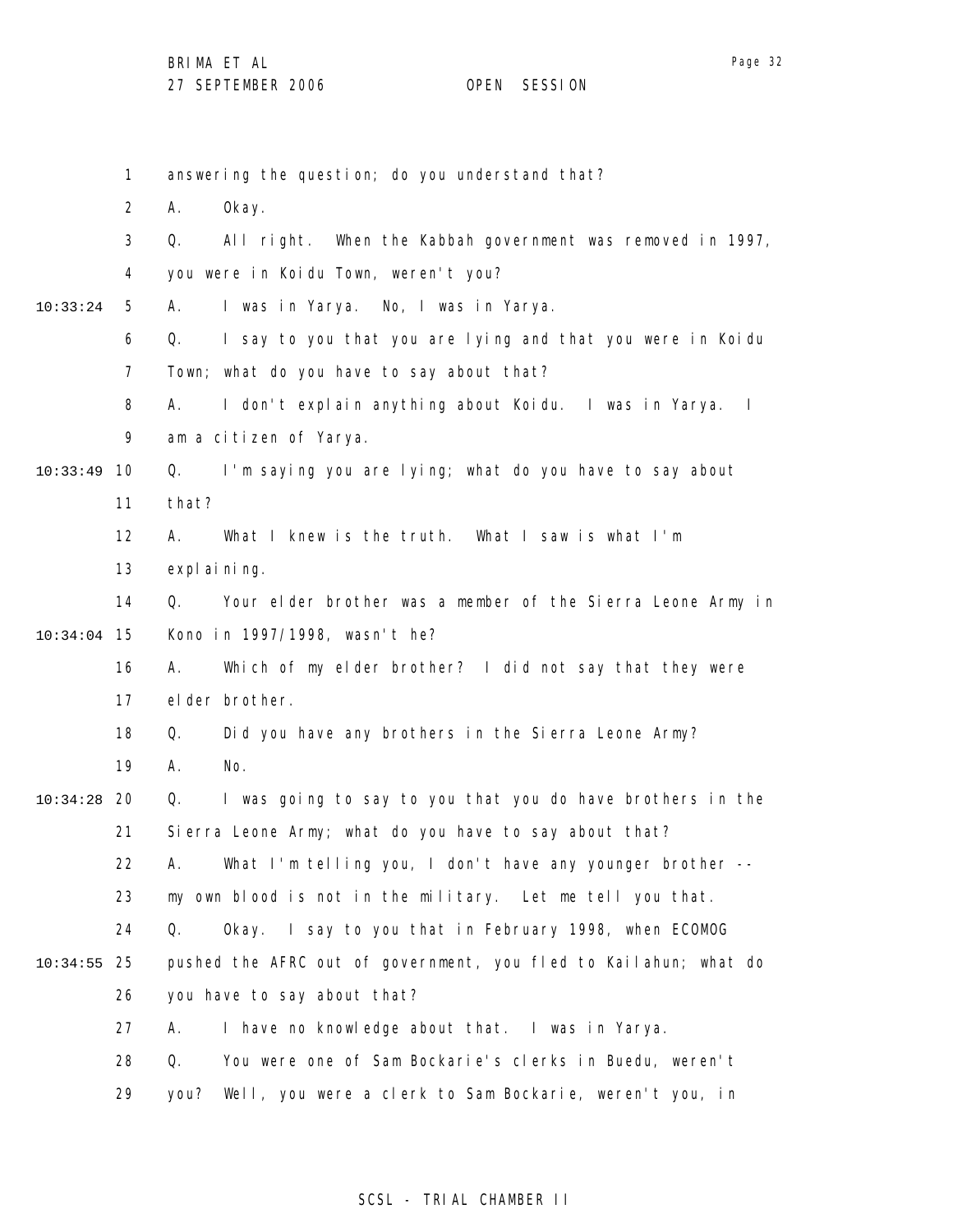1 answering the question; do you understand that?

2 A. Okay.

3 Q. All right. When the Kabbah government was removed in 1997,

4 you were in Koidu Town, weren't you?

10:33:24 5 A. I was in Yarya. No, I was in Yarya.

6 Q. I say to you that you are lying and that you were in Koidu

7 Town; what do you have to say about that?

8 A. I don't explain anything about Koidu. I was in Yarya. I

9 am a citizen of Yarya.

10:33:49 10 Q. I'm saying you are lying; what do you have to say about

11 that?

12 A. What I knew is the truth. What I saw is what I'm

13 explaining.

14 Q. Your elder brother was a member of the Sierra Leone Army in

10:34:04 15 Kono in 1997/1998, wasn't he?

16 A. Which of my elder brother? I did not say that they were

17 elder brother.

18 Q. Did you have any brothers in the Sierra Leone Army?

19 A. No.

10:34:28 20 Q. I was going to say to you that you do have brothers in the

21 Sierra Leone Army; what do you have to say about that?

22 A. What I'm telling you, I don't have any younger brother --

23 my own blood is not in the military. Let me tell you that.

24 Q. Okay. I say to you that in February 1998, when ECOMOG

10:34:55 25 pushed the AFRC out of government, you fled to Kailahun; what do

26 you have to say about that?

27 A. I have no knowledge about that. I was in Yarya.

28 Q. You were one of Sam Bockarie's clerks in Buedu, weren't

29 you? Well, you were a clerk to Sam Bockarie, weren't you, in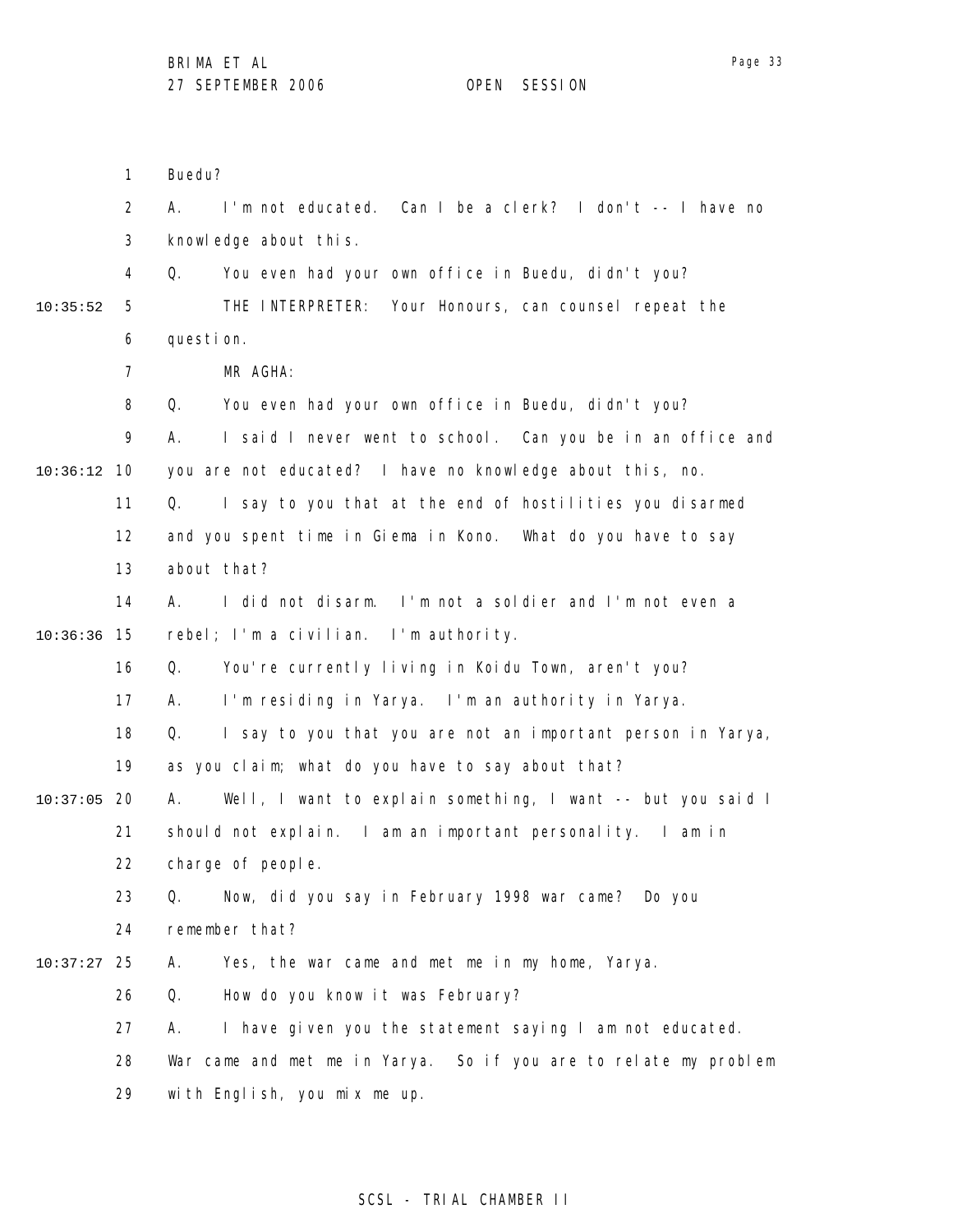Buedu?

A. I'm not educated. Can I be a clerk? I don't -- I have no knowledge about this.

Q. You even had your own office in Buedu, didn't you?

THE INTERPRETER: Your Honours, can counsel repeat the question.

MR AGHA:

Q. You even had your own office in Buedu, didn't you?

A. I said I never went to school. Can you be in an office and you are not educated? I have no knowledge about this, no.

Q. I say to you that at the end of hostilities you disarmed and you spent time in Giema in Kono. What do you have to say about that?

A. I did not disarm. I'm not a soldier and I'm not even a rebel; I'm a civilian. I'm authority.

Q. You're currently living in Koidu Town, aren't you?

A. I'm residing in Yarya. I'm an authority in Yarya.

Q. I say to you that you are not an important person in Yarya, as you claim; what do you have to say about that?

A. Well, I want to explain something, I want -- but you said I should not explain. I am an important personality. I am in charge of people.

Q. Now, did you say in February 1998 war came? Do you remember that?

A. Yes, the war came and met me in my home, Yarya.

Q. How do you know it was February?

A. I have given you the statement saying I am not educated. War came and met me in Yarya. So if you are to relate my problem with English, you mix me up.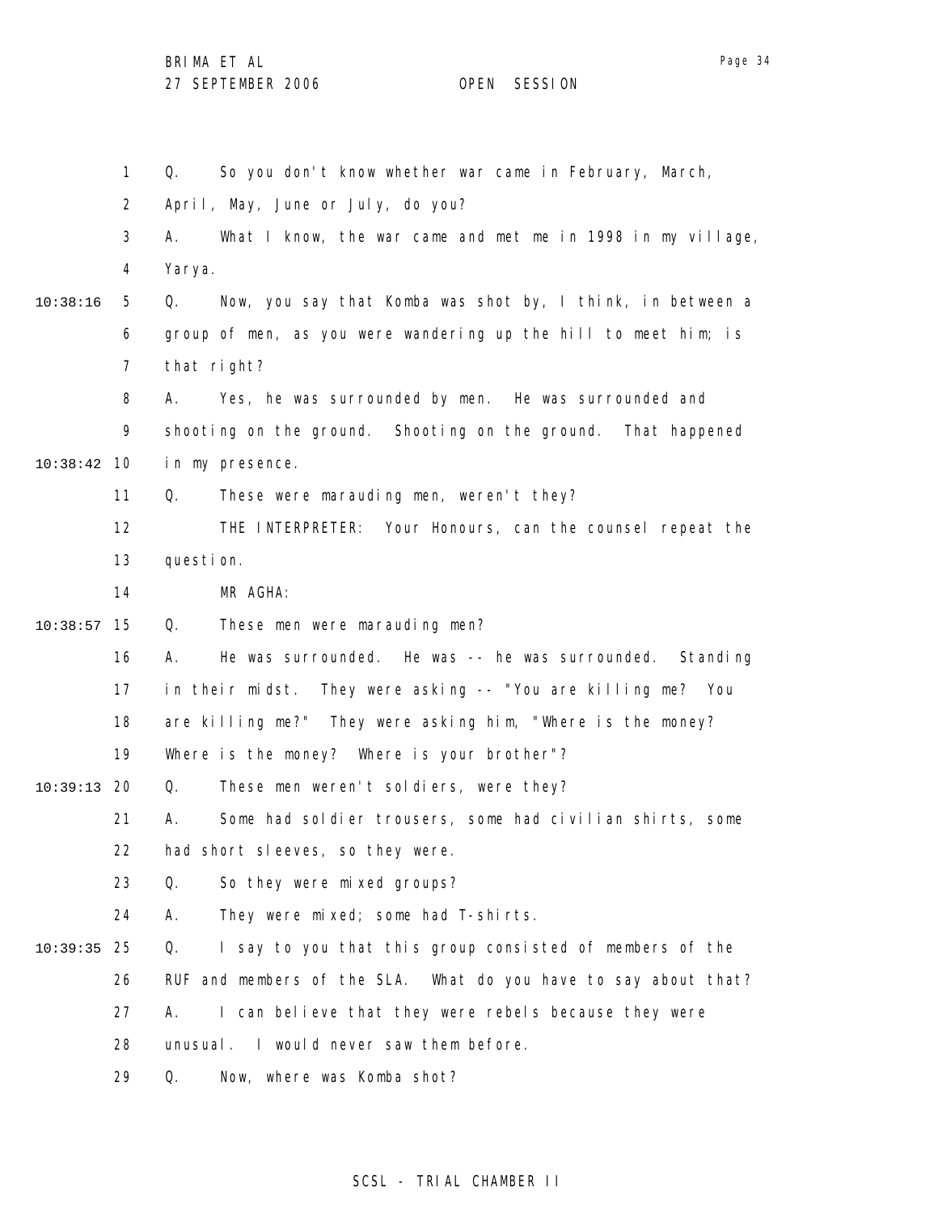1 Q. So you don't know whether war came in February, March,
2 April, May, June or July, do you?
3 A. What I know, the war came and met me in 1998 in my village,
4 Yarya.
10:38:16 5 Q. Now, you say that Komba was shot by, I think, in between a
6 group of men, as you were wandering up the hill to meet him; is
7 that right?
8 A. Yes, he was surrounded by men. He was surrounded and
9 shooting on the ground. Shooting on the ground. That happened
10:38:42 10 in my presence.
11 Q. These were marauding men, weren't they?
12 THE INTERPRETER: Your Honours, can the counsel repeat the
13 question.
14 MR AGHA:
10:38:57 15 Q. These men were marauding men?
16 A. He was surrounded. He was -- he was surrounded. Standing
17 in their midst. They were asking -- "You are killing me? You
18 are killing me?" They were asking him, "Where is the money?
19 Where is the money? Where is your brother"?
10:39:13 20 Q. These men weren't soldiers, were they?
21 A. Some had soldier trousers, some had civilian shirts, some
22 had short sleeves, so they were.
23 Q. So they were mixed groups?
24 A. They were mixed; some had T-shirts.
10:39:35 25 Q. I say to you that this group consisted of members of the
26 RUF and members of the SLA. What do you have to say about that?
27 A. I can believe that they were rebels because they were
28 unusual. I would never saw them before.
29 Q. Now, where was Komba shot?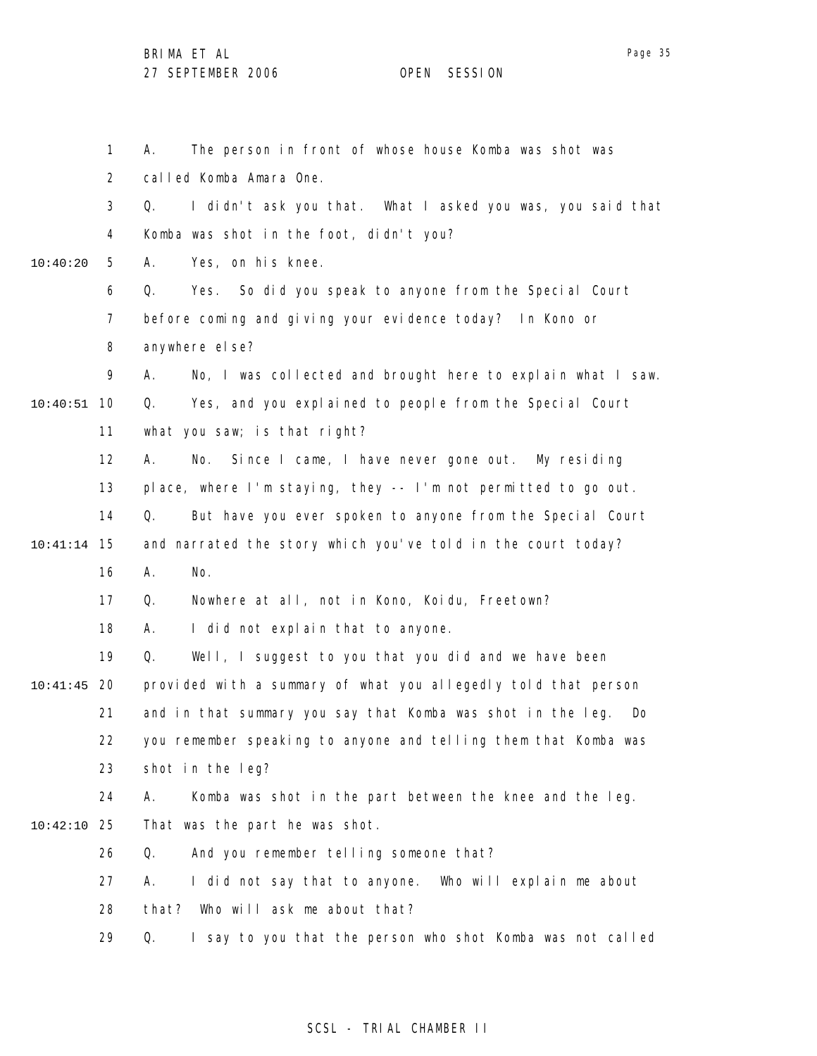1 A. The person in front of whose house Komba was shot was

2 called Komba Amara One.

3 Q. I didn't ask you that. What I asked you was, you said that

4 Komba was shot in the foot, didn't you?

10:40:20 5 A. Yes, on his knee.

6 Q. Yes. So did you speak to anyone from the Special Court

7 before coming and giving your evidence today? In Kono or

8 anywhere else?

9 A. No, I was collected and brought here to explain what I saw.

10:40:51 10 Q. Yes, and you explained to people from the Special Court

11 what you saw; is that right?

12 A. No. Since I came, I have never gone out. My residing

13 place, where I'm staying, they -- I'm not permitted to go out.

14 Q. But have you ever spoken to anyone from the Special Court

10:41:14 15 and narrated the story which you've told in the court today?

16 A. No.

17 Q. Nowhere at all, not in Kono, Koidu, Freetown?

18 A. I did not explain that to anyone.

19 Q. Well, I suggest to you that you did and we have been

10:41:45 20 provided with a summary of what you allegedly told that person

21 and in that summary you say that Komba was shot in the leg. Do

22 you remember speaking to anyone and telling them that Komba was

23 shot in the leg?

24 A. Komba was shot in the part between the knee and the leg.

10:42:10 25 That was the part he was shot.

26 Q. And you remember telling someone that?

27 A. I did not say that to anyone. Who will explain me about

28 that? Who will ask me about that?

29 Q. I say to you that the person who shot Komba was not called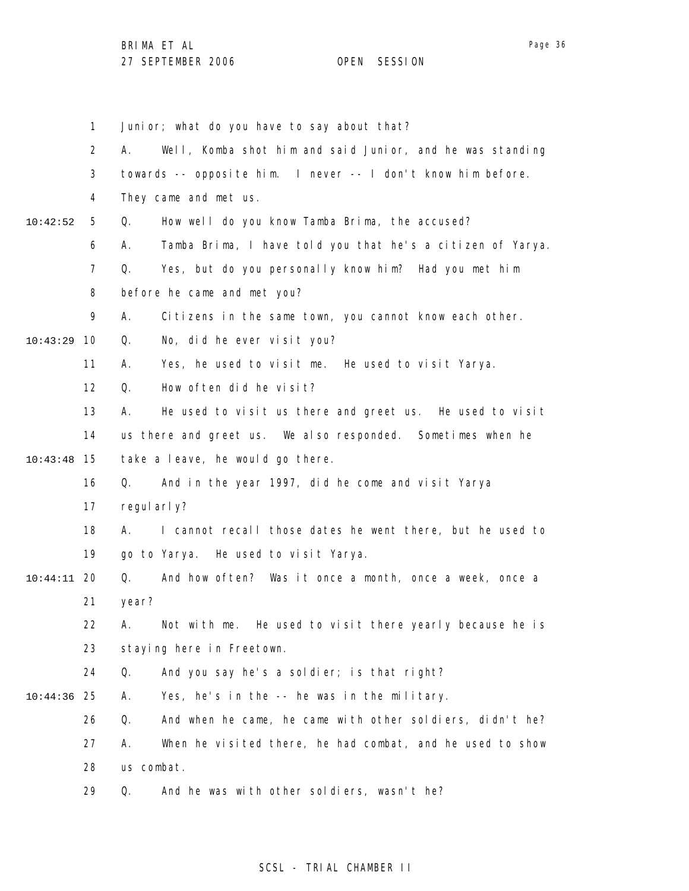1 Junior; what do you have to say about that?

2 A. Well, Komba shot him and said Junior, and he was standing

3 towards -- opposite him. I never -- I don't know him before.

4 They came and met us.

10:42:52 5 Q. How well do you know Tamba Brima, the accused?

6 A. Tamba Brima, I have told you that he's a citizen of Yarya.

7 Q. Yes, but do you personally know him? Had you met him

8 before he came and met you?

9 A. Citizens in the same town, you cannot know each other.

10:43:29 10 Q. No, did he ever visit you?

11 A. Yes, he used to visit me. He used to visit Yarya.

12 Q. How often did he visit?

13 A. He used to visit us there and greet us. He used to visit

14 us there and greet us. We also responded. Sometimes when he

10:43:48 15 take a leave, he would go there.

16 Q. And in the year 1997, did he come and visit Yarya

17 regularly?

18 A. I cannot recall those dates he went there, but he used to

19 go to Yarya. He used to visit Yarya.

10:44:11 20 Q. And how often? Was it once a month, once a week, once a

21 year?

22 A. Not with me. He used to visit there yearly because he is

23 staying here in Freetown.

24 Q. And you say he's a soldier; is that right?

10:44:36 25 A. Yes, he's in the -- he was in the military.

26 Q. And when he came, he came with other soldiers, didn't he?

27 A. When he visited there, he had combat, and he used to show

28 us combat.

29 Q. And he was with other soldiers, wasn't he?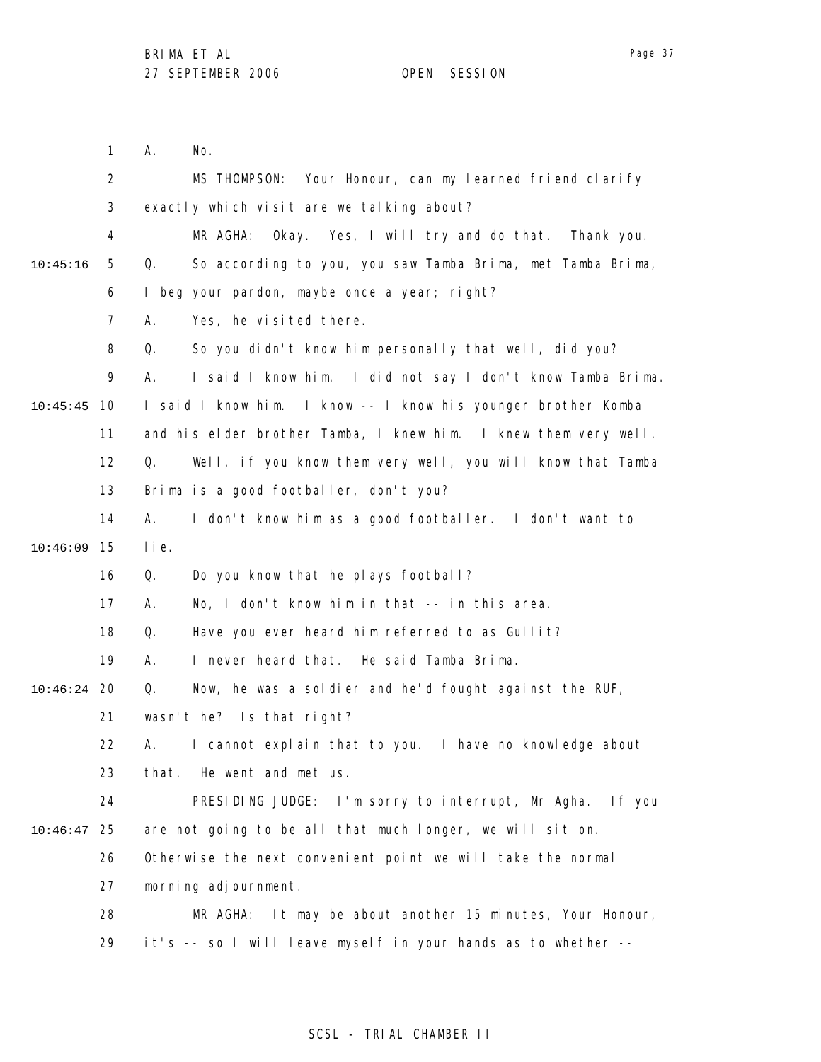1 A. No.

2 MS THOMPSON: Your Honour, can my learned friend clarify

3 exactly which visit are we talking about?

4 MR AGHA: Okay. Yes, I will try and do that. Thank you.

10:45:16 5 Q. So according to you, you saw Tamba Brima, met Tamba Brima,

6 I beg your pardon, maybe once a year; right?

7 A. Yes, he visited there.

8 Q. So you didn't know him personally that well, did you?

9 A. I said I know him. I did not say I don't know Tamba Brima.

10:45:45 10 I said I know him. I know -- I know his younger brother Komba

11 and his elder brother Tamba, I knew him. I knew them very well.

12 Q. Well, if you know them very well, you will know that Tamba

13 Brima is a good footballer, don't you?

14 A. I don't know him as a good footballer. I don't want to

10:46:09 15 lie.

16 Q. Do you know that he plays football?

17 A. No, I don't know him in that -- in this area.

18 Q. Have you ever heard him referred to as Gullit?

19 A. I never heard that. He said Tamba Brima.

10:46:24 20 Q. Now, he was a soldier and he'd fought against the RUF,

21 wasn't he? Is that right?

22 A. I cannot explain that to you. I have no knowledge about

23 that. He went and met us.

24 PRESIDING JUDGE: I'm sorry to interrupt, Mr Agha. If you

10:46:47 25 are not going to be all that much longer, we will sit on.

26 Otherwise the next convenient point we will take the normal

27 morning adjournment.

28 MR AGHA: It may be about another 15 minutes, Your Honour,

29 it's -- so I will leave myself in your hands as to whether --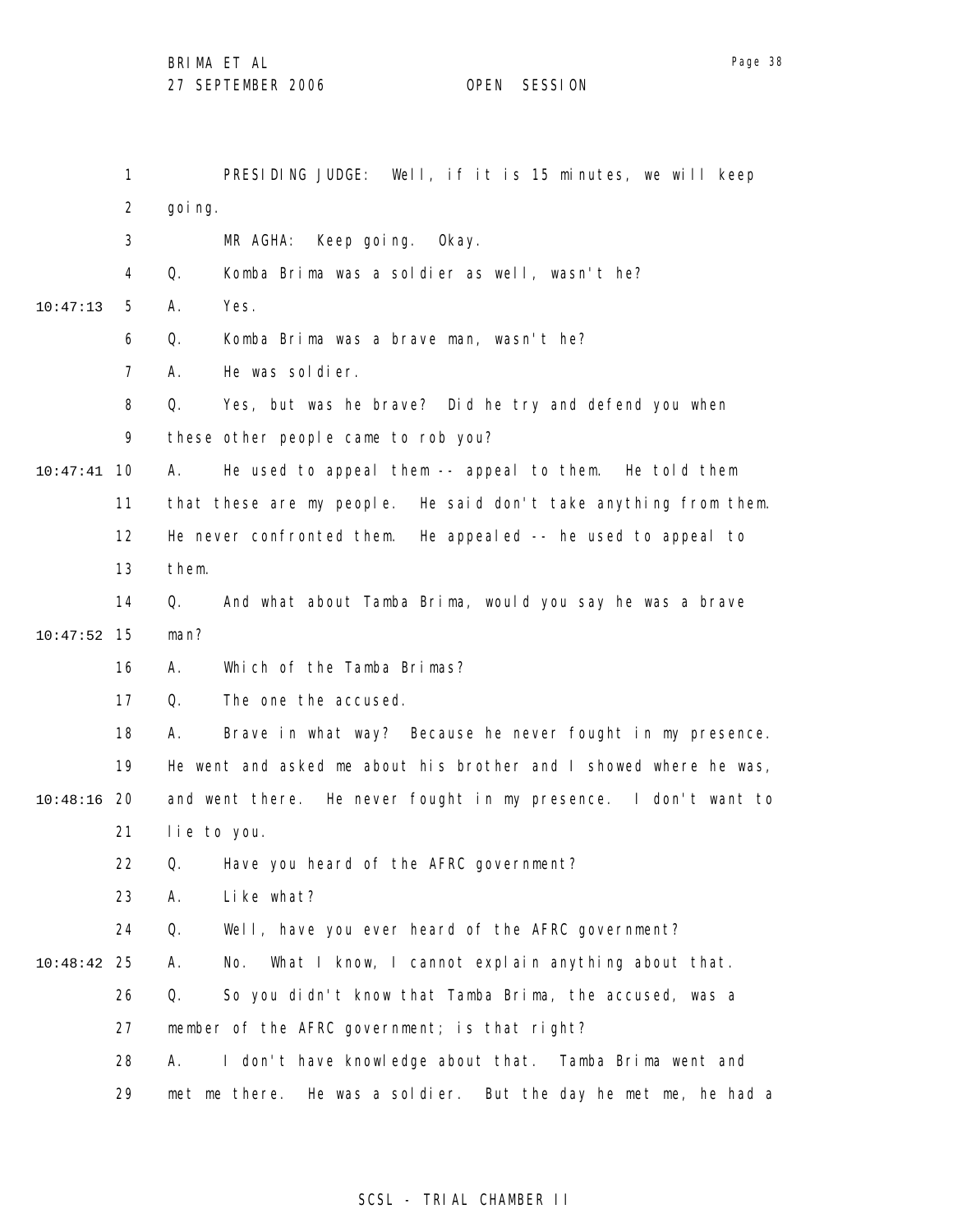1 PRESIDING JUDGE: Well, if it is 15 minutes, we will keep
2 going.
3 MR AGHA: Keep going. Okay.
4 Q. Komba Brima was a soldier as well, wasn't he?
10:47:13 5 A. Yes.
6 Q. Komba Brima was a brave man, wasn't he?
7 A. He was soldier.
8 Q. Yes, but was he brave? Did he try and defend you when
9 these other people came to rob you?
10:47:41 10 A. He used to appeal them -- appeal to them. He told them
11 that these are my people. He said don't take anything from them.
12 He never confronted them. He appealed -- he used to appeal to
13 them.
14 Q. And what about Tamba Brima, would you say he was a brave
10:47:52 15 man?
16 A. Which of the Tamba Brimas?
17 Q. The one the accused.
18 A. Brave in what way? Because he never fought in my presence.
19 He went and asked me about his brother and I showed where he was,
10:48:16 20 and went there. He never fought in my presence. I don't want to
21 lie to you.
22 Q. Have you heard of the AFRC government?
23 A. Like what?
24 Q. Well, have you ever heard of the AFRC government?
10:48:42 25 A. No. What I know, I cannot explain anything about that.
26 Q. So you didn't know that Tamba Brima, the accused, was a
27 member of the AFRC government; is that right?
28 A. I don't have knowledge about that. Tamba Brima went and
29 met me there. He was a soldier. But the day he met me, he had a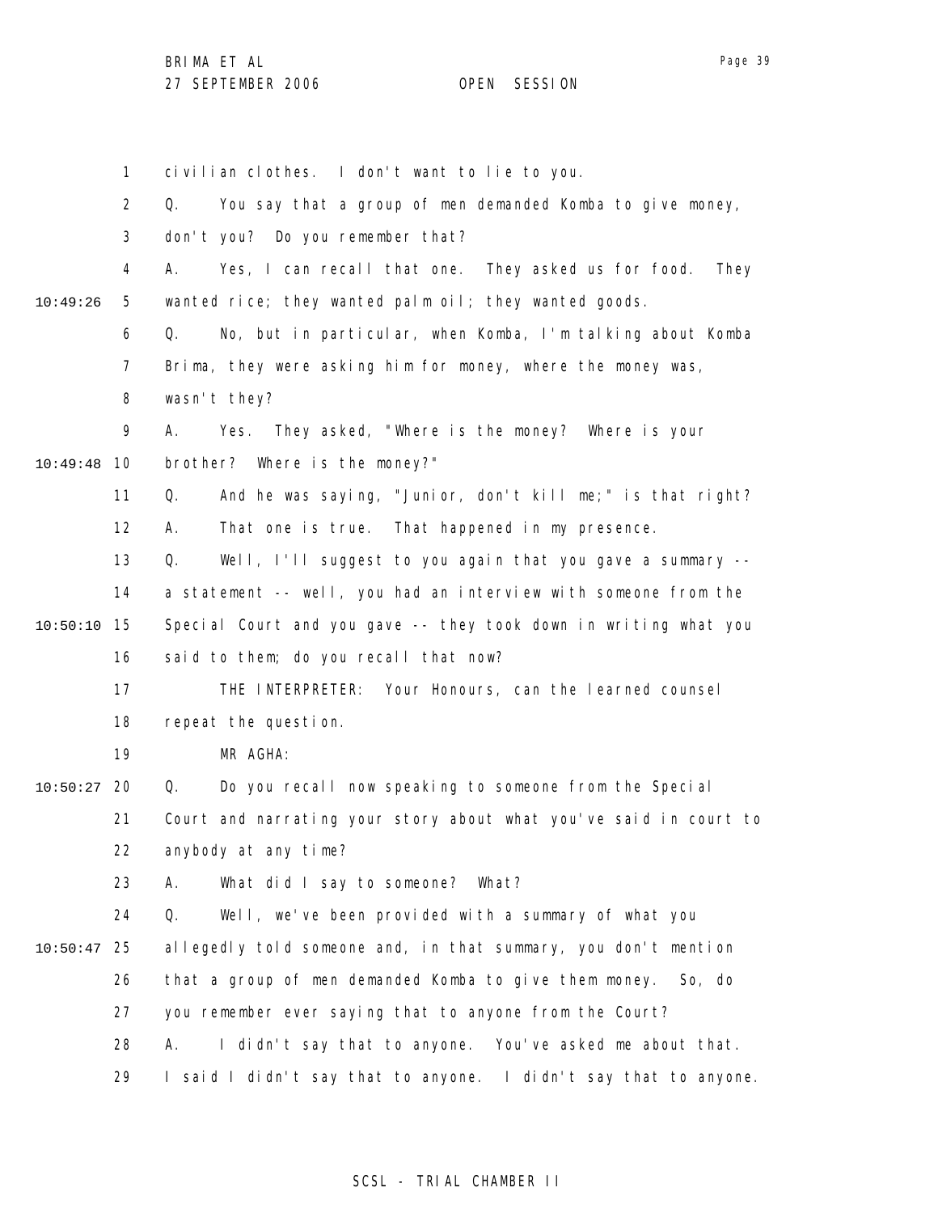civilian clothes. I don't want to lie to you.

Q. You say that a group of men demanded Komba to give money, don't you? Do you remember that?

A. Yes, I can recall that one. They asked us for food. They wanted rice; they wanted palm oil; they wanted goods.

Q. No, but in particular, when Komba, I'm talking about Komba Brima, they were asking him for money, where the money was, wasn't they?

A. Yes. They asked, "Where is the money? Where is your brother? Where is the money?"

Q. And he was saying, "Junior, don't kill me;" is that right?

A. That one is true. That happened in my presence.

Q. Well, I'll suggest to you again that you gave a summary -- a statement -- well, you had an interview with someone from the Special Court and you gave -- they took down in writing what you said to them; do you recall that now?

THE INTERPRETER: Your Honours, can the learned counsel repeat the question.

MR AGHA:

Q. Do you recall now speaking to someone from the Special Court and narrating your story about what you've said in court to anybody at any time?

A. What did I say to someone? What?

Q. Well, we've been provided with a summary of what you allegedly told someone and, in that summary, you don't mention that a group of men demanded Komba to give them money. So, do you remember ever saying that to anyone from the Court?

A. I didn't say that to anyone. You've asked me about that. I said I didn't say that to anyone. I didn't say that to anyone.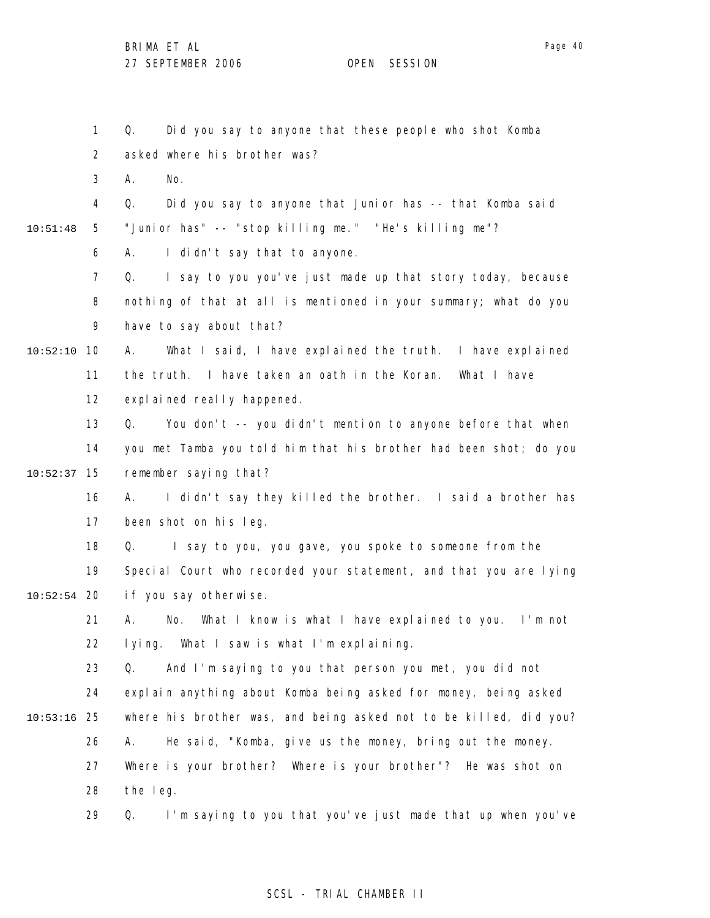Q. Did you say to anyone that these people who shot Komba asked where his brother was?

A. No.

Q. Did you say to anyone that Junior has -- that Komba said "Junior has" -- "stop killing me." "He's killing me"?

A. I didn't say that to anyone.

Q. I say to you you've just made up that story today, because nothing of that at all is mentioned in your summary; what do you have to say about that?

A. What I said, I have explained the truth. I have explained the truth. I have taken an oath in the Koran. What I have explained really happened.

Q. You don't -- you didn't mention to anyone before that when you met Tamba you told him that his brother had been shot; do you remember saying that?

A. I didn't say they killed the brother. I said a brother has been shot on his leg.

Q. I say to you, you gave, you spoke to someone from the Special Court who recorded your statement, and that you are lying if you say otherwise.

A. No. What I know is what I have explained to you. I'm not lying. What I saw is what I'm explaining.

Q. And I'm saying to you that person you met, you did not explain anything about Komba being asked for money, being asked where his brother was, and being asked not to be killed, did you?

A. He said, "Komba, give us the money, bring out the money. Where is your brother? Where is your brother"? He was shot on the leg.

Q. I'm saying to you that you've just made that up when you've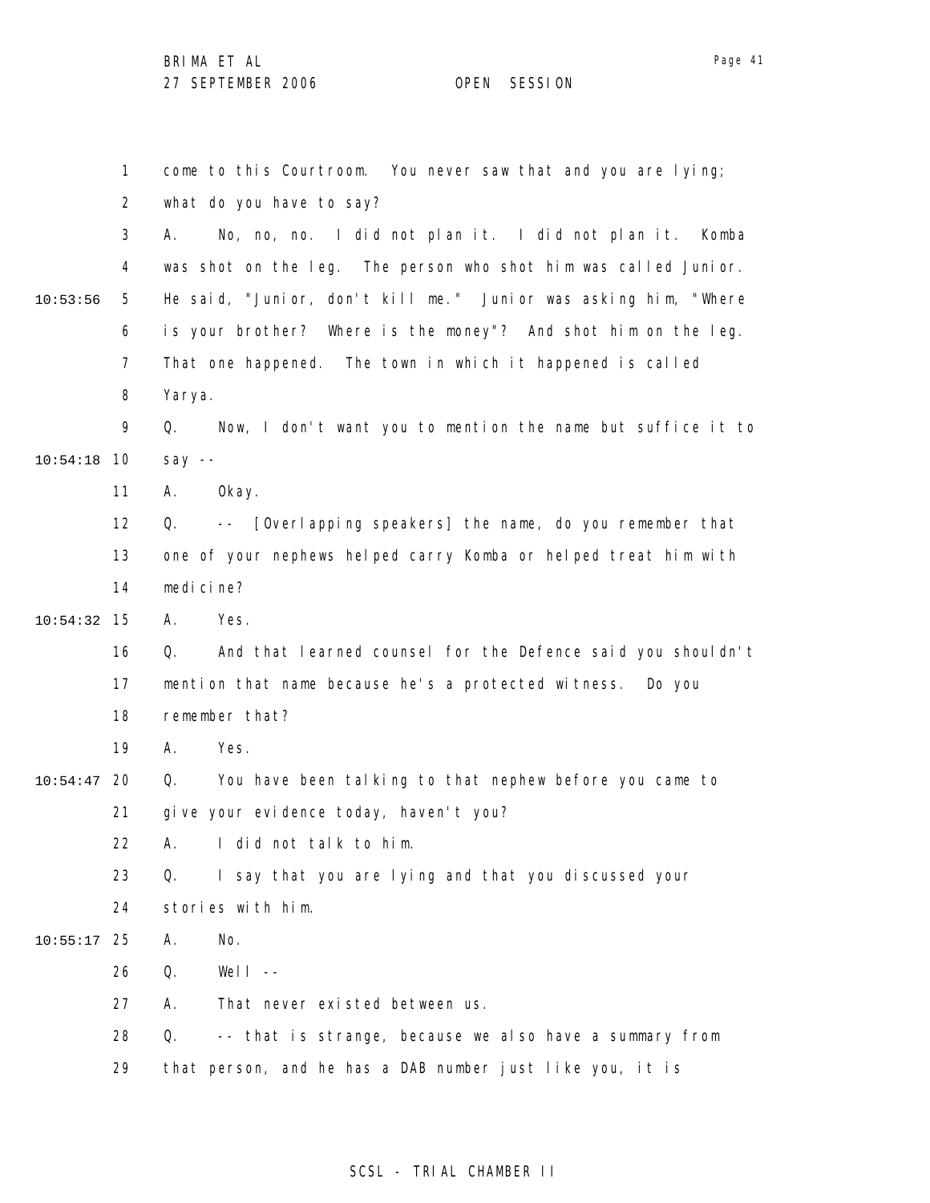come to this Courtroom. You never saw that and you are lying; what do you have to say?

A. No, no, no. I did not plan it. I did not plan it. Komba was shot on the leg. The person who shot him was called Junior. He said, "Junior, don't kill me." Junior was asking him, "Where is your brother? Where is the money"? And shot him on the leg. That one happened. The town in which it happened is called Yarya.

Q. Now, I don't want you to mention the name but suffice it to say --

A. Okay.

Q. -- [Overlapping speakers] the name, do you remember that one of your nephews helped carry Komba or helped treat him with medicine?

A. Yes.

Q. And that learned counsel for the Defence said you shouldn't mention that name because he's a protected witness. Do you remember that?

A. Yes.

Q. You have been talking to that nephew before you came to give your evidence today, haven't you?

A. I did not talk to him.

Q. I say that you are lying and that you discussed your stories with him.

A. No.

Q. Well --

A. That never existed between us.

Q. -- that is strange, because we also have a summary from that person, and he has a DAB number just like you, it is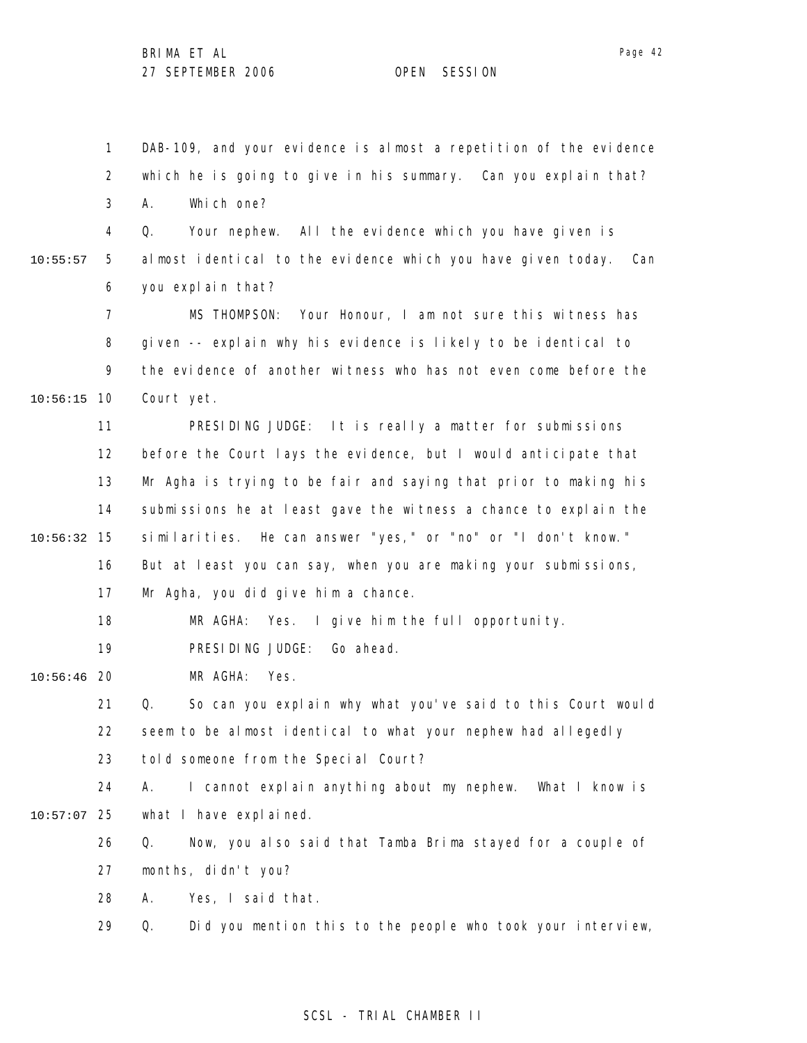DAB-109, and your evidence is almost a repetition of the evidence which he is going to give in his summary. Can you explain that?

A. Which one?

Q. Your nephew. All the evidence which you have given is almost identical to the evidence which you have given today. Can you explain that?

MS THOMPSON: Your Honour, I am not sure this witness has given -- explain why his evidence is likely to be identical to the evidence of another witness who has not even come before the Court yet.

PRESIDING JUDGE: It is really a matter for submissions before the Court lays the evidence, but I would anticipate that Mr Agha is trying to be fair and saying that prior to making his submissions he at least gave the witness a chance to explain the similarities. He can answer "yes," or "no" or "I don't know." But at least you can say, when you are making your submissions, Mr Agha, you did give him a chance.

MR AGHA: Yes. I give him the full opportunity.

PRESIDING JUDGE: Go ahead.

MR AGHA: Yes.

Q. So can you explain why what you've said to this Court would seem to be almost identical to what your nephew had allegedly told someone from the Special Court?

A. I cannot explain anything about my nephew. What I know is what I have explained.

Q. Now, you also said that Tamba Brima stayed for a couple of months, didn't you?

A. Yes, I said that.

Q. Did you mention this to the people who took your interview,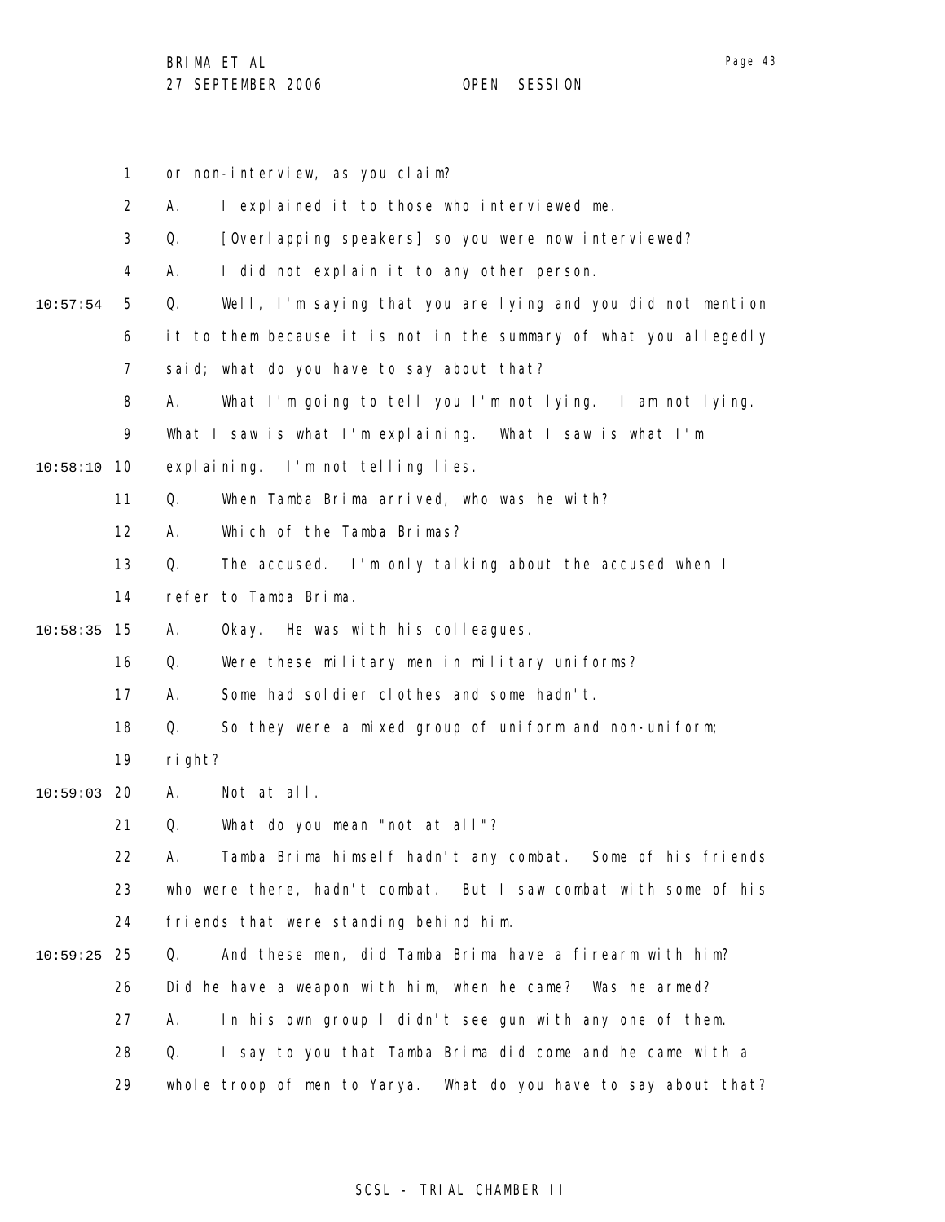or non-interview, as you claim?

A. I explained it to those who interviewed me.

Q. [Overlapping speakers] so you were now interviewed?

A. I did not explain it to any other person.

Q. Well, I'm saying that you are lying and you did not mention it to them because it is not in the summary of what you allegedly said; what do you have to say about that?

A. What I'm going to tell you I'm not lying. I am not lying. What I saw is what I'm explaining. What I saw is what I'm explaining. I'm not telling lies.

Q. When Tamba Brima arrived, who was he with?

A. Which of the Tamba Brimas?

Q. The accused. I'm only talking about the accused when I refer to Tamba Brima.

A. Okay. He was with his colleagues.

Q. Were these military men in military uniforms?

A. Some had soldier clothes and some hadn't.

Q. So they were a mixed group of uniform and non-uniform; right?

A. Not at all.

Q. What do you mean "not at all"?

A. Tamba Brima himself hadn't any combat. Some of his friends who were there, hadn't combat. But I saw combat with some of his friends that were standing behind him.

Q. And these men, did Tamba Brima have a firearm with him? Did he have a weapon with him, when he came? Was he armed?

A. In his own group I didn't see gun with any one of them.

Q. I say to you that Tamba Brima did come and he came with a whole troop of men to Yarya. What do you have to say about that?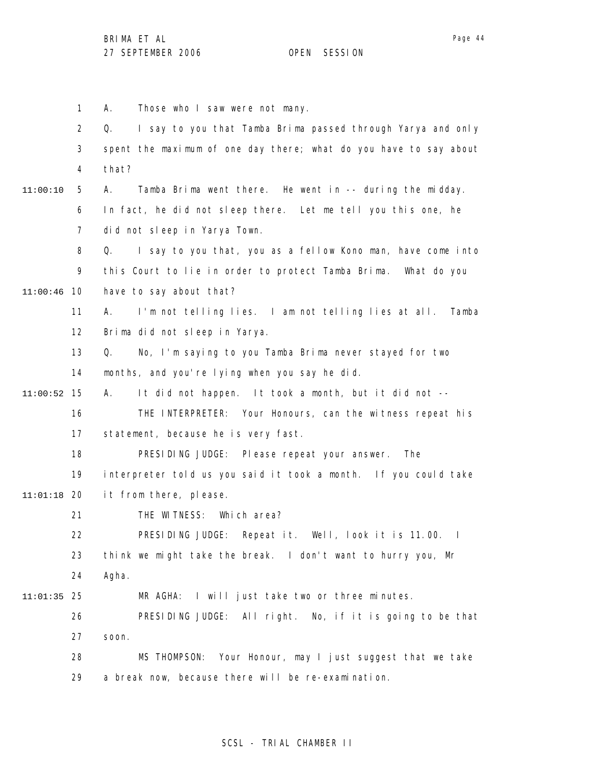A. Those who I saw were not many.

Q. I say to you that Tamba Brima passed through Yarya and only spent the maximum of one day there; what do you have to say about that?

A. Tamba Brima went there. He went in -- during the midday. In fact, he did not sleep there. Let me tell you this one, he did not sleep in Yarya Town.

Q. I say to you that, you as a fellow Kono man, have come into this Court to lie in order to protect Tamba Brima. What do you have to say about that?

A. I'm not telling lies. I am not telling lies at all. Tamba Brima did not sleep in Yarya.

Q. No, I'm saying to you Tamba Brima never stayed for two months, and you're lying when you say he did.

A. It did not happen. It took a month, but it did not --

THE INTERPRETER: Your Honours, can the witness repeat his statement, because he is very fast.

PRESIDING JUDGE: Please repeat your answer. The interpreter told us you said it took a month. If you could take it from there, please.

THE WITNESS: Which area?

PRESIDING JUDGE: Repeat it. Well, look it is 11.00. I think we might take the break. I don't want to hurry you, Mr Agha.

MR AGHA: I will just take two or three minutes.

PRESIDING JUDGE: All right. No, if it is going to be that soon.

MS THOMPSON: Your Honour, may I just suggest that we take a break now, because there will be re-examination.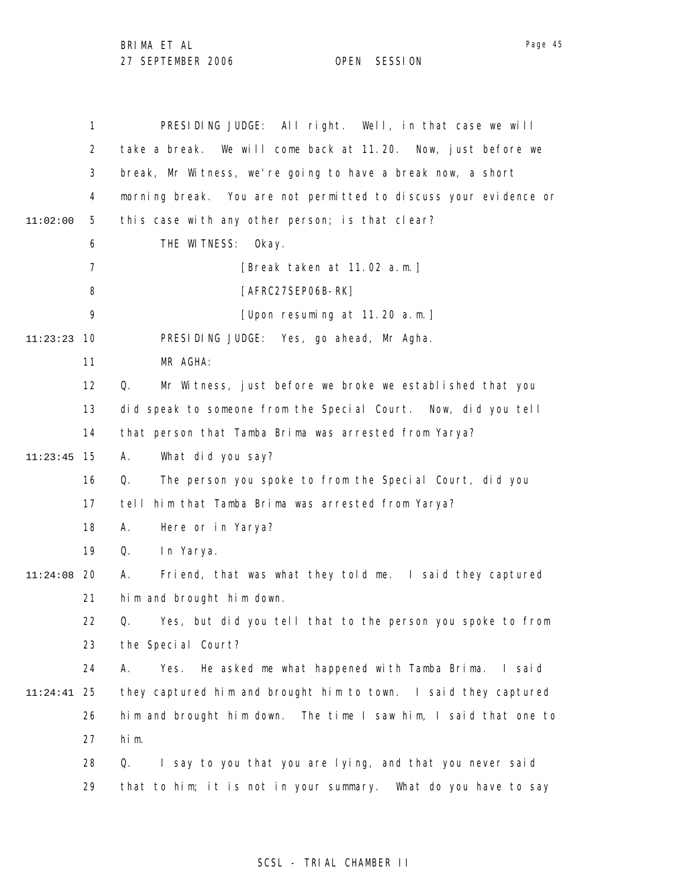PRESIDING JUDGE: All right. Well, in that case we will take a break. We will come back at 11.20. Now, just before we break, Mr Witness, we're going to have a break now, a short morning break. You are not permitted to discuss your evidence or this case with any other person; is that clear?

THE WITNESS: Okay.

[Break taken at 11.02 a.m.]

[AFRC27SEP06B-RK]

[Upon resuming at 11.20 a.m.]

PRESIDING JUDGE: Yes, go ahead, Mr Agha.

MR AGHA:

Q. Mr Witness, just before we broke we established that you did speak to someone from the Special Court. Now, did you tell that person that Tamba Brima was arrested from Yarya?

A. What did you say?

Q. The person you spoke to from the Special Court, did you tell him that Tamba Brima was arrested from Yarya?

A. Here or in Yarya?

Q. In Yarya.

A. Friend, that was what they told me. I said they captured him and brought him down.

Q. Yes, but did you tell that to the person you spoke to from the Special Court?

A. Yes. He asked me what happened with Tamba Brima. I said they captured him and brought him to town. I said they captured him and brought him down. The time I saw him, I said that one to him.

Q. I say to you that you are lying, and that you never said that to him; it is not in your summary. What do you have to say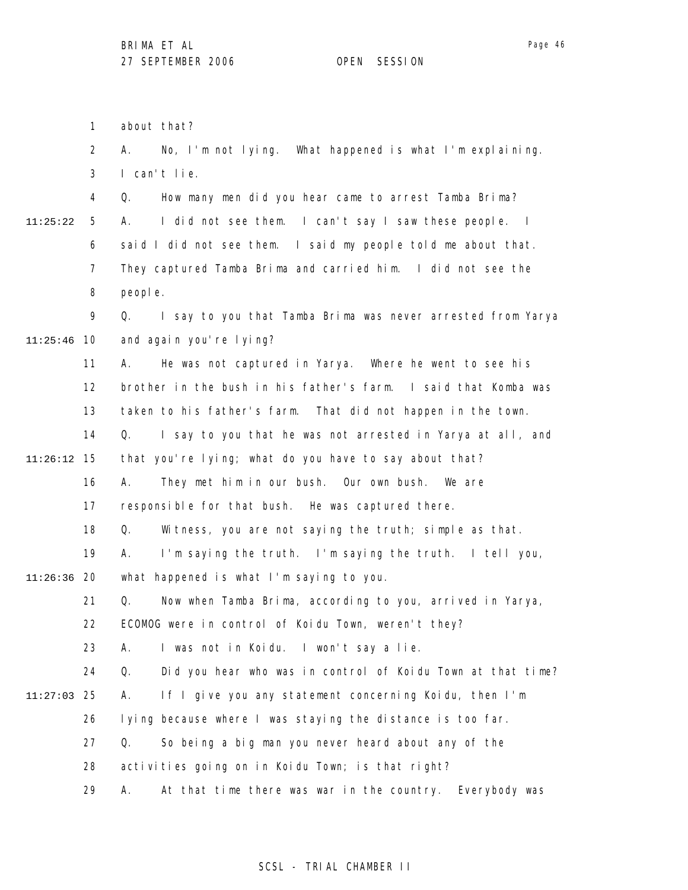about that?

A. No, I'm not lying. What happened is what I'm explaining. I can't lie.

Q. How many men did you hear came to arrest Tamba Brima?

A. I did not see them. I can't say I saw these people. I said I did not see them. I said my people told me about that. They captured Tamba Brima and carried him. I did not see the people.

Q. I say to you that Tamba Brima was never arrested from Yarya and again you're lying?

A. He was not captured in Yarya. Where he went to see his brother in the bush in his father's farm. I said that Komba was taken to his father's farm. That did not happen in the town.

Q. I say to you that he was not arrested in Yarya at all, and that you're lying; what do you have to say about that?

A. They met him in our bush. Our own bush. We are responsible for that bush. He was captured there.

Q. Witness, you are not saying the truth; simple as that.

A. I'm saying the truth. I'm saying the truth. I tell you, what happened is what I'm saying to you.

Q. Now when Tamba Brima, according to you, arrived in Yarya, ECOMOG were in control of Koidu Town, weren't they?

A. I was not in Koidu. I won't say a lie.

Q. Did you hear who was in control of Koidu Town at that time?

A. If I give you any statement concerning Koidu, then I'm lying because where I was staying the distance is too far.

Q. So being a big man you never heard about any of the activities going on in Koidu Town; is that right?

A. At that time there was war in the country. Everybody was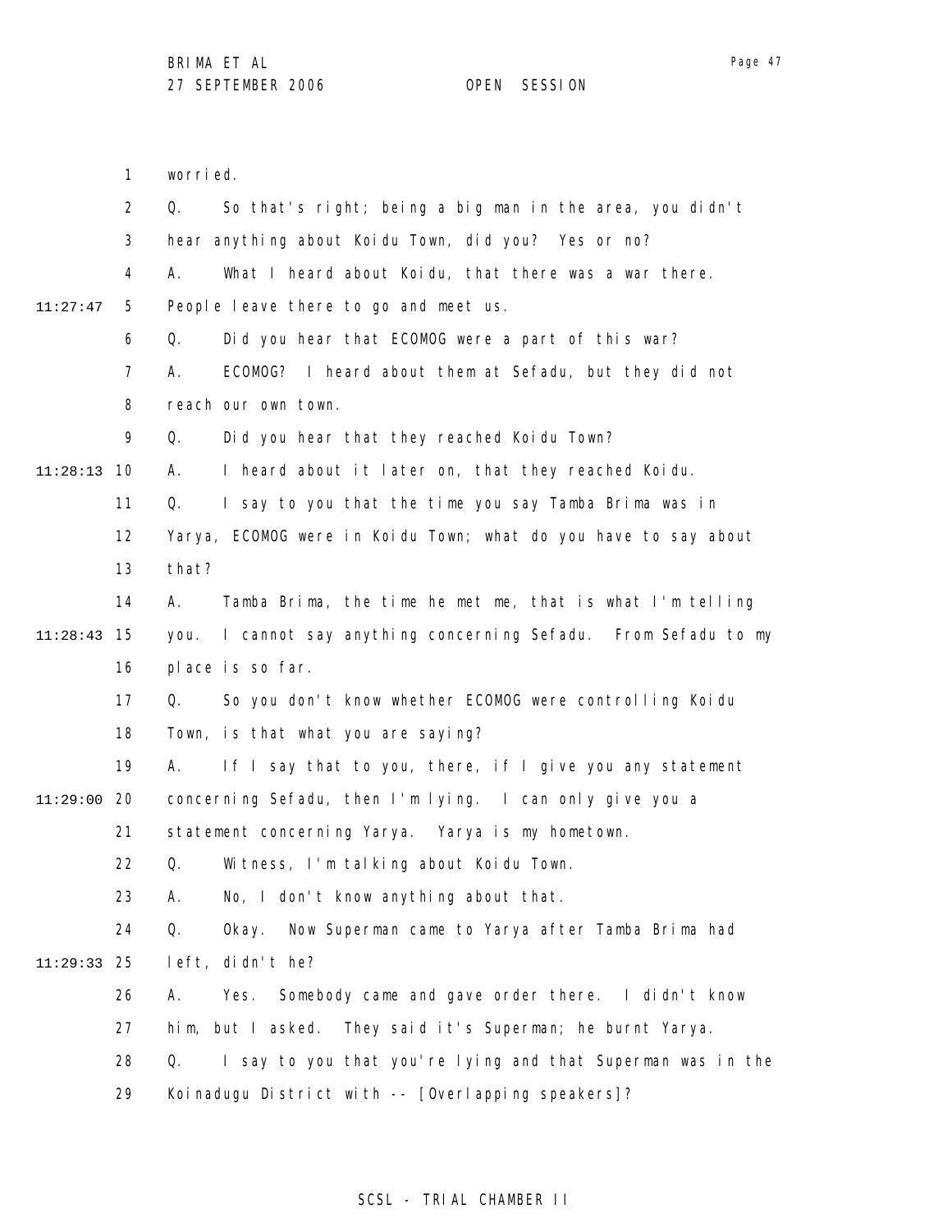worried.

Q. So that's right; being a big man in the area, you didn't hear anything about Koidu Town, did you? Yes or no?

A. What I heard about Koidu, that there was a war there. People leave there to go and meet us.

Q. Did you hear that ECOMOG were a part of this war?

A. ECOMOG? I heard about them at Sefadu, but they did not reach our own town.

Q. Did you hear that they reached Koidu Town?

A. I heard about it later on, that they reached Koidu.

Q. I say to you that the time you say Tamba Brima was in Yarya, ECOMOG were in Koidu Town; what do you have to say about that?

A. Tamba Brima, the time he met me, that is what I'm telling you. I cannot say anything concerning Sefadu. From Sefadu to my place is so far.

Q. So you don't know whether ECOMOG were controlling Koidu Town, is that what you are saying?

A. If I say that to you, there, if I give you any statement concerning Sefadu, then I'm lying. I can only give you a statement concerning Yarya. Yarya is my hometown.

Q. Witness, I'm talking about Koidu Town.

A. No, I don't know anything about that.

Q. Okay. Now Superman came to Yarya after Tamba Brima had left, didn't he?

A. Yes. Somebody came and gave order there. I didn't know him, but I asked. They said it's Superman; he burnt Yarya.

Q. I say to you that you're lying and that Superman was in the Koinadugu District with -- [Overlapping speakers]?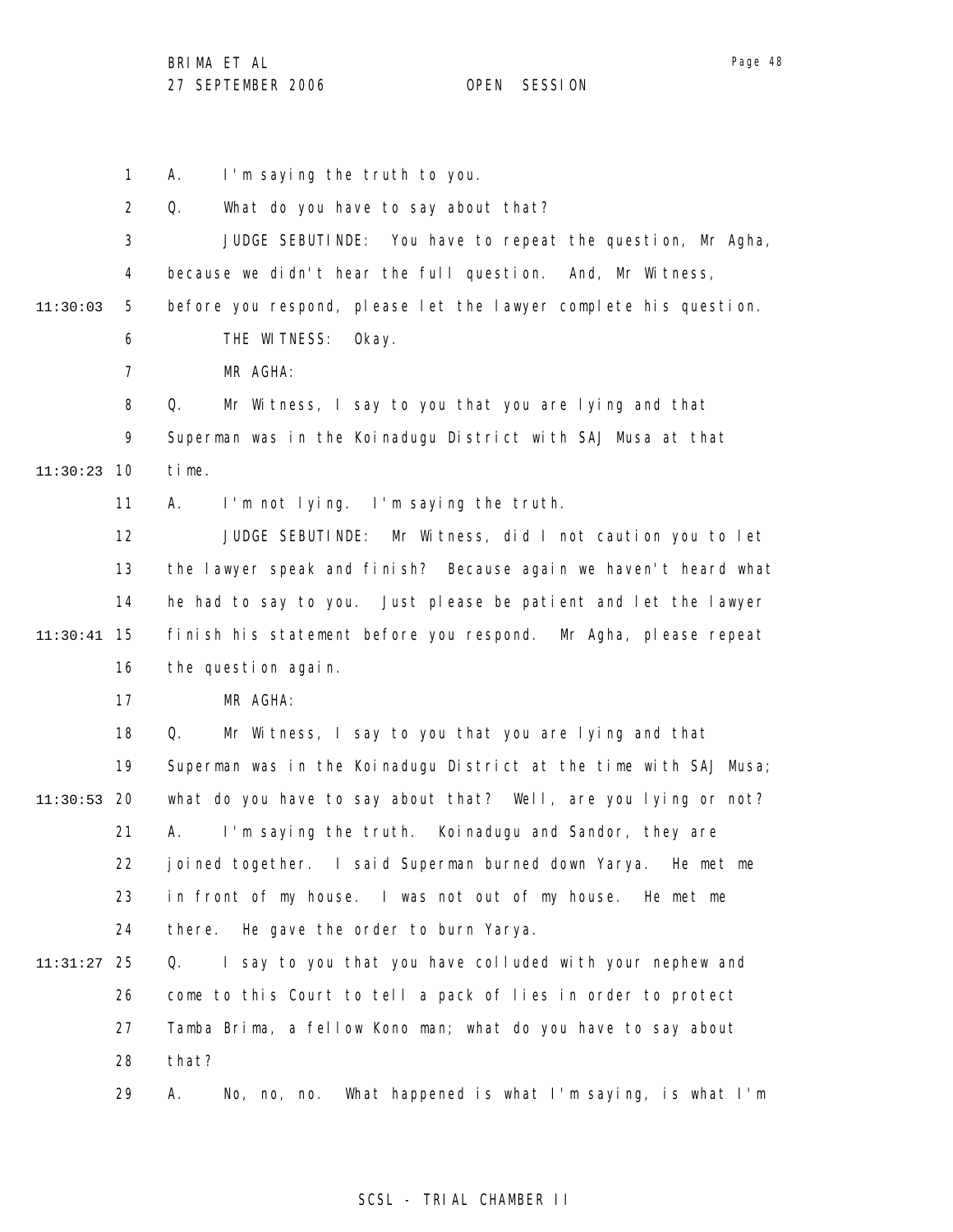A. I'm saying the truth to you.

Q. What do you have to say about that?

JUDGE SEBUTINDE: You have to repeat the question, Mr Agha, because we didn't hear the full question. And, Mr Witness, before you respond, please let the lawyer complete his question.

THE WITNESS: Okay.

MR AGHA:

Q. Mr Witness, I say to you that you are lying and that Superman was in the Koinadugu District with SAJ Musa at that time.

A. I'm not lying. I'm saying the truth.

JUDGE SEBUTINDE: Mr Witness, did I not caution you to let the lawyer speak and finish? Because again we haven't heard what he had to say to you. Just please be patient and let the lawyer finish his statement before you respond. Mr Agha, please repeat the question again.

MR AGHA:

Q. Mr Witness, I say to you that you are lying and that Superman was in the Koinadugu District at the time with SAJ Musa; what do you have to say about that? Well, are you lying or not?

A. I'm saying the truth. Koinadugu and Sandor, they are joined together. I said Superman burned down Yarya. He met me in front of my house. I was not out of my house. He met me there. He gave the order to burn Yarya.

Q. I say to you that you have colluded with your nephew and come to this Court to tell a pack of lies in order to protect Tamba Brima, a fellow Kono man; what do you have to say about that?

A. No, no, no. What happened is what I'm saying, is what I'm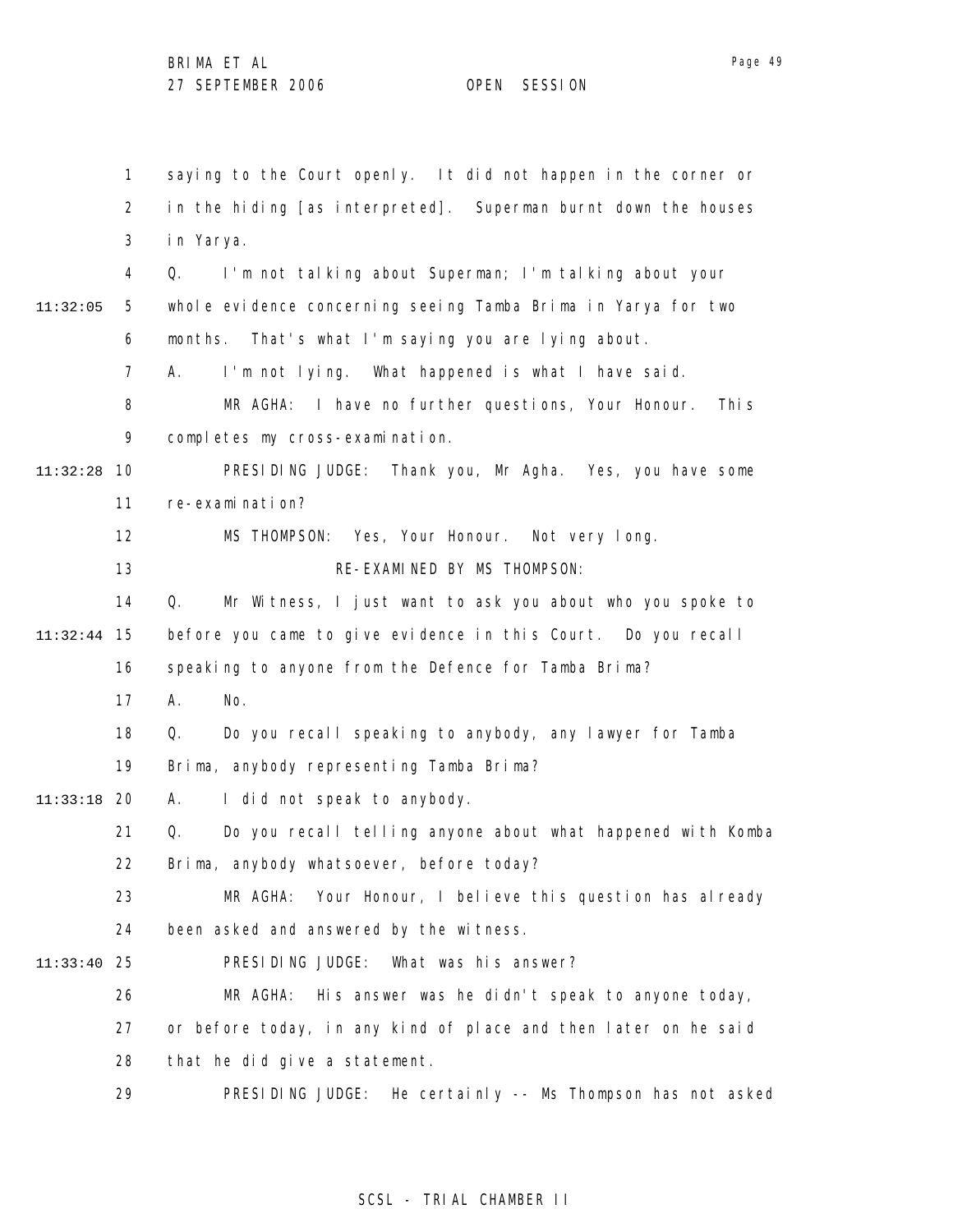saying to the Court openly. It did not happen in the corner or in the hiding [as interpreted]. Superman burnt down the houses in Yarya.

Q. I'm not talking about Superman; I'm talking about your whole evidence concerning seeing Tamba Brima in Yarya for two months. That's what I'm saying you are lying about.

A. I'm not lying. What happened is what I have said.

MR AGHA: I have no further questions, Your Honour. This completes my cross-examination.

PRESIDING JUDGE: Thank you, Mr Agha. Yes, you have some re-examination?

MS THOMPSON: Yes, Your Honour. Not very long.

RE-EXAMINED BY MS THOMPSON:

Q. Mr Witness, I just want to ask you about who you spoke to before you came to give evidence in this Court. Do you recall speaking to anyone from the Defence for Tamba Brima?

A. No.

Q. Do you recall speaking to anybody, any lawyer for Tamba Brima, anybody representing Tamba Brima?

A. I did not speak to anybody.

Q. Do you recall telling anyone about what happened with Komba Brima, anybody whatsoever, before today?

MR AGHA: Your Honour, I believe this question has already been asked and answered by the witness.

PRESIDING JUDGE: What was his answer?

MR AGHA: His answer was he didn't speak to anyone today, or before today, in any kind of place and then later on he said that he did give a statement.

PRESIDING JUDGE: He certainly -- Ms Thompson has not asked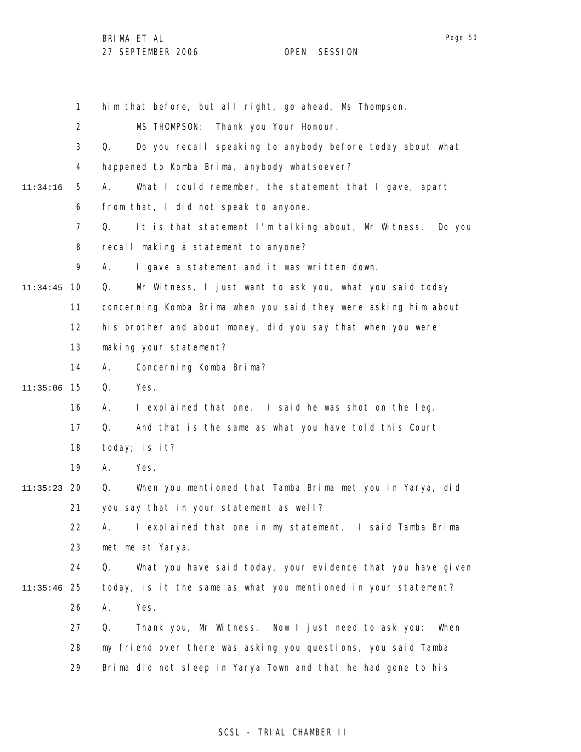1 him that before, but all right, go ahead, Ms Thompson.

2 MS THOMPSON: Thank you Your Honour.

3 Q. Do you recall speaking to anybody before today about what

4 happened to Komba Brima, anybody whatsoever?

11:34:16 5 A. What I could remember, the statement that I gave, apart

6 from that, I did not speak to anyone.

7 Q. It is that statement I'm talking about, Mr Witness. Do you

8 recall making a statement to anyone?

9 A. I gave a statement and it was written down.

11:34:45 10 Q. Mr Witness, I just want to ask you, what you said today

11 concerning Komba Brima when you said they were asking him about

12 his brother and about money, did you say that when you were

13 making your statement?

14 A. Concerning Komba Brima?

11:35:06 15 Q. Yes.

16 A. I explained that one. I said he was shot on the leg.

17 Q. And that is the same as what you have told this Court

18 today; is it?

19 A. Yes.

11:35:23 20 Q. When you mentioned that Tamba Brima met you in Yarya, did

21 you say that in your statement as well?

22 A. I explained that one in my statement. I said Tamba Brima

23 met me at Yarya.

24 Q. What you have said today, your evidence that you have given

11:35:46 25 today, is it the same as what you mentioned in your statement?

26 A. Yes.

27 Q. Thank you, Mr Witness. Now I just need to ask you: When

28 my friend over there was asking you questions, you said Tamba

29 Brima did not sleep in Yarya Town and that he had gone to his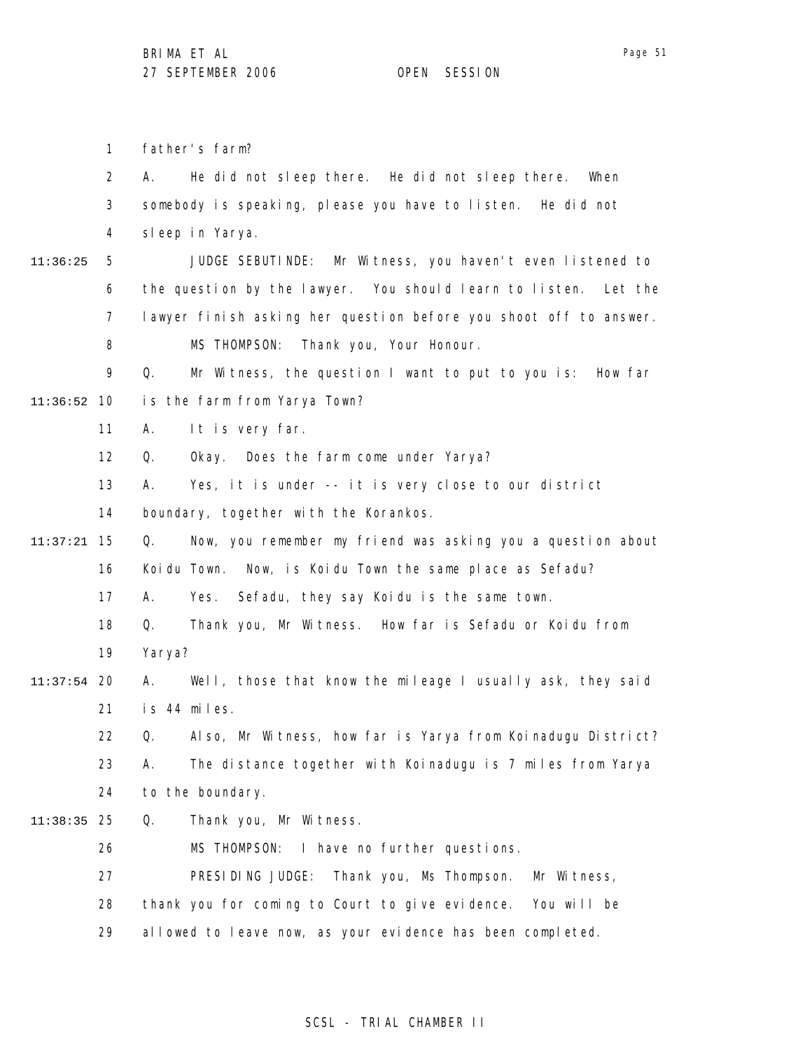father's farm?

A. He did not sleep there. He did not sleep there. When somebody is speaking, please you have to listen. He did not sleep in Yarya.

JUDGE SEBUTINDE: Mr Witness, you haven't even listened to the question by the lawyer. You should learn to listen. Let the lawyer finish asking her question before you shoot off to answer.

MS THOMPSON: Thank you, Your Honour.

Q. Mr Witness, the question I want to put to you is: How far is the farm from Yarya Town?

A. It is very far.

Q. Okay. Does the farm come under Yarya?

A. Yes, it is under -- it is very close to our district boundary, together with the Korankos.

Q. Now, you remember my friend was asking you a question about Koidu Town. Now, is Koidu Town the same place as Sefadu?

A. Yes. Sefadu, they say Koidu is the same town.

Q. Thank you, Mr Witness. How far is Sefadu or Koidu from Yarya?

A. Well, those that know the mileage I usually ask, they said is 44 miles.

Q. Also, Mr Witness, how far is Yarya from Koinadugu District?

A. The distance together with Koinadugu is 7 miles from Yarya to the boundary.

Q. Thank you, Mr Witness.

MS THOMPSON: I have no further questions.

PRESIDING JUDGE: Thank you, Ms Thompson. Mr Witness, thank you for coming to Court to give evidence. You will be allowed to leave now, as your evidence has been completed.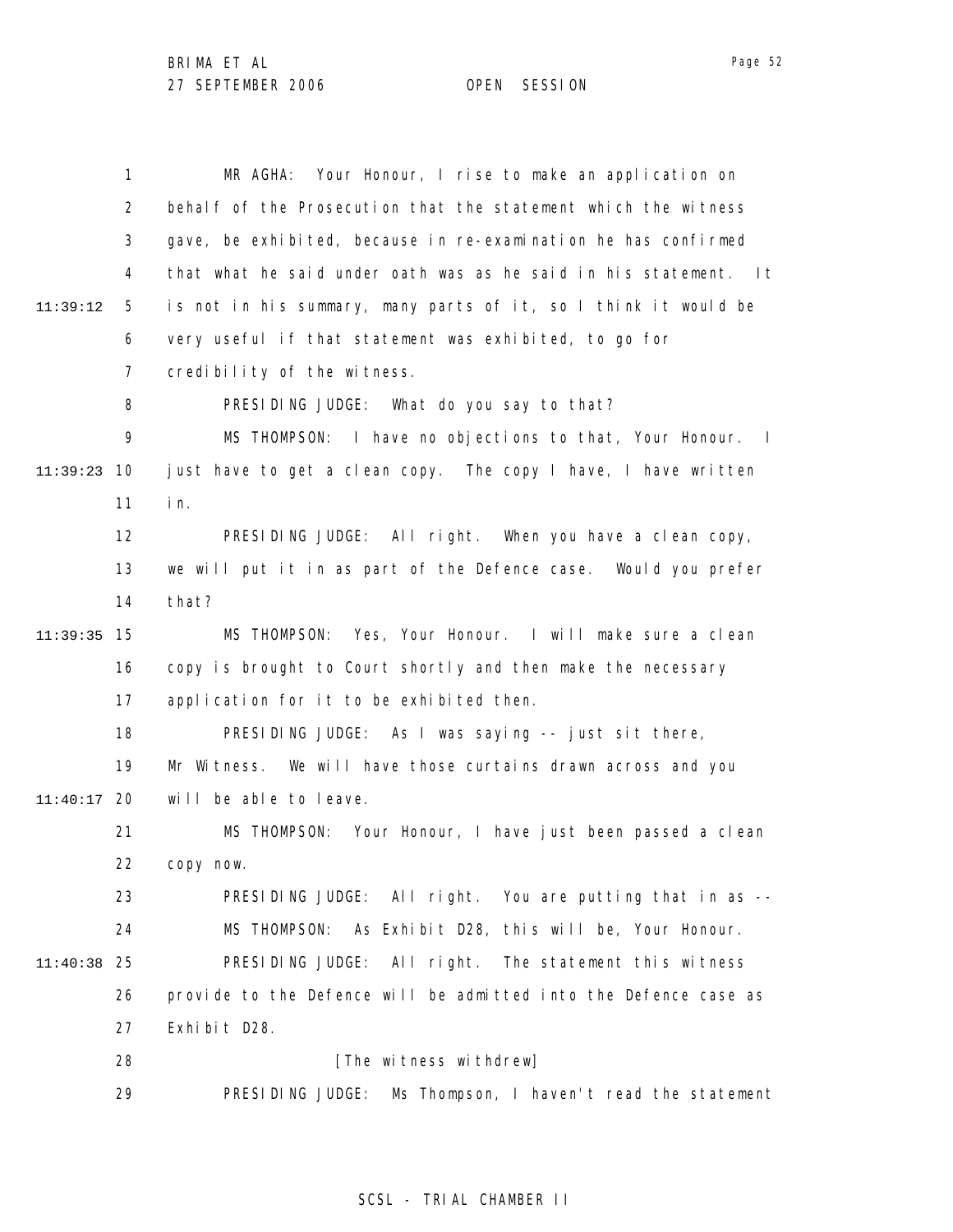MR AGHA: Your Honour, I rise to make an application on behalf of the Prosecution that the statement which the witness gave, be exhibited, because in re-examination he has confirmed that what he said under oath was as he said in his statement. It is not in his summary, many parts of it, so I think it would be very useful if that statement was exhibited, to go for credibility of the witness.

PRESIDING JUDGE: What do you say to that?

MS THOMPSON: I have no objections to that, Your Honour. I just have to get a clean copy. The copy I have, I have written in.

PRESIDING JUDGE: All right. When you have a clean copy, we will put it in as part of the Defence case. Would you prefer that?

MS THOMPSON: Yes, Your Honour. I will make sure a clean copy is brought to Court shortly and then make the necessary application for it to be exhibited then.

PRESIDING JUDGE: As I was saying -- just sit there, Mr Witness. We will have those curtains drawn across and you will be able to leave.

MS THOMPSON: Your Honour, I have just been passed a clean copy now.

PRESIDING JUDGE: All right. You are putting that in as --

MS THOMPSON: As Exhibit D28, this will be, Your Honour.

PRESIDING JUDGE: All right. The statement this witness provide to the Defence will be admitted into the Defence case as Exhibit D28.

[The witness withdrew]

PRESIDING JUDGE: Ms Thompson, I haven't read the statement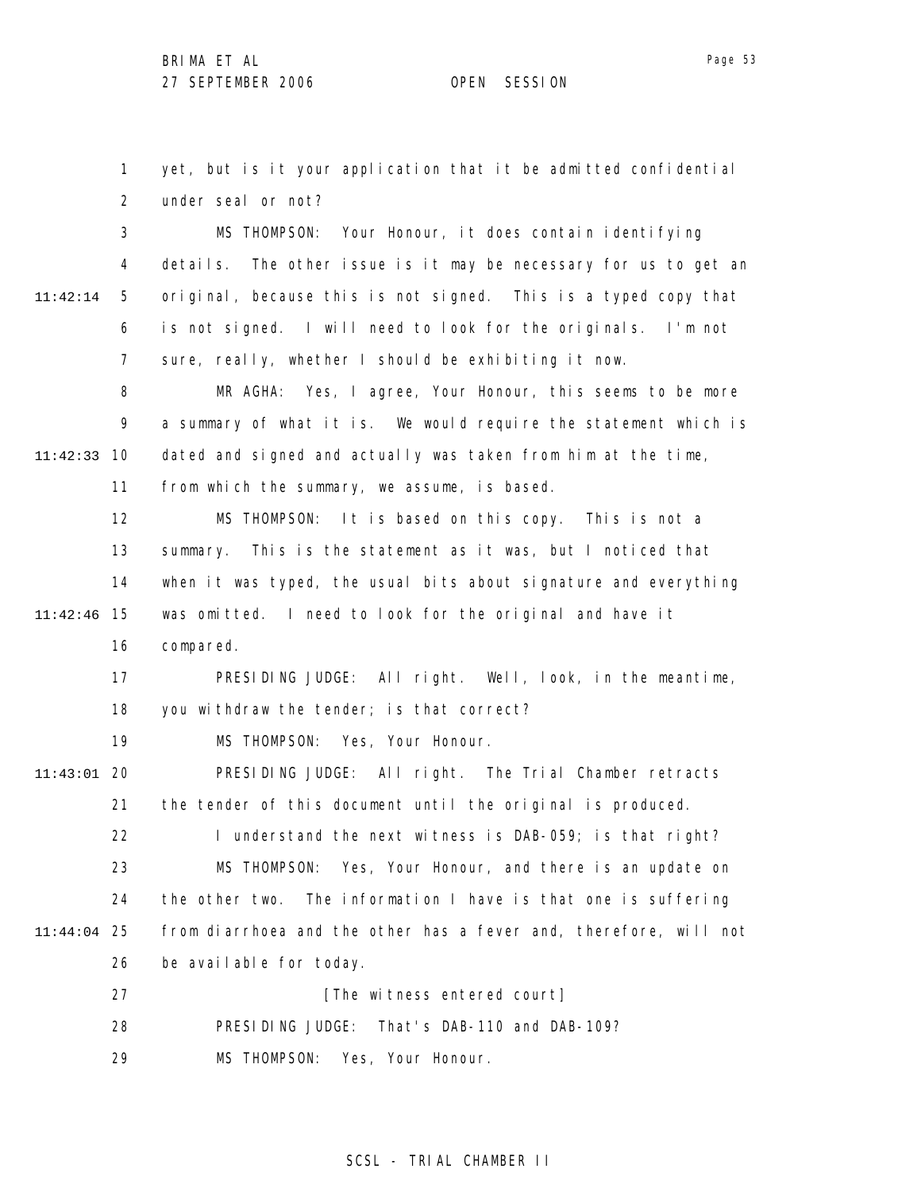yet, but is it your application that it be admitted confidential under seal or not?

MS THOMPSON: Your Honour, it does contain identifying details. The other issue is it may be necessary for us to get an original, because this is not signed. This is a typed copy that is not signed. I will need to look for the originals. I'm not sure, really, whether I should be exhibiting it now.

MR AGHA: Yes, I agree, Your Honour, this seems to be more a summary of what it is. We would require the statement which is dated and signed and actually was taken from him at the time, from which the summary, we assume, is based.

MS THOMPSON: It is based on this copy. This is not a summary. This is the statement as it was, but I noticed that when it was typed, the usual bits about signature and everything was omitted. I need to look for the original and have it compared.

PRESIDING JUDGE: All right. Well, look, in the meantime, you withdraw the tender; is that correct?

MS THOMPSON: Yes, Your Honour.

PRESIDING JUDGE: All right. The Trial Chamber retracts the tender of this document until the original is produced.

I understand the next witness is DAB-059; is that right?

MS THOMPSON: Yes, Your Honour, and there is an update on the other two. The information I have is that one is suffering from diarrhoea and the other has a fever and, therefore, will not be available for today.

[The witness entered court]

PRESIDING JUDGE: That's DAB-110 and DAB-109?

MS THOMPSON: Yes, Your Honour.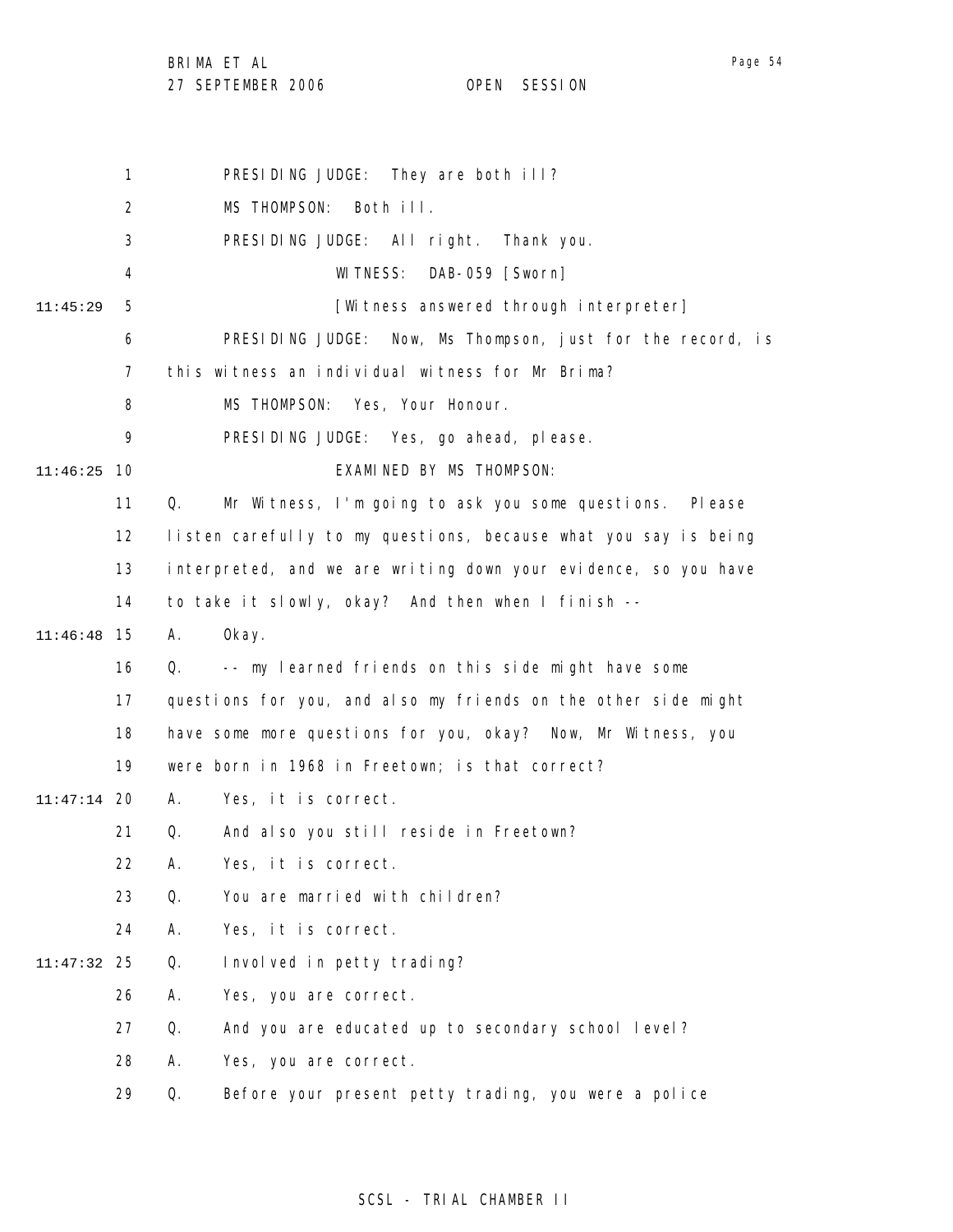PRESIDING JUDGE: They are both ill?

MS THOMPSON: Both ill.

PRESIDING JUDGE: All right. Thank you.

WITNESS: DAB-059 [Sworn]

[Witness answered through interpreter]

PRESIDING JUDGE: Now, Ms Thompson, just for the record, is this witness an individual witness for Mr Brima?

MS THOMPSON: Yes, Your Honour.

PRESIDING JUDGE: Yes, go ahead, please.

EXAMINED BY MS THOMPSON:

Q. Mr Witness, I'm going to ask you some questions. Please listen carefully to my questions, because what you say is being interpreted, and we are writing down your evidence, so you have to take it slowly, okay? And then when I finish --

A. Okay.

Q. -- my learned friends on this side might have some questions for you, and also my friends on the other side might have some more questions for you, okay? Now, Mr Witness, you were born in 1968 in Freetown; is that correct?

A. Yes, it is correct.

Q. And also you still reside in Freetown?

A. Yes, it is correct.

Q. You are married with children?

A. Yes, it is correct.

Q. Involved in petty trading?

A. Yes, you are correct.

Q. And you are educated up to secondary school level?

A. Yes, you are correct.

Q. Before your present petty trading, you were a police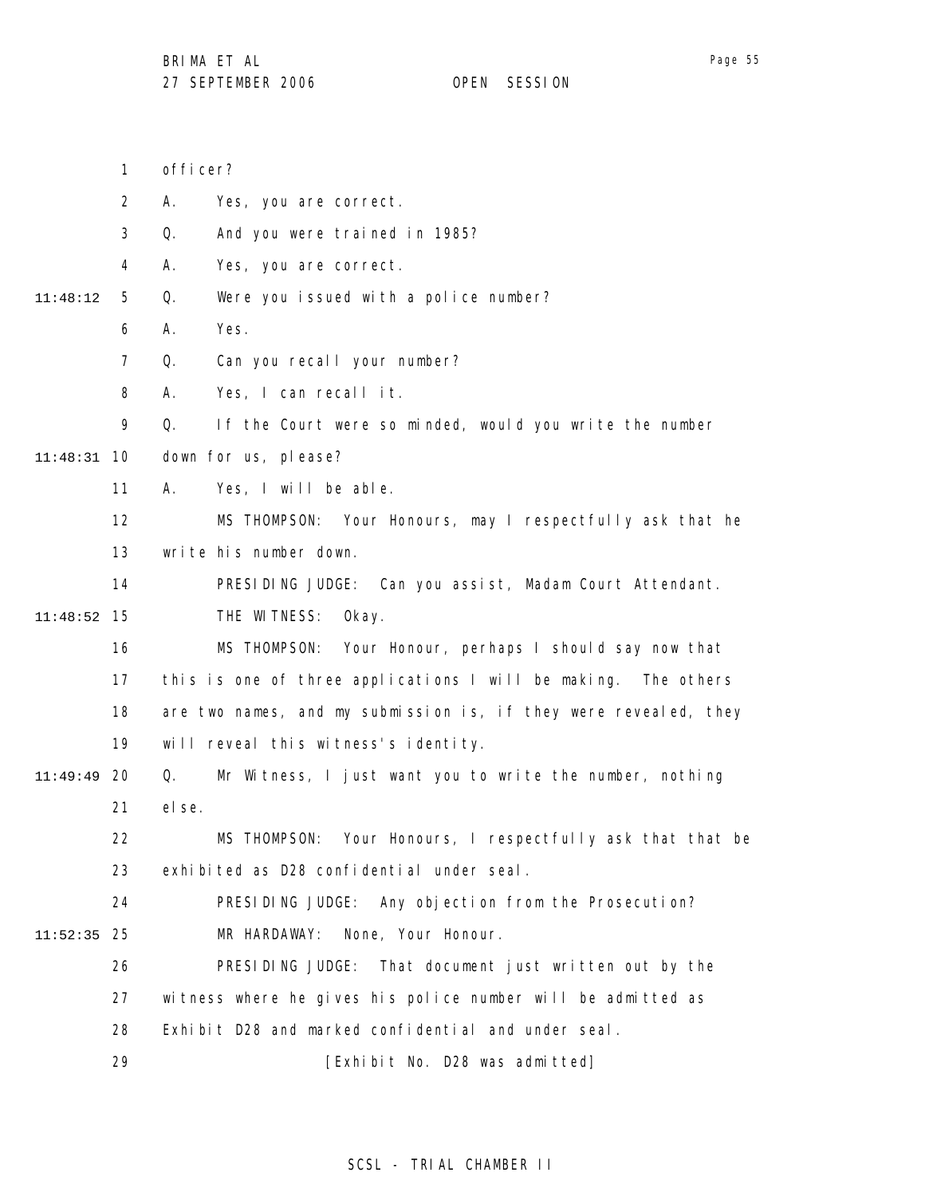officer?

A. Yes, you are correct.

Q. And you were trained in 1985?

A. Yes, you are correct.

Q. Were you issued with a police number?

A. Yes.

Q. Can you recall your number?

A. Yes, I can recall it.

Q. If the Court were so minded, would you write the number down for us, please?

A. Yes, I will be able.

MS THOMPSON: Your Honours, may I respectfully ask that he write his number down.

PRESIDING JUDGE: Can you assist, Madam Court Attendant.

THE WITNESS: Okay.

MS THOMPSON: Your Honour, perhaps I should say now that this is one of three applications I will be making. The others are two names, and my submission is, if they were revealed, they will reveal this witness's identity.

Q. Mr Witness, I just want you to write the number, nothing else.

MS THOMPSON: Your Honours, I respectfully ask that that be exhibited as D28 confidential under seal.

PRESIDING JUDGE: Any objection from the Prosecution?

MR HARDAWAY: None, Your Honour.

PRESIDING JUDGE: That document just written out by the witness where he gives his police number will be admitted as Exhibit D28 and marked confidential and under seal.

[Exhibit No. D28 was admitted]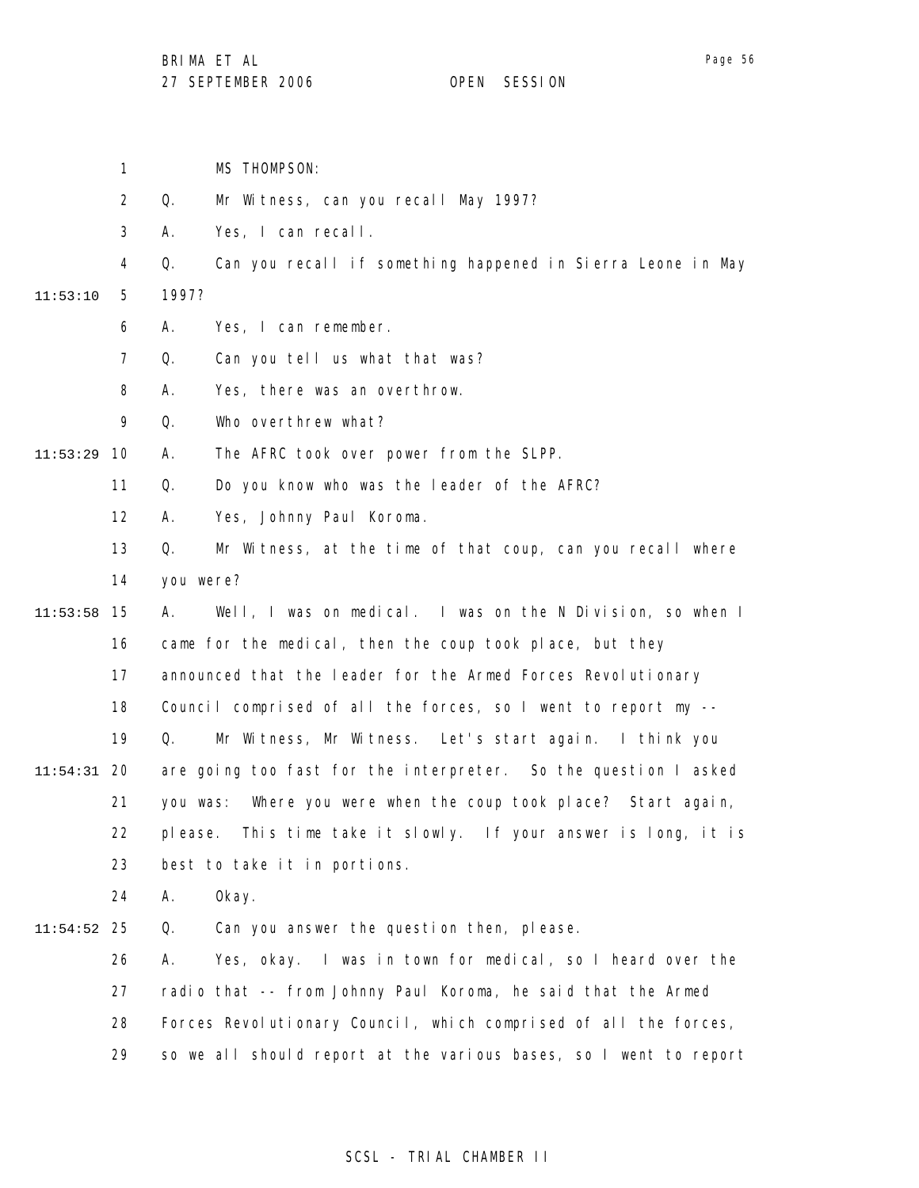MS THOMPSON:

Q. Mr Witness, can you recall May 1997?

A. Yes, I can recall.

Q. Can you recall if something happened in Sierra Leone in May 1997?

A. Yes, I can remember.

Q. Can you tell us what that was?

A. Yes, there was an overthrow.

Q. Who overthrew what?

A. The AFRC took over power from the SLPP.

Q. Do you know who was the leader of the AFRC?

A. Yes, Johnny Paul Koroma.

Q. Mr Witness, at the time of that coup, can you recall where you were?

A. Well, I was on medical. I was on the N Division, so when I came for the medical, then the coup took place, but they announced that the leader for the Armed Forces Revolutionary Council comprised of all the forces, so I went to report my --

Q. Mr Witness, Mr Witness. Let's start again. I think you are going too fast for the interpreter. So the question I asked you was: Where you were when the coup took place? Start again, please. This time take it slowly. If your answer is long, it is best to take it in portions.

A. Okay.

Q. Can you answer the question then, please.

A. Yes, okay. I was in town for medical, so I heard over the radio that -- from Johnny Paul Koroma, he said that the Armed Forces Revolutionary Council, which comprised of all the forces, so we all should report at the various bases, so I went to report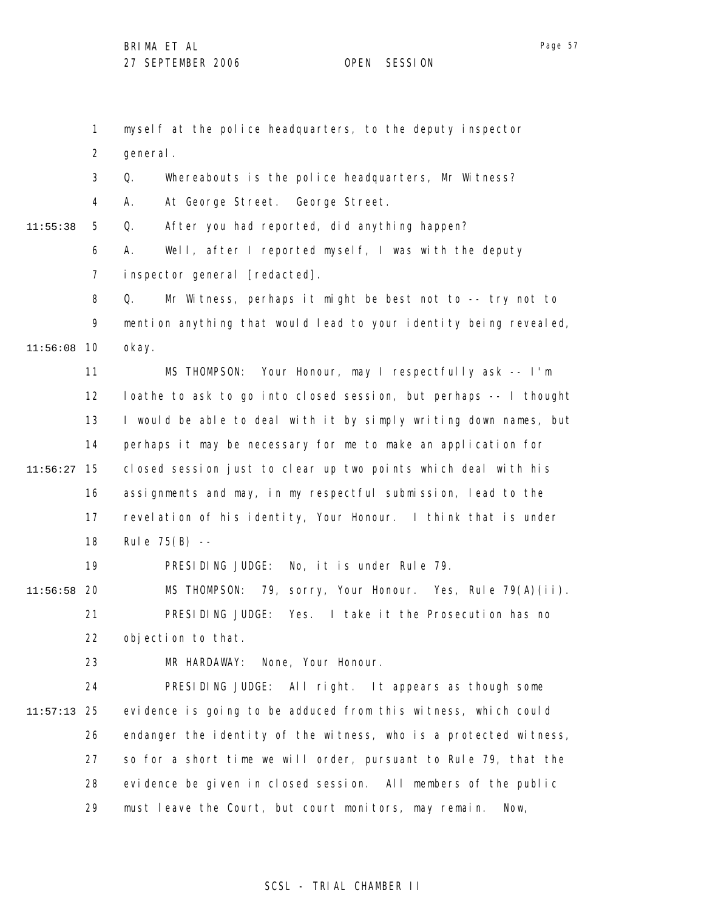myself at the police headquarters, to the deputy inspector general.

Q. Whereabouts is the police headquarters, Mr Witness?

A. At George Street. George Street.

Q. After you had reported, did anything happen?

A. Well, after I reported myself, I was with the deputy inspector general [redacted].

Q. Mr Witness, perhaps it might be best not to -- try not to mention anything that would lead to your identity being revealed, okay.

MS THOMPSON: Your Honour, may I respectfully ask -- I'm loathe to ask to go into closed session, but perhaps -- I thought I would be able to deal with it by simply writing down names, but perhaps it may be necessary for me to make an application for closed session just to clear up two points which deal with his assignments and may, in my respectful submission, lead to the revelation of his identity, Your Honour. I think that is under Rule 75(B) --

PRESIDING JUDGE: No, it is under Rule 79.

MS THOMPSON: 79, sorry, Your Honour. Yes, Rule 79(A)(ii).

PRESIDING JUDGE: Yes. I take it the Prosecution has no objection to that.

MR HARDAWAY: None, Your Honour.

PRESIDING JUDGE: All right. It appears as though some evidence is going to be adduced from this witness, which could endanger the identity of the witness, who is a protected witness, so for a short time we will order, pursuant to Rule 79, that the evidence be given in closed session. All members of the public must leave the Court, but court monitors, may remain. Now,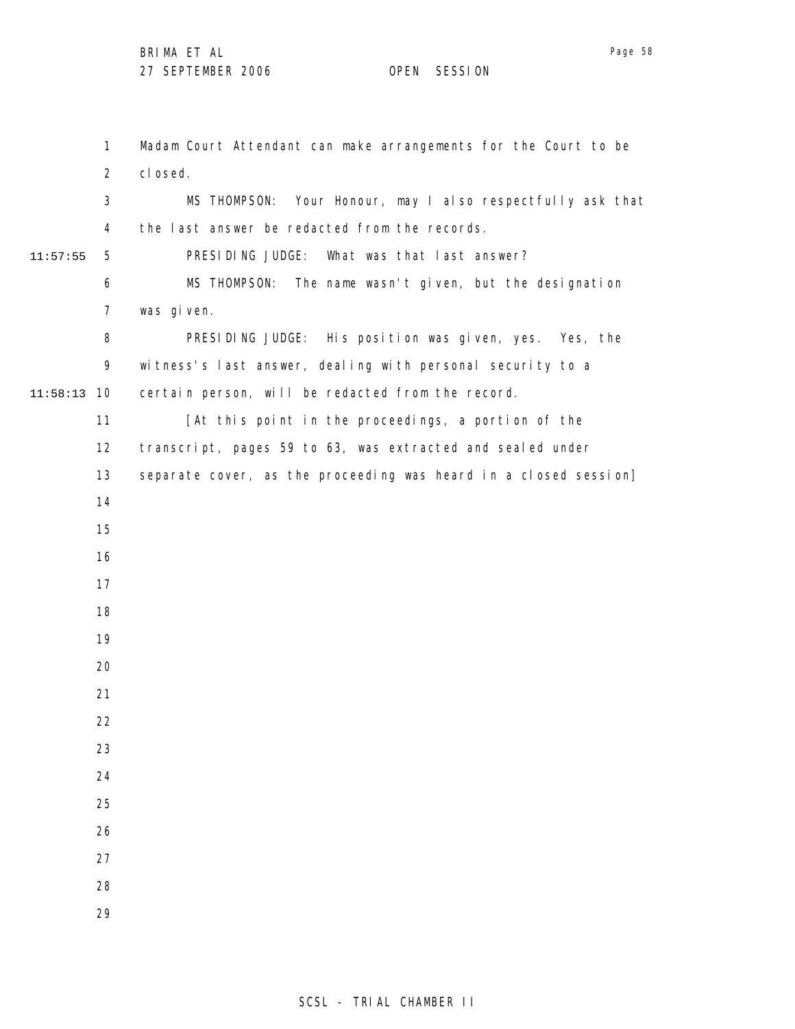Madam Court Attendant can make arrangements for the Court to be closed.

MS THOMPSON: Your Honour, may I also respectfully ask that the last answer be redacted from the records.

PRESIDING JUDGE: What was that last answer?

MS THOMPSON: The name wasn't given, but the designation was given.

PRESIDING JUDGE: His position was given, yes. Yes, the witness's last answer, dealing with personal security to a certain person, will be redacted from the record.

[At this point in the proceedings, a portion of the transcript, pages 59 to 63, was extracted and sealed under separate cover, as the proceeding was heard in a closed session]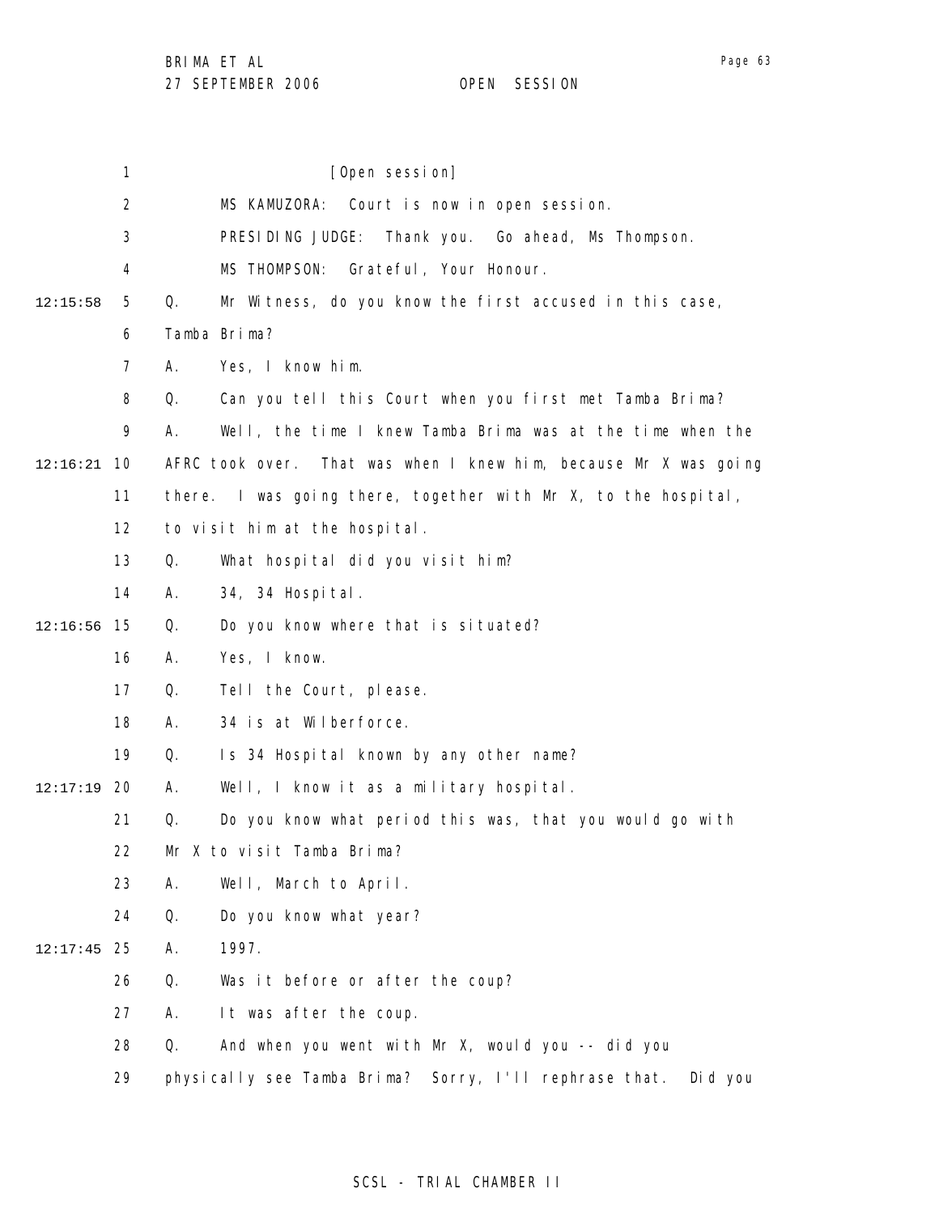[Open session]

MS KAMUZORA: Court is now in open session.

PRESIDING JUDGE: Thank you. Go ahead, Ms Thompson.

MS THOMPSON: Grateful, Your Honour.

Q. Mr Witness, do you know the first accused in this case, Tamba Brima?

A. Yes, I know him.

Q. Can you tell this Court when you first met Tamba Brima?

A. Well, the time I knew Tamba Brima was at the time when the AFRC took over. That was when I knew him, because Mr X was going there. I was going there, together with Mr X, to the hospital, to visit him at the hospital.

Q. What hospital did you visit him?

A. 34, 34 Hospital.

Q. Do you know where that is situated?

A. Yes, I know.

Q. Tell the Court, please.

A. 34 is at Wilberforce.

Q. Is 34 Hospital known by any other name?

A. Well, I know it as a military hospital.

Q. Do you know what period this was, that you would go with Mr X to visit Tamba Brima?

A. Well, March to April.

Q. Do you know what year?

A. 1997.

Q. Was it before or after the coup?

A. It was after the coup.

Q. And when you went with Mr X, would you -- did you physically see Tamba Brima? Sorry, I'll rephrase that. Did you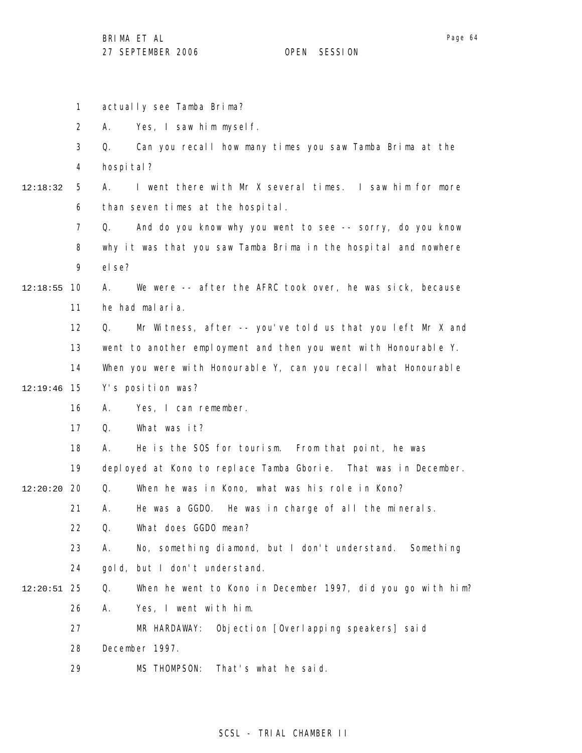actually see Tamba Brima?

A. Yes, I saw him myself.

Q. Can you recall how many times you saw Tamba Brima at the hospital?

12:18:32 A. I went there with Mr X several times. I saw him for more than seven times at the hospital.

Q. And do you know why you went to see -- sorry, do you know why it was that you saw Tamba Brima in the hospital and nowhere else?

12:18:55 A. We were -- after the AFRC took over, he was sick, because he had malaria.

Q. Mr Witness, after -- you've told us that you left Mr X and went to another employment and then you went with Honourable Y. When you were with Honourable Y, can you recall what Honourable

12:19:46 Y's position was?

A. Yes, I can remember.

Q. What was it?

A. He is the SOS for tourism. From that point, he was deployed at Kono to replace Tamba Gborie. That was in December.

12:20:20 Q. When he was in Kono, what was his role in Kono?

A. He was a GGDO. He was in charge of all the minerals.

Q. What does GGDO mean?

A. No, something diamond, but I don't understand. Something gold, but I don't understand.

12:20:51 Q. When he went to Kono in December 1997, did you go with him?

A. Yes, I went with him.

MR HARDAWAY: Objection [Overlapping speakers] said December 1997.

MS THOMPSON: That's what he said.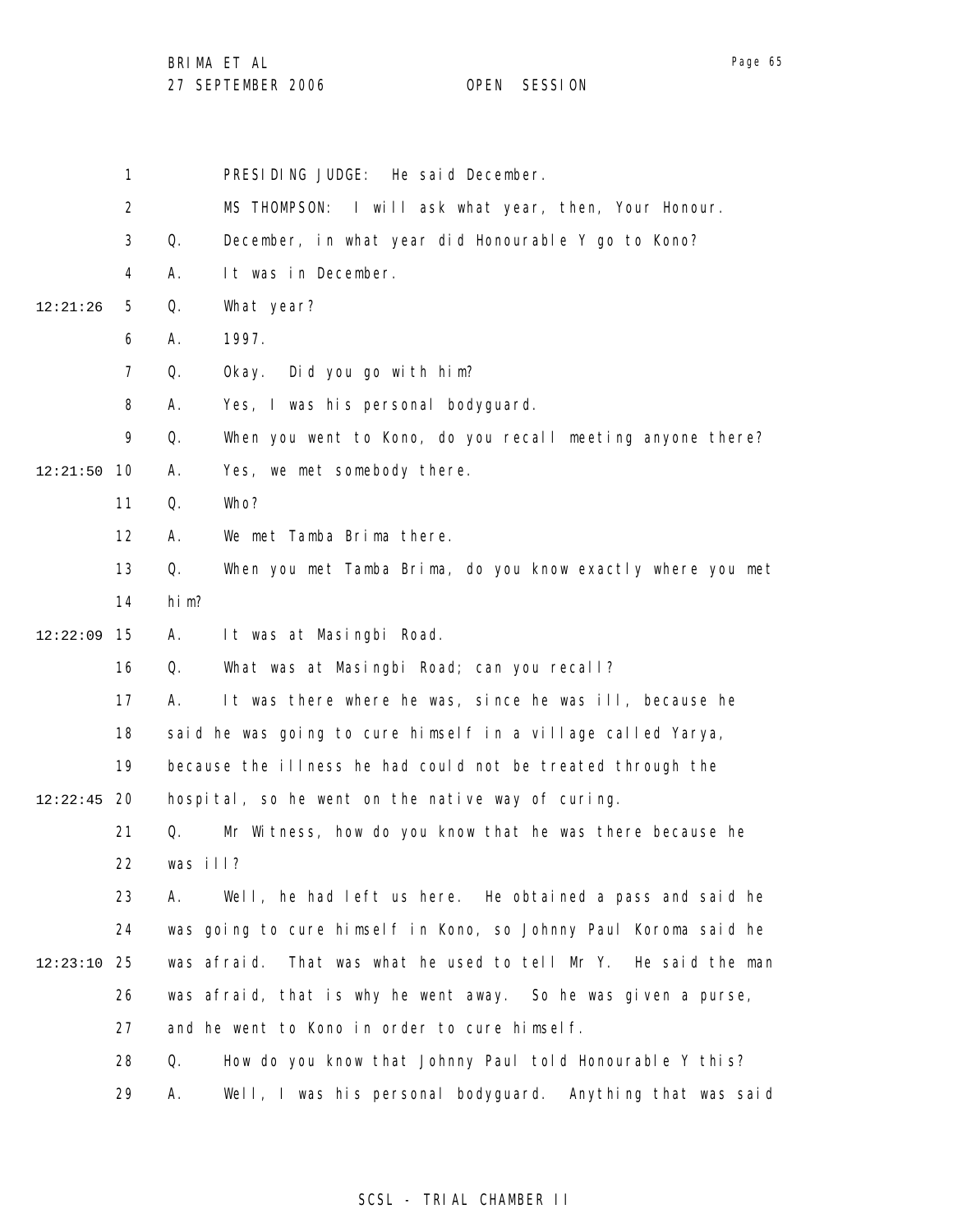PRESIDING JUDGE: He said December.

MS THOMPSON: I will ask what year, then, Your Honour.

Q. December, in what year did Honourable Y go to Kono?

A. It was in December.

Q. What year?

A. 1997.

Q. Okay. Did you go with him?

A. Yes, I was his personal bodyguard.

Q. When you went to Kono, do you recall meeting anyone there?

A. Yes, we met somebody there.

Q. Who?

A. We met Tamba Brima there.

Q. When you met Tamba Brima, do you know exactly where you met him?

A. It was at Masingbi Road.

Q. What was at Masingbi Road; can you recall?

A. It was there where he was, since he was ill, because he said he was going to cure himself in a village called Yarya, because the illness he had could not be treated through the hospital, so he went on the native way of curing.

Q. Mr Witness, how do you know that he was there because he was ill?

A. Well, he had left us here. He obtained a pass and said he was going to cure himself in Kono, so Johnny Paul Koroma said he was afraid. That was what he used to tell Mr Y. He said the man was afraid, that is why he went away. So he was given a purse, and he went to Kono in order to cure himself.

Q. How do you know that Johnny Paul told Honourable Y this?

A. Well, I was his personal bodyguard. Anything that was said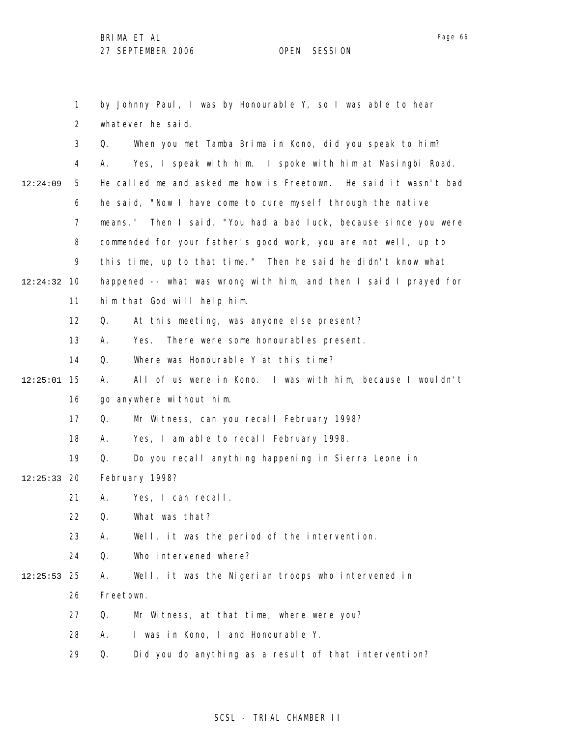by Johnny Paul, I was by Honourable Y, so I was able to hear whatever he said.

Q. When you met Tamba Brima in Kono, did you speak to him?

A. Yes, I speak with him. I spoke with him at Masingbi Road. He called me and asked me how is Freetown. He said it wasn't bad he said, "Now I have come to cure myself through the native means." Then I said, "You had a bad luck, because since you were commended for your father's good work, you are not well, up to this time, up to that time." Then he said he didn't know what happened -- what was wrong with him, and then I said I prayed for him that God will help him.

Q. At this meeting, was anyone else present?

A. Yes. There were some honourables present.

Q. Where was Honourable Y at this time?

A. All of us were in Kono. I was with him, because I wouldn't go anywhere without him.

Q. Mr Witness, can you recall February 1998?

A. Yes, I am able to recall February 1998.

Q. Do you recall anything happening in Sierra Leone in February 1998?

A. Yes, I can recall.

Q. What was that?

A. Well, it was the period of the intervention.

Q. Who intervened where?

A. Well, it was the Nigerian troops who intervened in Freetown.

Q. Mr Witness, at that time, where were you?

A. I was in Kono, I and Honourable Y.

Q. Did you do anything as a result of that intervention?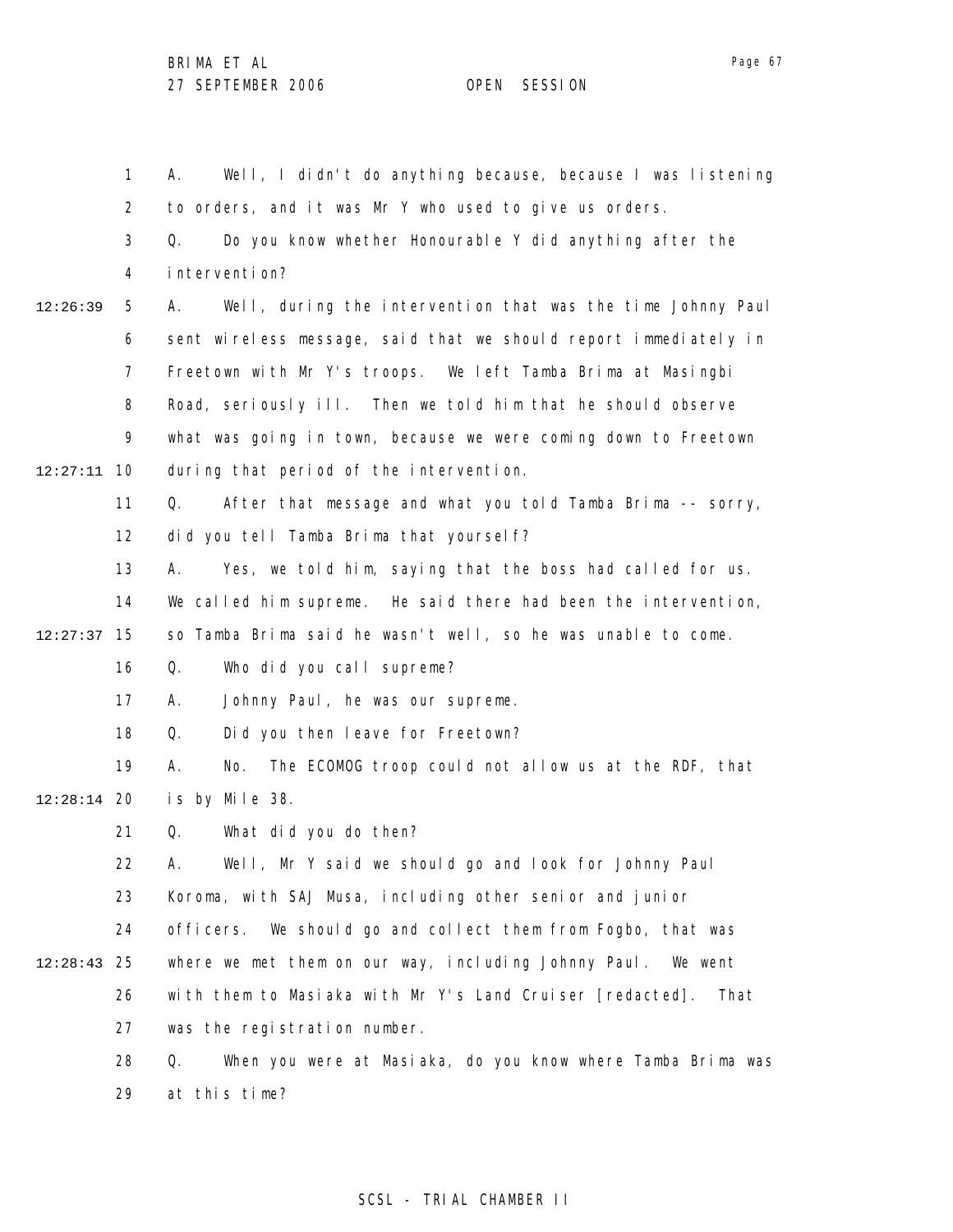A. Well, I didn't do anything because, because I was listening to orders, and it was Mr Y who used to give us orders.

Q. Do you know whether Honourable Y did anything after the intervention?

A. Well, during the intervention that was the time Johnny Paul sent wireless message, said that we should report immediately in Freetown with Mr Y's troops. We left Tamba Brima at Masingbi Road, seriously ill. Then we told him that he should observe what was going in town, because we were coming down to Freetown during that period of the intervention.

Q. After that message and what you told Tamba Brima -- sorry, did you tell Tamba Brima that yourself?

A. Yes, we told him, saying that the boss had called for us. We called him supreme. He said there had been the intervention, so Tamba Brima said he wasn't well, so he was unable to come.

Q. Who did you call supreme?

A. Johnny Paul, he was our supreme.

Q. Did you then leave for Freetown?

A. No. The ECOMOG troop could not allow us at the RDF, that is by Mile 38.

Q. What did you do then?

A. Well, Mr Y said we should go and look for Johnny Paul Koroma, with SAJ Musa, including other senior and junior officers. We should go and collect them from Fogbo, that was where we met them on our way, including Johnny Paul. We went with them to Masiaka with Mr Y's Land Cruiser [redacted]. That was the registration number.

Q. When you were at Masiaka, do you know where Tamba Brima was at this time?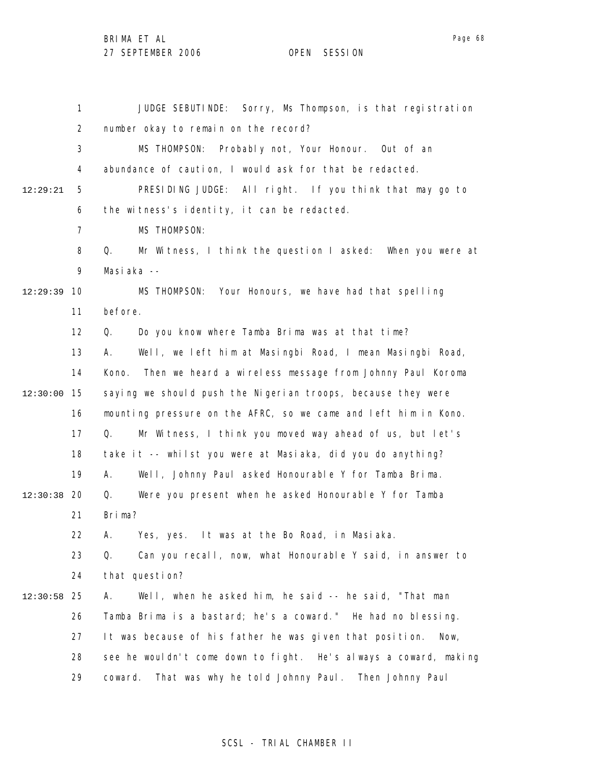JUDGE SEBUTINDE: Sorry, Ms Thompson, is that registration number okay to remain on the record?

MS THOMPSON: Probably not, Your Honour. Out of an abundance of caution, I would ask for that be redacted.

PRESIDING JUDGE: All right. If you think that may go to the witness's identity, it can be redacted.

MS THOMPSON:

Q. Mr Witness, I think the question I asked: When you were at Masiaka --

MS THOMPSON: Your Honours, we have had that spelling before.

Q. Do you know where Tamba Brima was at that time?

A. Well, we left him at Masingbi Road, I mean Masingbi Road, Kono. Then we heard a wireless message from Johnny Paul Koroma saying we should push the Nigerian troops, because they were mounting pressure on the AFRC, so we came and left him in Kono.

Q. Mr Witness, I think you moved way ahead of us, but let's take it -- whilst you were at Masiaka, did you do anything?

A. Well, Johnny Paul asked Honourable Y for Tamba Brima.

Q. Were you present when he asked Honourable Y for Tamba Brima?

A. Yes, yes. It was at the Bo Road, in Masiaka.

Q. Can you recall, now, what Honourable Y said, in answer to that question?

A. Well, when he asked him, he said -- he said, "That man Tamba Brima is a bastard; he's a coward." He had no blessing. It was because of his father he was given that position. Now, see he wouldn't come down to fight. He's always a coward, making coward. That was why he told Johnny Paul. Then Johnny Paul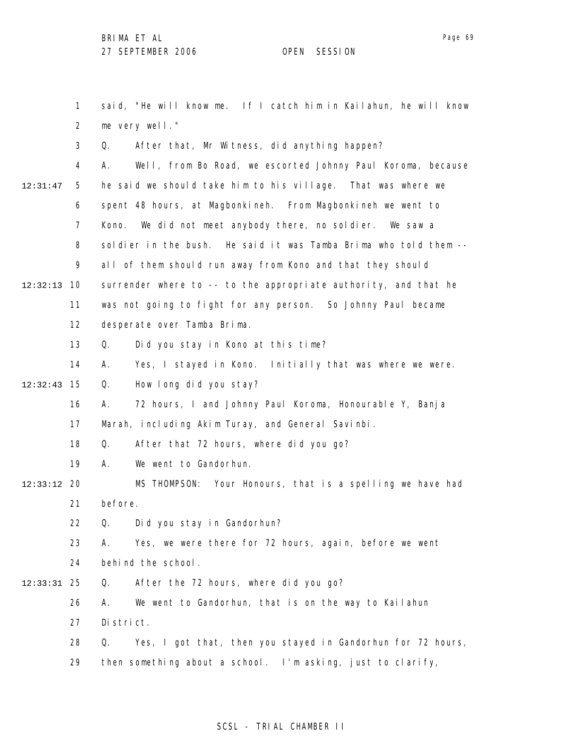1 said, "He will know me. If I catch him in Kailahun, he will know
2 me very well."
3 Q. After that, Mr Witness, did anything happen?
4 A. Well, from Bo Road, we escorted Johnny Paul Koroma, because
12:31:47 5 he said we should take him to his village. That was where we
6 spent 48 hours, at Magbonkineh. From Magbonkineh we went to
7 Kono. We did not meet anybody there, no soldier. We saw a
8 soldier in the bush. He said it was Tamba Brima who told them --
9 all of them should run away from Kono and that they should
12:32:13 10 surrender where to -- to the appropriate authority, and that he
11 was not going to fight for any person. So Johnny Paul became
12 desperate over Tamba Brima.
13 Q. Did you stay in Kono at this time?
14 A. Yes, I stayed in Kono. Initially that was where we were.
12:32:43 15 Q. How long did you stay?
16 A. 72 hours, I and Johnny Paul Koroma, Honourable Y, Banja
17 Marah, including Akim Turay, and General Savinbi.
18 Q. After that 72 hours, where did you go?
19 A. We went to Gandorhun.
12:33:12 20 MS THOMPSON: Your Honours, that is a spelling we have had
21 before.
22 Q. Did you stay in Gandorhun?
23 A. Yes, we were there for 72 hours, again, before we went
24 behind the school.
12:33:31 25 Q. After the 72 hours, where did you go?
26 A. We went to Gandorhun, that is on the way to Kailahun
27 District.
28 Q. Yes, I got that, then you stayed in Gandorhun for 72 hours,
29 then something about a school. I'm asking, just to clarify,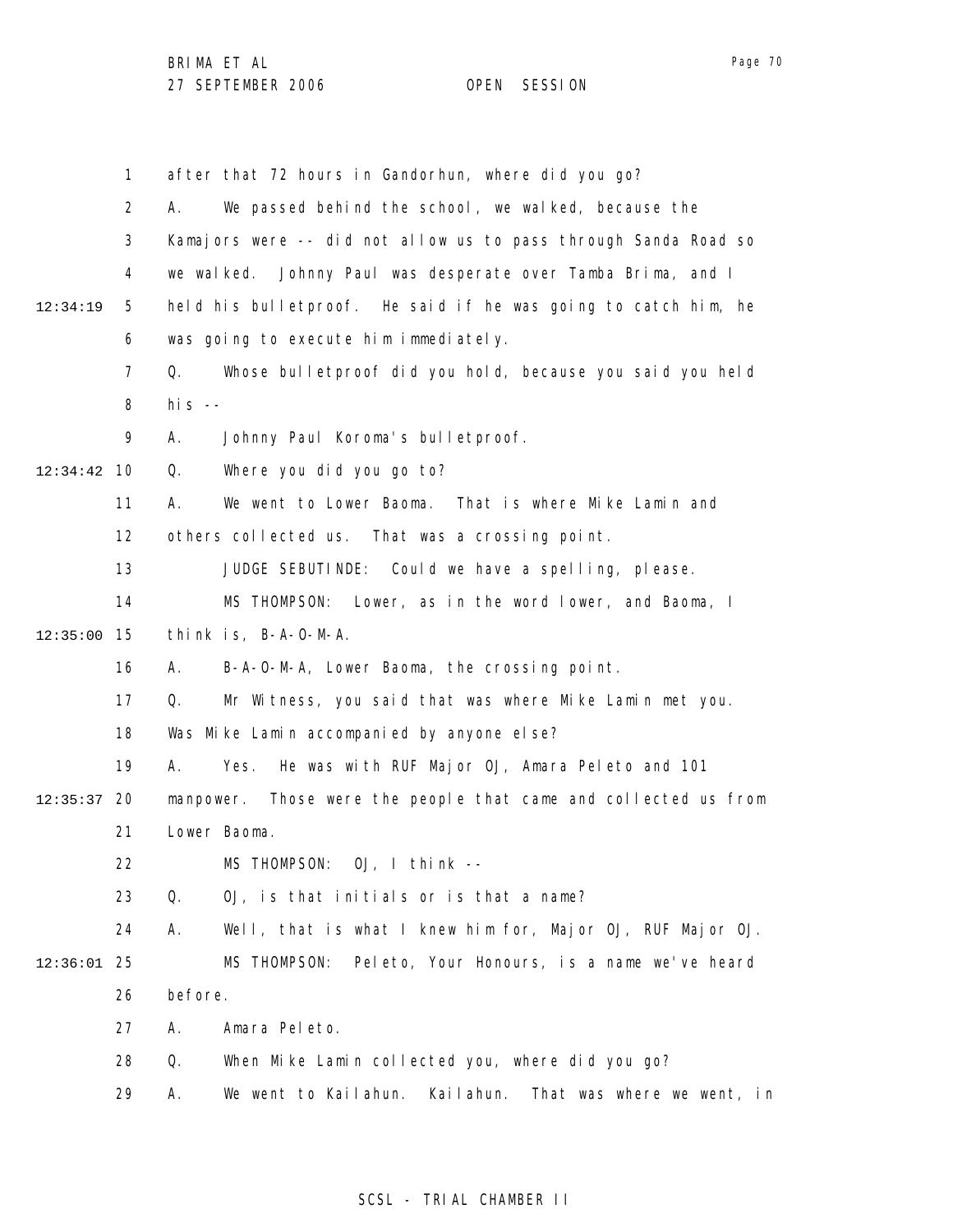after that 72 hours in Gandorhun, where did you go?

A. We passed behind the school, we walked, because the Kamajors were -- did not allow us to pass through Sanda Road so we walked. Johnny Paul was desperate over Tamba Brima, and I held his bulletproof. He said if he was going to catch him, he was going to execute him immediately.

Q. Whose bulletproof did you hold, because you said you held his --

A. Johnny Paul Koroma's bulletproof.

Q. Where you did you go to?

A. We went to Lower Baoma. That is where Mike Lamin and others collected us. That was a crossing point.

JUDGE SEBUTINDE: Could we have a spelling, please.

MS THOMPSON: Lower, as in the word lower, and Baoma, I think is, B-A-O-M-A.

A. B-A-O-M-A, Lower Baoma, the crossing point.

Q. Mr Witness, you said that was where Mike Lamin met you. Was Mike Lamin accompanied by anyone else?

A. Yes. He was with RUF Major OJ, Amara Peleto and 101 manpower. Those were the people that came and collected us from Lower Baoma.

MS THOMPSON: OJ, I think --

Q. OJ, is that initials or is that a name?

A. Well, that is what I knew him for, Major OJ, RUF Major OJ.

MS THOMPSON: Peleto, Your Honours, is a name we've heard before.

A. Amara Peleto.

Q. When Mike Lamin collected you, where did you go?

A. We went to Kailahun. Kailahun. That was where we went, in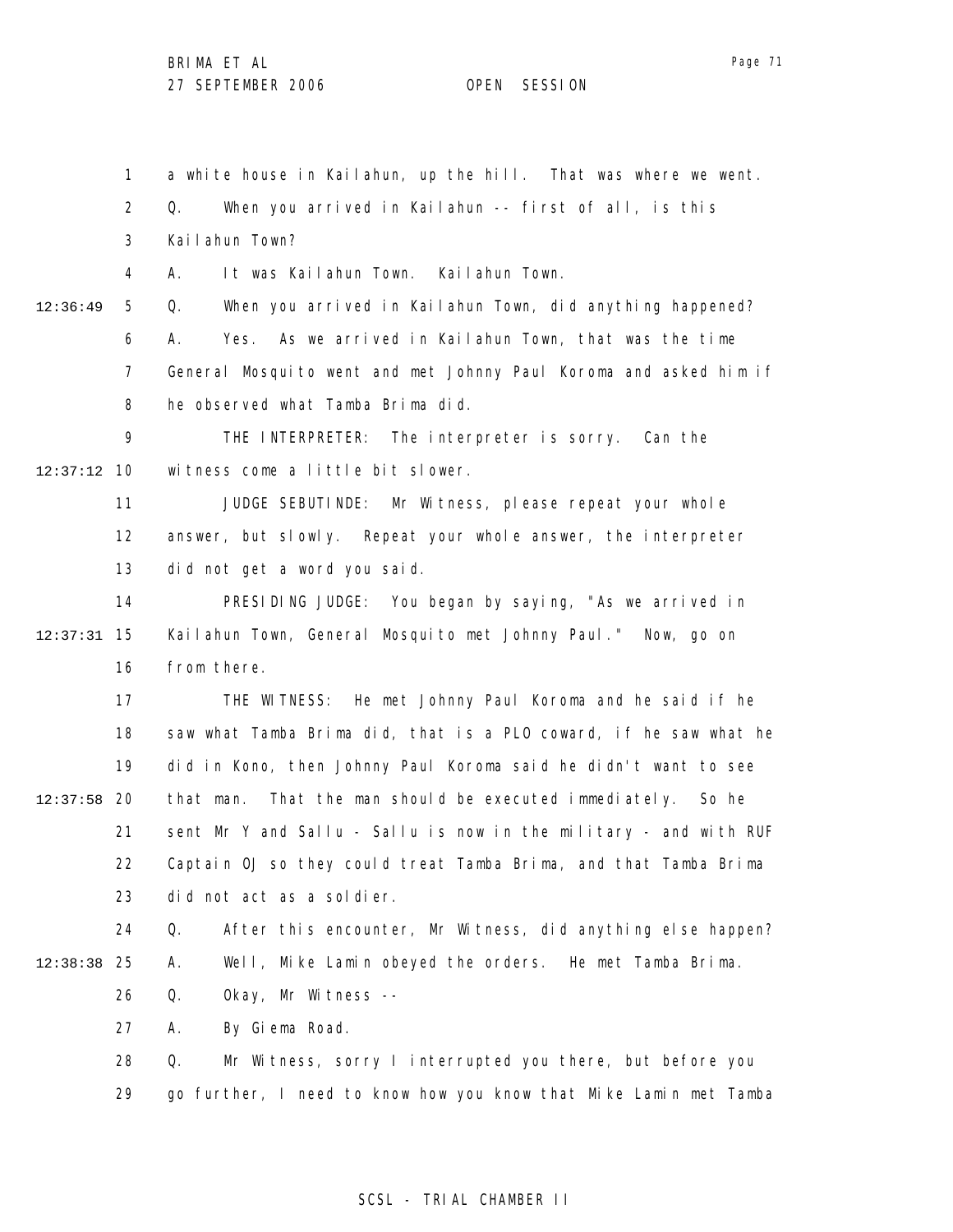a white house in Kailahun, up the hill. That was where we went.

Q. When you arrived in Kailahun -- first of all, is this Kailahun Town?

A. It was Kailahun Town. Kailahun Town.

Q. When you arrived in Kailahun Town, did anything happened?

A. Yes. As we arrived in Kailahun Town, that was the time General Mosquito went and met Johnny Paul Koroma and asked him if he observed what Tamba Brima did.

THE INTERPRETER: The interpreter is sorry. Can the witness come a little bit slower.

JUDGE SEBUTINDE: Mr Witness, please repeat your whole answer, but slowly. Repeat your whole answer, the interpreter did not get a word you said.

PRESIDING JUDGE: You began by saying, "As we arrived in Kailahun Town, General Mosquito met Johnny Paul." Now, go on from there.

THE WITNESS: He met Johnny Paul Koroma and he said if he saw what Tamba Brima did, that is a PLO coward, if he saw what he did in Kono, then Johnny Paul Koroma said he didn't want to see that man. That the man should be executed immediately. So he sent Mr Y and Sallu - Sallu is now in the military - and with RUF Captain OJ so they could treat Tamba Brima, and that Tamba Brima did not act as a soldier.

Q. After this encounter, Mr Witness, did anything else happen?

A. Well, Mike Lamin obeyed the orders. He met Tamba Brima.

Q. Okay, Mr Witness --

A. By Giema Road.

Q. Mr Witness, sorry I interrupted you there, but before you go further, I need to know how you know that Mike Lamin met Tamba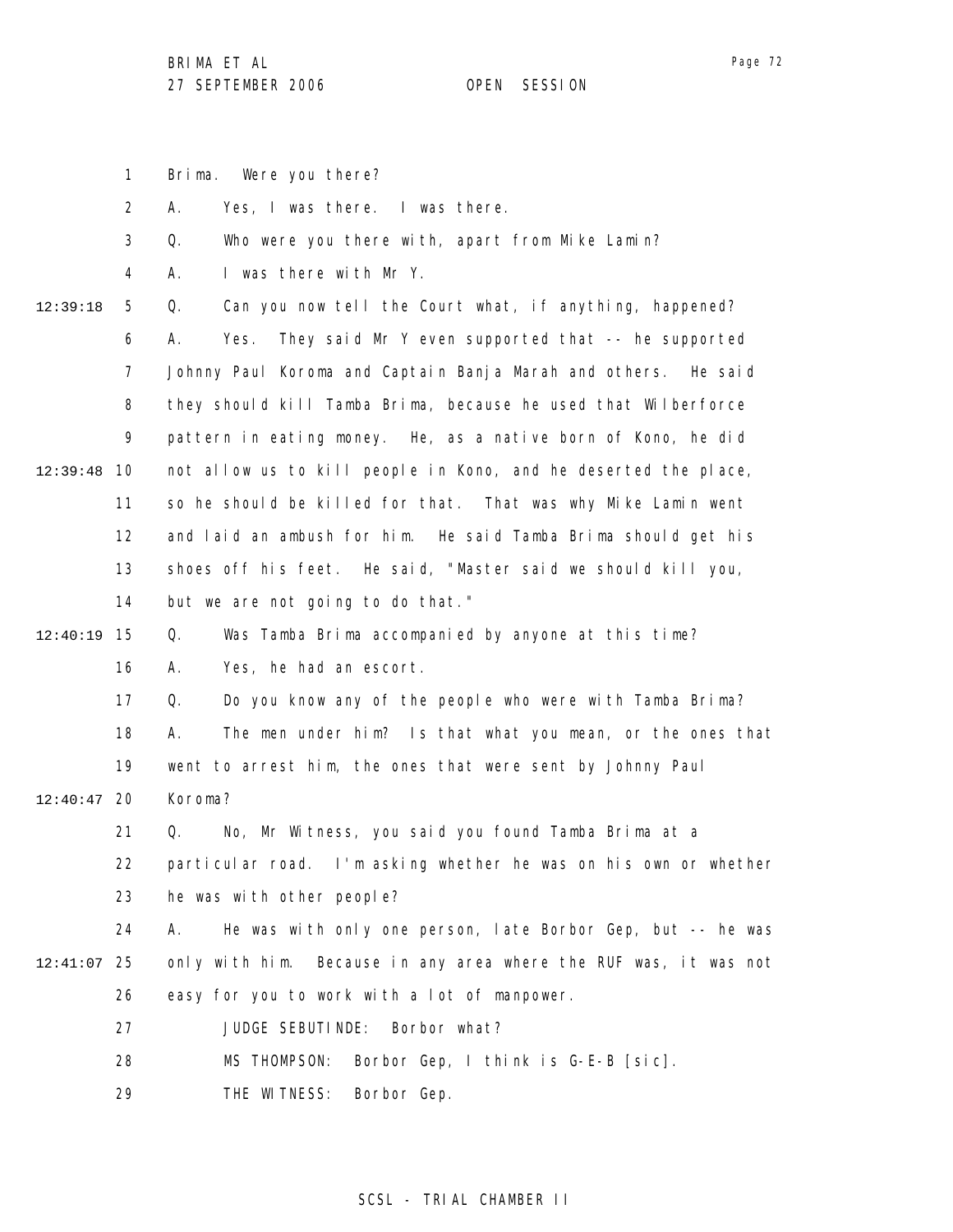1 Brima. Were you there?

2 A. Yes, I was there. I was there.

3 Q. Who were you there with, apart from Mike Lamin?

4 A. I was there with Mr Y.

12:39:18 5 Q. Can you now tell the Court what, if anything, happened?

6 A. Yes. They said Mr Y even supported that -- he supported

7 Johnny Paul Koroma and Captain Banja Marah and others. He said

8 they should kill Tamba Brima, because he used that Wilberforce

9 pattern in eating money. He, as a native born of Kono, he did

12:39:48 10 not allow us to kill people in Kono, and he deserted the place,

11 so he should be killed for that. That was why Mike Lamin went

12 and laid an ambush for him. He said Tamba Brima should get his

13 shoes off his feet. He said, "Master said we should kill you,

14 but we are not going to do that."

12:40:19 15 Q. Was Tamba Brima accompanied by anyone at this time?

16 A. Yes, he had an escort.

17 Q. Do you know any of the people who were with Tamba Brima?

18 A. The men under him? Is that what you mean, or the ones that

19 went to arrest him, the ones that were sent by Johnny Paul

12:40:47 20 Koroma?

21 Q. No, Mr Witness, you said you found Tamba Brima at a

22 particular road. I'm asking whether he was on his own or whether

23 he was with other people?

24 A. He was with only one person, late Borbor Gep, but -- he was

12:41:07 25 only with him. Because in any area where the RUF was, it was not

26 easy for you to work with a lot of manpower.

27 JUDGE SEBUTINDE: Borbor what?

28 MS THOMPSON: Borbor Gep, I think is G-E-B [sic].

29 THE WITNESS: Borbor Gep.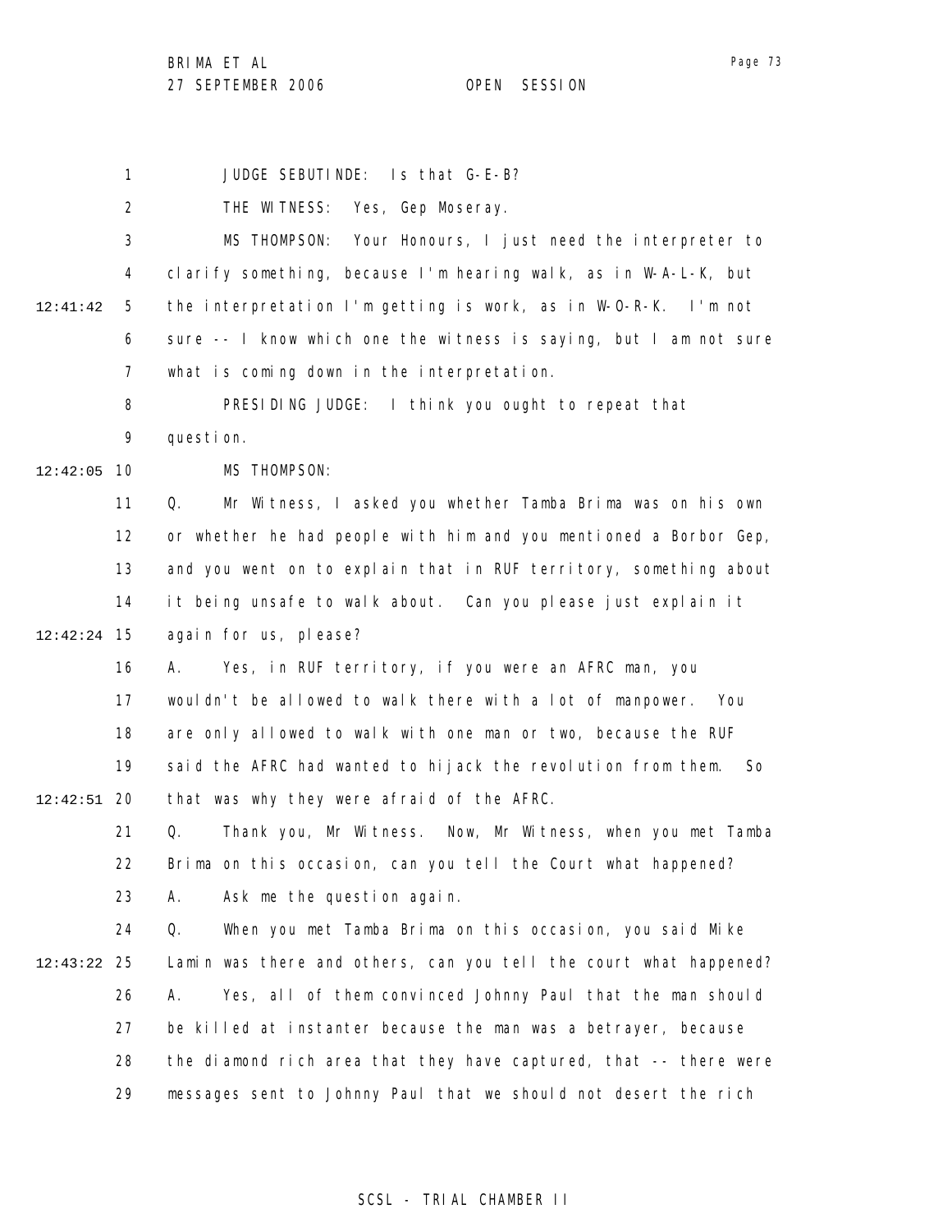JUDGE SEBUTINDE: Is that G-E-B?

THE WITNESS: Yes, Gep Moseray.

MS THOMPSON: Your Honours, I just need the interpreter to clarify something, because I'm hearing walk, as in W-A-L-K, but the interpretation I'm getting is work, as in W-O-R-K. I'm not sure -- I know which one the witness is saying, but I am not sure what is coming down in the interpretation.

PRESIDING JUDGE: I think you ought to repeat that question.

MS THOMPSON:

Q. Mr Witness, I asked you whether Tamba Brima was on his own or whether he had people with him and you mentioned a Borbor Gep, and you went on to explain that in RUF territory, something about it being unsafe to walk about. Can you please just explain it again for us, please?

A. Yes, in RUF territory, if you were an AFRC man, you wouldn't be allowed to walk there with a lot of manpower. You are only allowed to walk with one man or two, because the RUF said the AFRC had wanted to hijack the revolution from them. So that was why they were afraid of the AFRC.

Q. Thank you, Mr Witness. Now, Mr Witness, when you met Tamba Brima on this occasion, can you tell the Court what happened?

A. Ask me the question again.

Q. When you met Tamba Brima on this occasion, you said Mike Lamin was there and others, can you tell the court what happened?

A. Yes, all of them convinced Johnny Paul that the man should be killed at instanter because the man was a betrayer, because the diamond rich area that they have captured, that -- there were messages sent to Johnny Paul that we should not desert the rich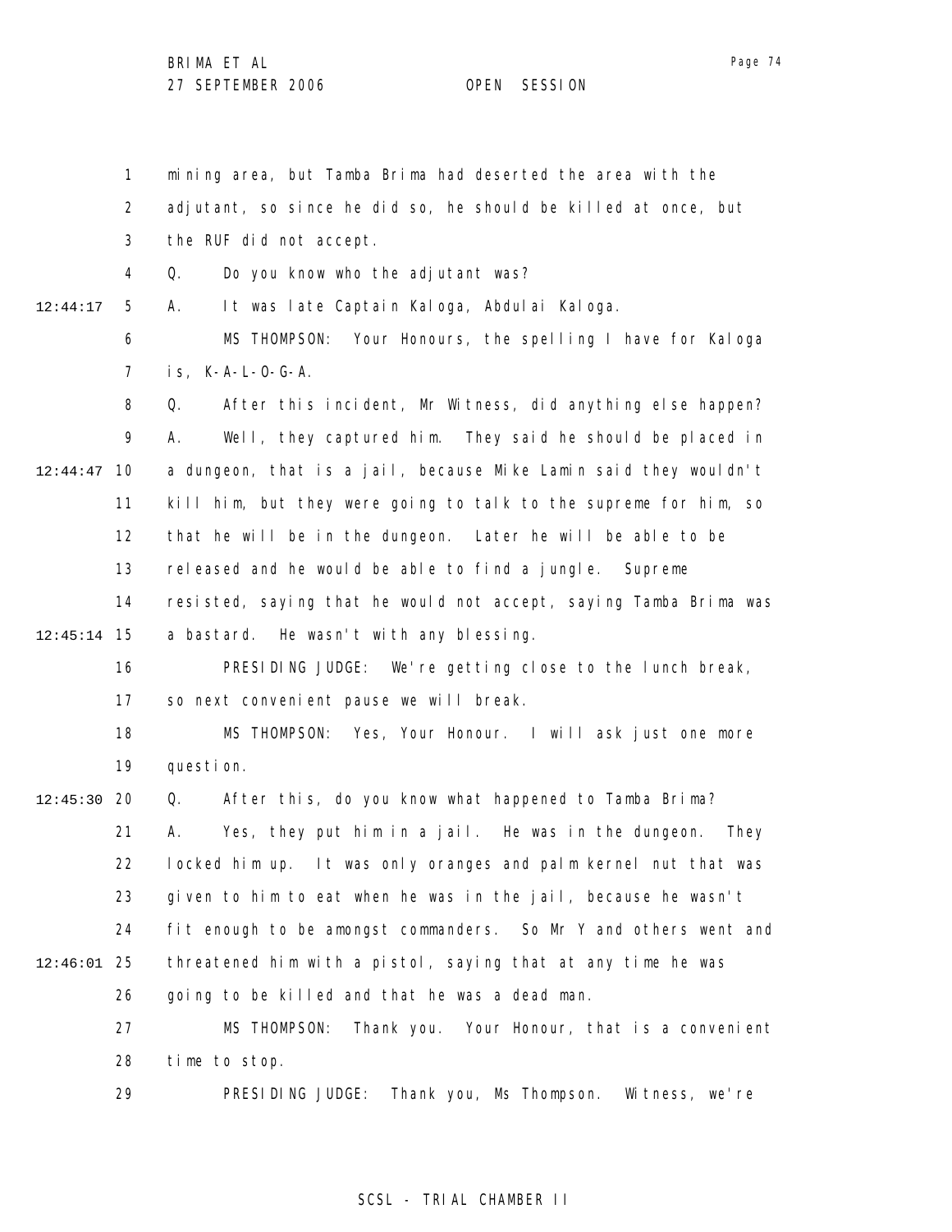mining area, but Tamba Brima had deserted the area with the adjutant, so since he did so, he should be killed at once, but the RUF did not accept.

Q. Do you know who the adjutant was?

A. It was late Captain Kaloga, Abdulai Kaloga.

MS THOMPSON: Your Honours, the spelling I have for Kaloga is, K-A-L-O-G-A.

Q. After this incident, Mr Witness, did anything else happen?

A. Well, they captured him. They said he should be placed in a dungeon, that is a jail, because Mike Lamin said they wouldn't kill him, but they were going to talk to the supreme for him, so that he will be in the dungeon. Later he will be able to be released and he would be able to find a jungle. Supreme resisted, saying that he would not accept, saying Tamba Brima was a bastard. He wasn't with any blessing.

PRESIDING JUDGE: We're getting close to the lunch break, so next convenient pause we will break.

MS THOMPSON: Yes, Your Honour. I will ask just one more question.

Q. After this, do you know what happened to Tamba Brima?

A. Yes, they put him in a jail. He was in the dungeon. They locked him up. It was only oranges and palm kernel nut that was given to him to eat when he was in the jail, because he wasn't fit enough to be amongst commanders. So Mr Y and others went and threatened him with a pistol, saying that at any time he was going to be killed and that he was a dead man.

MS THOMPSON: Thank you. Your Honour, that is a convenient time to stop.

PRESIDING JUDGE: Thank you, Ms Thompson. Witness, we're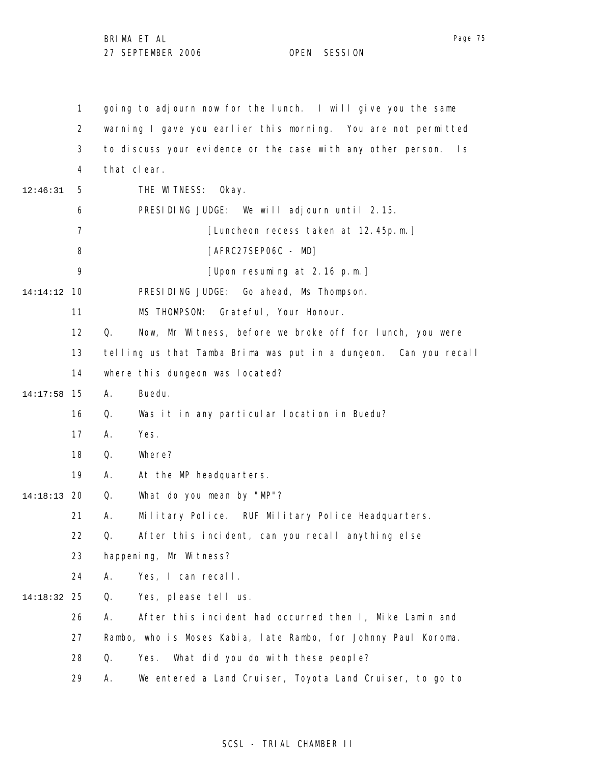going to adjourn now for the lunch. I will give you the same warning I gave you earlier this morning. You are not permitted to discuss your evidence or the case with any other person. Is that clear.

THE WITNESS: Okay.

PRESIDING JUDGE: We will adjourn until 2.15.

[Luncheon recess taken at 12.45p.m.]

[AFRC27SEP06C - MD]

[Upon resuming at 2.16 p.m.]

PRESIDING JUDGE: Go ahead, Ms Thompson.

MS THOMPSON: Grateful, Your Honour.

Q. Now, Mr Witness, before we broke off for lunch, you were telling us that Tamba Brima was put in a dungeon. Can you recall where this dungeon was located?

A. Buedu.

Q. Was it in any particular location in Buedu?

A. Yes.

Q. Where?

A. At the MP headquarters.

Q. What do you mean by "MP"?

A. Military Police. RUF Military Police Headquarters.

Q. After this incident, can you recall anything else happening, Mr Witness?

A. Yes, I can recall.

Q. Yes, please tell us.

A. After this incident had occurred then I, Mike Lamin and Rambo, who is Moses Kabia, late Rambo, for Johnny Paul Koroma.

Q. Yes. What did you do with these people?

A. We entered a Land Cruiser, Toyota Land Cruiser, to go to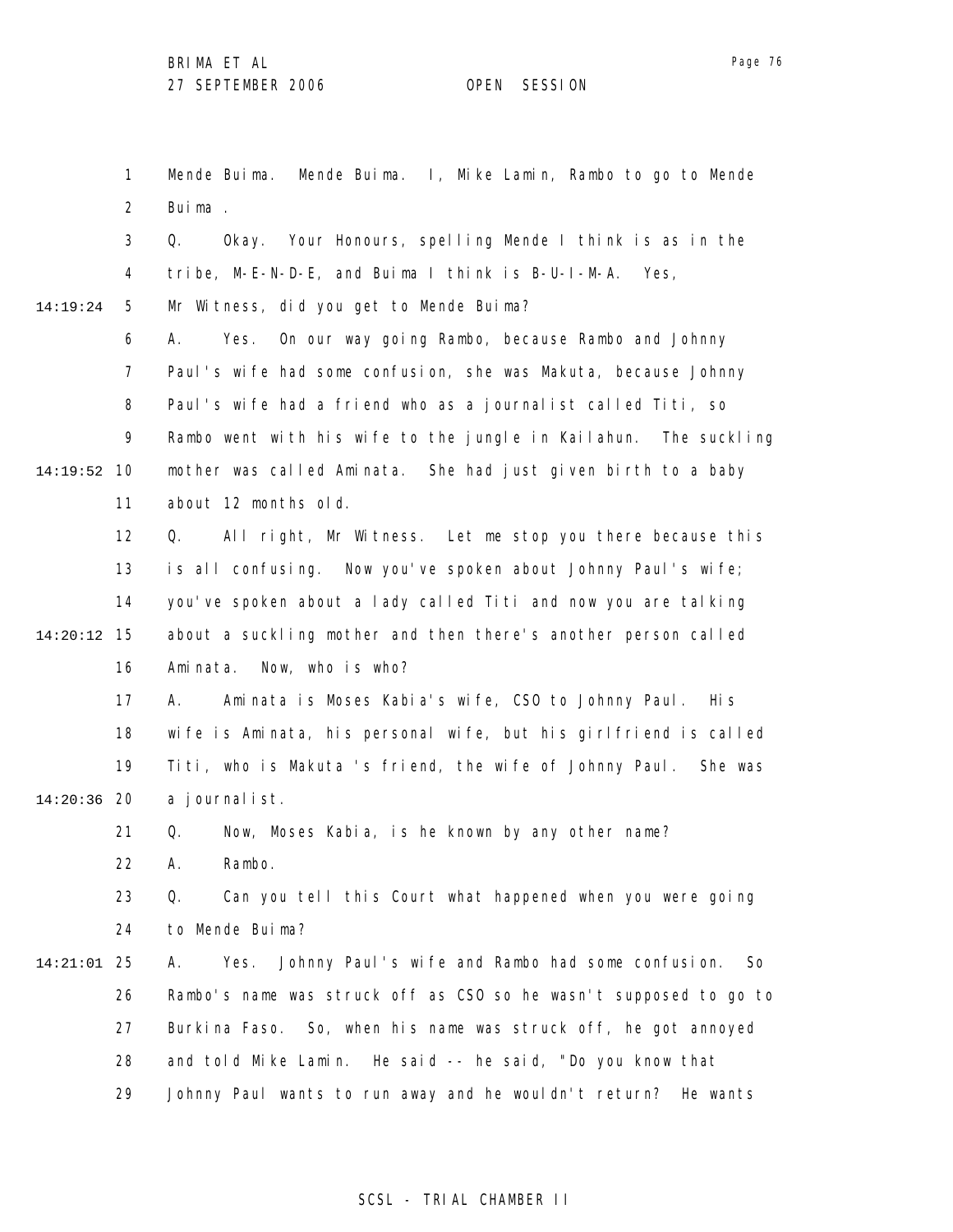1 Mende Buima. Mende Buima. I, Mike Lamin, Rambo to go to Mende
2 Buima .
3 Q. Okay. Your Honours, spelling Mende I think is as in the
4 tribe, M-E-N-D-E, and Buima I think is B-U-I-M-A. Yes,
14:19:24 5 Mr Witness, did you get to Mende Buima?
6 A. Yes. On our way going Rambo, because Rambo and Johnny
7 Paul's wife had some confusion, she was Makuta, because Johnny
8 Paul's wife had a friend who as a journalist called Titi, so
9 Rambo went with his wife to the jungle in Kailahun. The suckling
14:19:52 10 mother was called Aminata. She had just given birth to a baby
11 about 12 months old.
12 Q. All right, Mr Witness. Let me stop you there because this
13 is all confusing. Now you've spoken about Johnny Paul's wife;
14 you've spoken about a lady called Titi and now you are talking
14:20:12 15 about a suckling mother and then there's another person called
16 Aminata. Now, who is who?
17 A. Aminata is Moses Kabia's wife, CSO to Johnny Paul. His
18 wife is Aminata, his personal wife, but his girlfriend is called
19 Titi, who is Makuta 's friend, the wife of Johnny Paul. She was
14:20:36 20 a journalist.
21 Q. Now, Moses Kabia, is he known by any other name?
22 A. Rambo.
23 Q. Can you tell this Court what happened when you were going
24 to Mende Buima?
14:21:01 25 A. Yes. Johnny Paul's wife and Rambo had some confusion. So
26 Rambo's name was struck off as CSO so he wasn't supposed to go to
27 Burkina Faso. So, when his name was struck off, he got annoyed
28 and told Mike Lamin. He said -- he said, "Do you know that
29 Johnny Paul wants to run away and he wouldn't return? He wants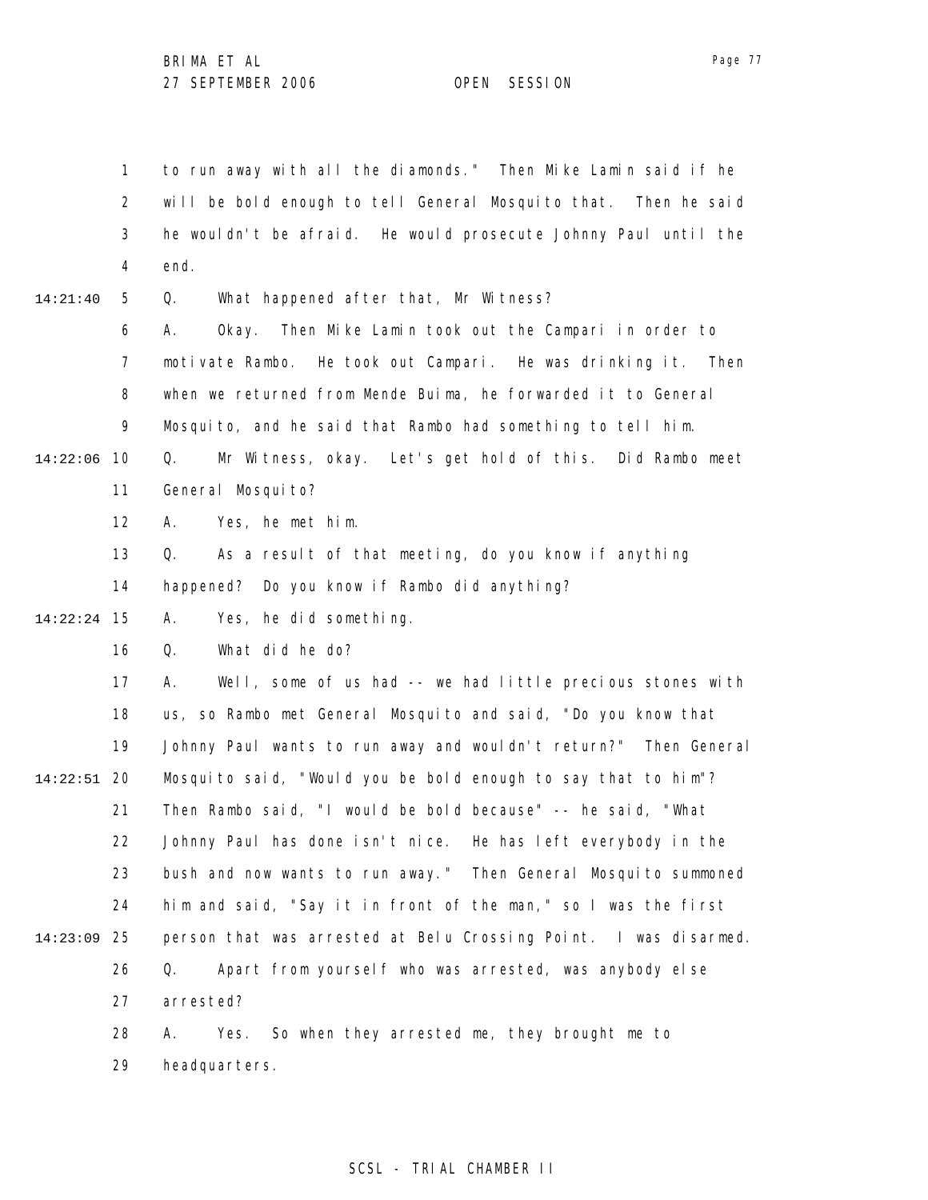1 to run away with all the diamonds." Then Mike Lamin said if he
2 will be bold enough to tell General Mosquito that. Then he said
3 he wouldn't be afraid. He would prosecute Johnny Paul until the
4 end.

14:21:40 5 Q. What happened after that, Mr Witness?
6 A. Okay. Then Mike Lamin took out the Campari in order to
7 motivate Rambo. He took out Campari. He was drinking it. Then
8 when we returned from Mende Buima, he forwarded it to General
9 Mosquito, and he said that Rambo had something to tell him.

14:22:06 10 Q. Mr Witness, okay. Let's get hold of this. Did Rambo meet
11 General Mosquito?
12 A. Yes, he met him.
13 Q. As a result of that meeting, do you know if anything
14 happened? Do you know if Rambo did anything?

14:22:24 15 A. Yes, he did something.
16 Q. What did he do?
17 A. Well, some of us had -- we had little precious stones with
18 us, so Rambo met General Mosquito and said, "Do you know that
19 Johnny Paul wants to run away and wouldn't return?" Then General

14:22:51 20 Mosquito said, "Would you be bold enough to say that to him"?
21 Then Rambo said, "I would be bold because" -- he said, "What
22 Johnny Paul has done isn't nice. He has left everybody in the
23 bush and now wants to run away." Then General Mosquito summoned
24 him and said, "Say it in front of the man," so I was the first

14:23:09 25 person that was arrested at Belu Crossing Point. I was disarmed.
26 Q. Apart from yourself who was arrested, was anybody else
27 arrested?
28 A. Yes. So when they arrested me, they brought me to
29 headquarters.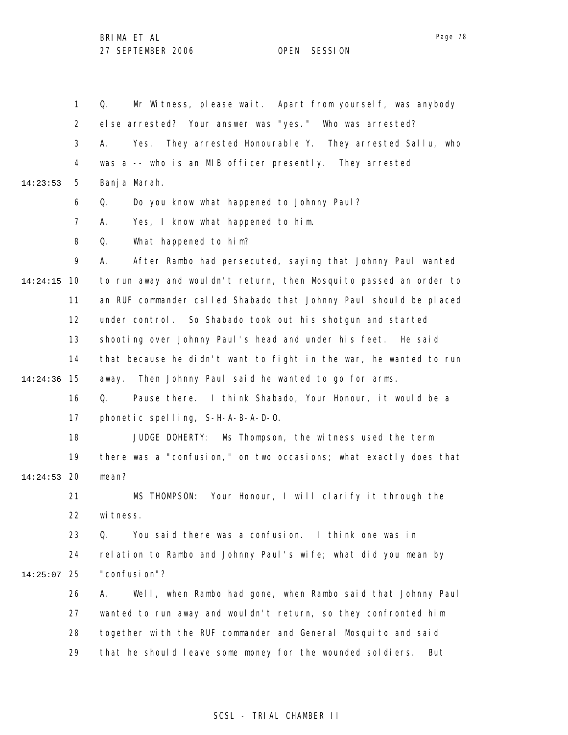Q. Mr Witness, please wait. Apart from yourself, was anybody else arrested? Your answer was "yes." Who was arrested?

A. Yes. They arrested Honourable Y. They arrested Sallu, who was a -- who is an MIB officer presently. They arrested Banja Marah.

Q. Do you know what happened to Johnny Paul?

A. Yes, I know what happened to him.

Q. What happened to him?

A. After Rambo had persecuted, saying that Johnny Paul wanted to run away and wouldn't return, then Mosquito passed an order to an RUF commander called Shabado that Johnny Paul should be placed under control. So Shabado took out his shotgun and started shooting over Johnny Paul's head and under his feet. He said that because he didn't want to fight in the war, he wanted to run away. Then Johnny Paul said he wanted to go for arms.

Q. Pause there. I think Shabado, Your Honour, it would be a phonetic spelling, S-H-A-B-A-D-O.

JUDGE DOHERTY: Ms Thompson, the witness used the term there was a "confusion," on two occasions; what exactly does that mean?

MS THOMPSON: Your Honour, I will clarify it through the witness.

Q. You said there was a confusion. I think one was in relation to Rambo and Johnny Paul's wife; what did you mean by "confusion"?

A. Well, when Rambo had gone, when Rambo said that Johnny Paul wanted to run away and wouldn't return, so they confronted him together with the RUF commander and General Mosquito and said that he should leave some money for the wounded soldiers. But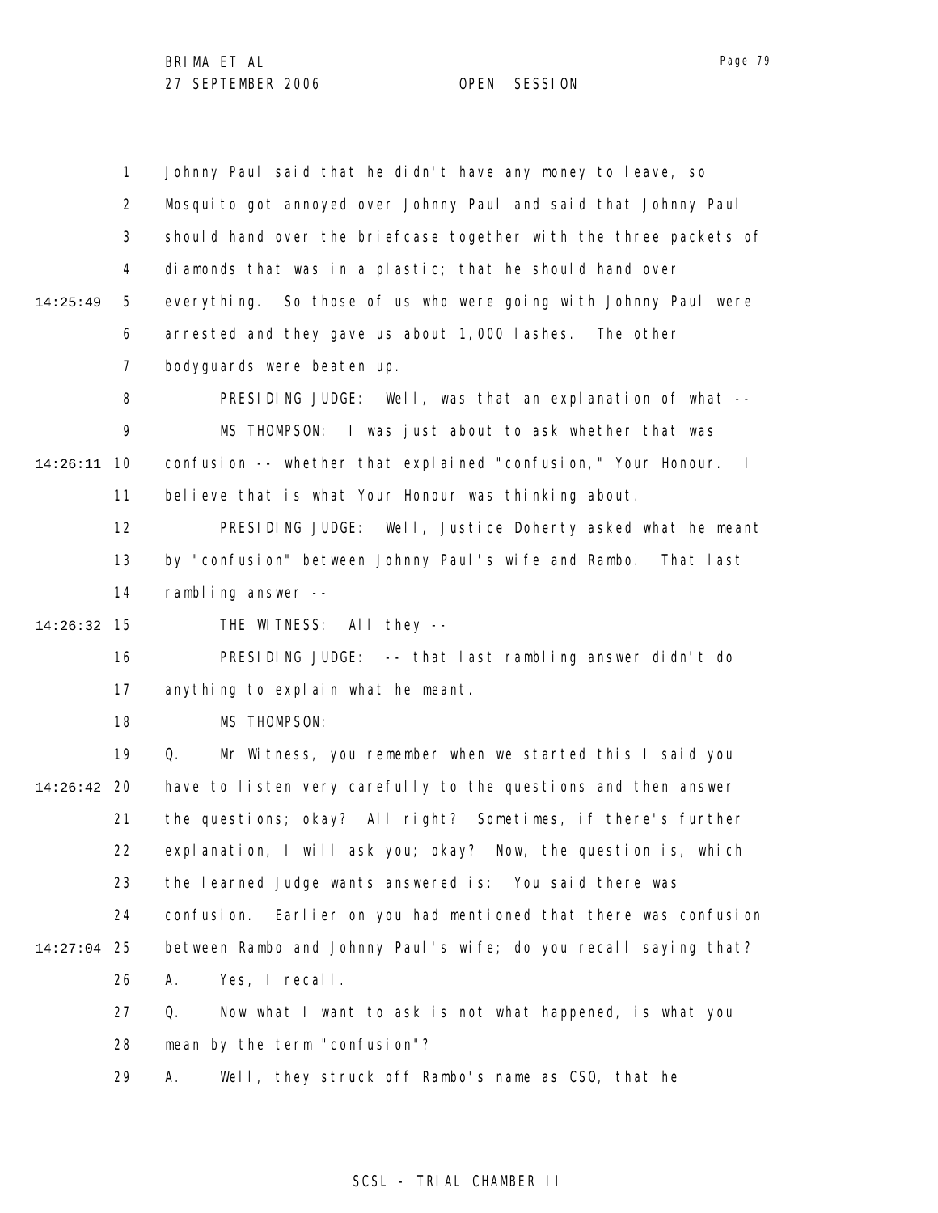Johnny Paul said that he didn't have any money to leave, so Mosquito got annoyed over Johnny Paul and said that Johnny Paul should hand over the briefcase together with the three packets of diamonds that was in a plastic; that he should hand over everything. So those of us who were going with Johnny Paul were arrested and they gave us about 1,000 lashes. The other bodyguards were beaten up.

PRESIDING JUDGE: Well, was that an explanation of what --

MS THOMPSON: I was just about to ask whether that was confusion -- whether that explained "confusion," Your Honour. I believe that is what Your Honour was thinking about.

PRESIDING JUDGE: Well, Justice Doherty asked what he meant by "confusion" between Johnny Paul's wife and Rambo. That last rambling answer --

THE WITNESS: All they --

PRESIDING JUDGE: -- that last rambling answer didn't do anything to explain what he meant.

MS THOMPSON:

Q. Mr Witness, you remember when we started this I said you have to listen very carefully to the questions and then answer the questions; okay? All right? Sometimes, if there's further explanation, I will ask you; okay? Now, the question is, which the learned Judge wants answered is: You said there was confusion. Earlier on you had mentioned that there was confusion between Rambo and Johnny Paul's wife; do you recall saying that?

A. Yes, I recall.

Q. Now what I want to ask is not what happened, is what you mean by the term "confusion"?

A. Well, they struck off Rambo's name as CSO, that he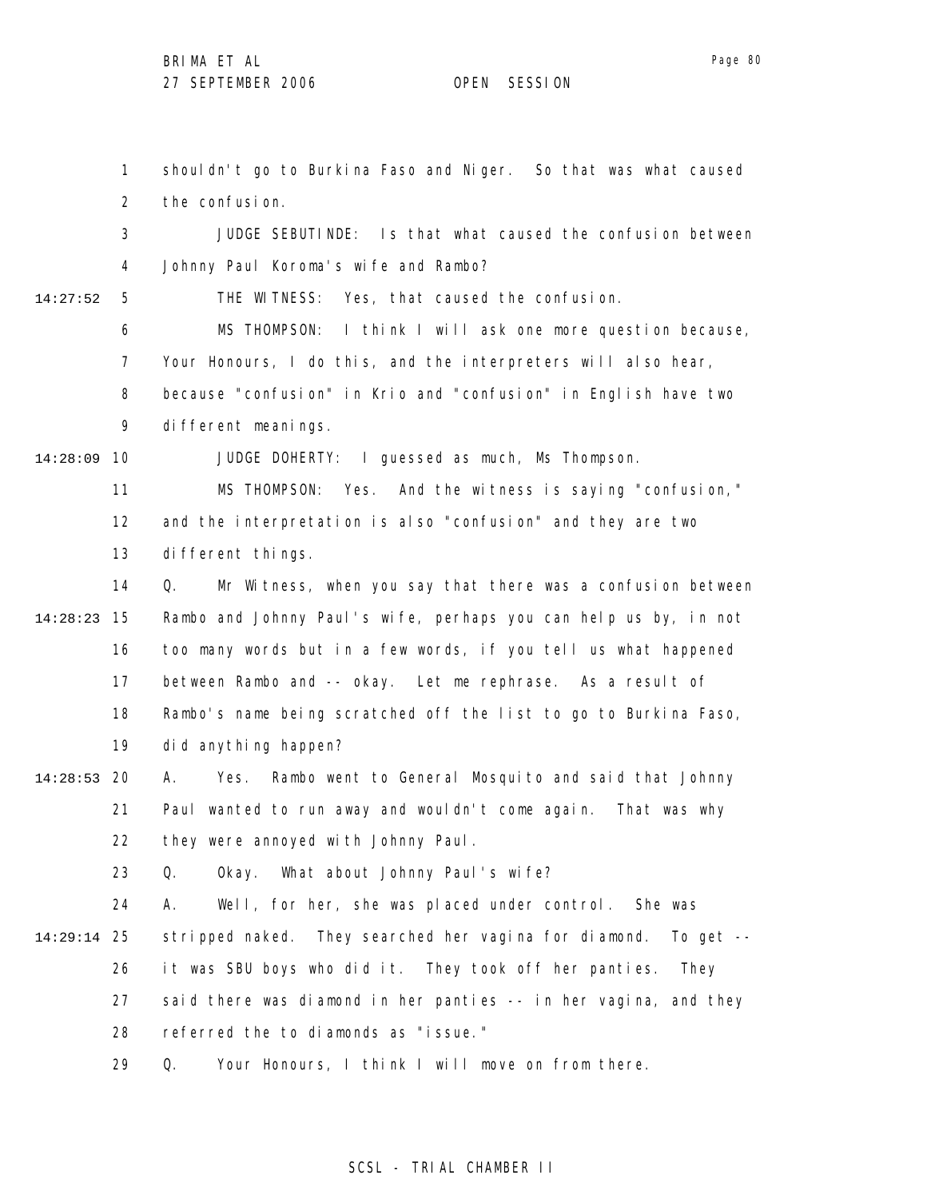shouldn't go to Burkina Faso and Niger. So that was what caused the confusion.

JUDGE SEBUTINDE: Is that what caused the confusion between Johnny Paul Koroma's wife and Rambo?

THE WITNESS: Yes, that caused the confusion.

MS THOMPSON: I think I will ask one more question because, Your Honours, I do this, and the interpreters will also hear, because "confusion" in Krio and "confusion" in English have two different meanings.

JUDGE DOHERTY: I guessed as much, Ms Thompson.

MS THOMPSON: Yes. And the witness is saying "confusion," and the interpretation is also "confusion" and they are two different things.

Q. Mr Witness, when you say that there was a confusion between Rambo and Johnny Paul's wife, perhaps you can help us by, in not too many words but in a few words, if you tell us what happened between Rambo and -- okay. Let me rephrase. As a result of Rambo's name being scratched off the list to go to Burkina Faso, did anything happen?

A. Yes. Rambo went to General Mosquito and said that Johnny Paul wanted to run away and wouldn't come again. That was why they were annoyed with Johnny Paul.

Q. Okay. What about Johnny Paul's wife?

A. Well, for her, she was placed under control. She was stripped naked. They searched her vagina for diamond. To get -- it was SBU boys who did it. They took off her panties. They said there was diamond in her panties -- in her vagina, and they referred the to diamonds as "issue."

Q. Your Honours, I think I will move on from there.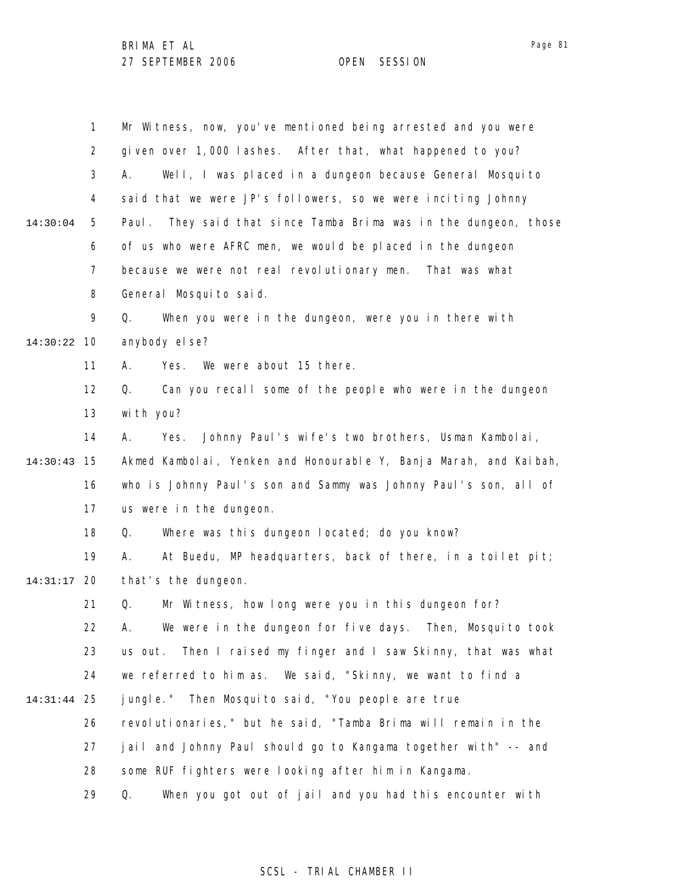Mr Witness, now, you've mentioned being arrested and you were given over 1,000 lashes. After that, what happened to you?

A. Well, I was placed in a dungeon because General Mosquito said that we were JP's followers, so we were inciting Johnny Paul. They said that since Tamba Brima was in the dungeon, those of us who were AFRC men, we would be placed in the dungeon because we were not real revolutionary men. That was what General Mosquito said.

Q. When you were in the dungeon, were you in there with anybody else?

A. Yes. We were about 15 there.

Q. Can you recall some of the people who were in the dungeon with you?

A. Yes. Johnny Paul's wife's two brothers, Usman Kambolai, Akmed Kambolai, Yenken and Honourable Y, Banja Marah, and Kaibah, who is Johnny Paul's son and Sammy was Johnny Paul's son, all of us were in the dungeon.

Q. Where was this dungeon located; do you know?

A. At Buedu, MP headquarters, back of there, in a toilet pit; that's the dungeon.

Q. Mr Witness, how long were you in this dungeon for?

A. We were in the dungeon for five days. Then, Mosquito took us out. Then I raised my finger and I saw Skinny, that was what we referred to him as. We said, "Skinny, we want to find a jungle." Then Mosquito said, "You people are true revolutionaries," but he said, "Tamba Brima will remain in the jail and Johnny Paul should go to Kangama together with" -- and some RUF fighters were looking after him in Kangama.

Q. When you got out of jail and you had this encounter with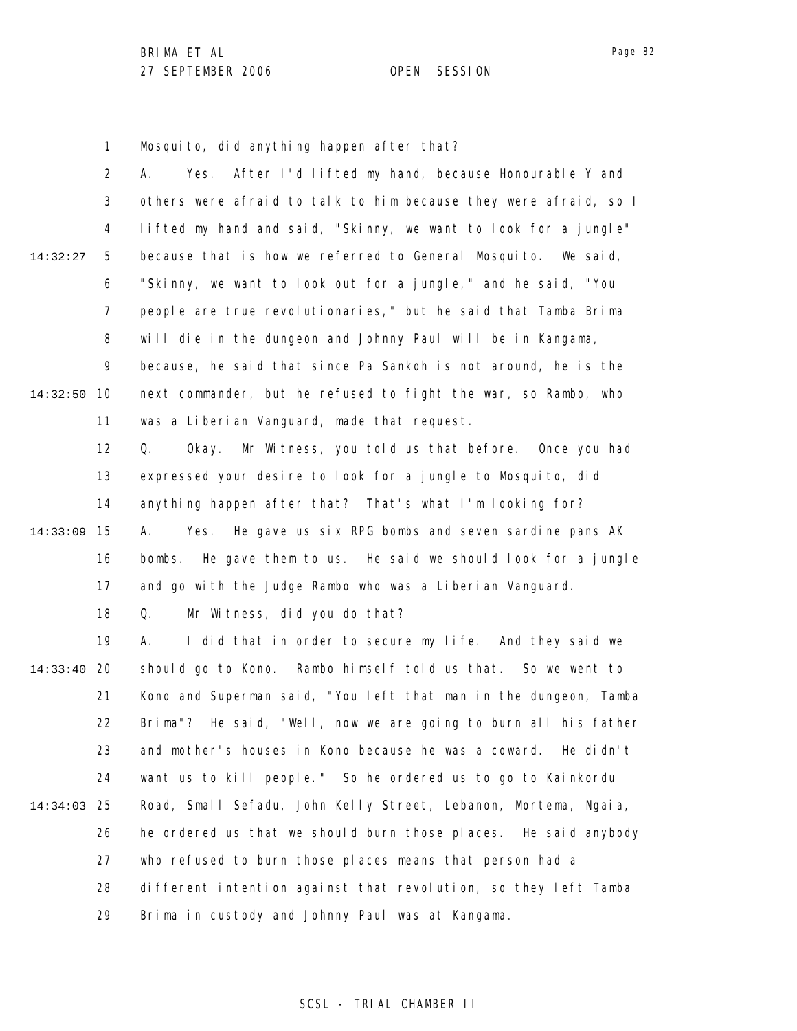Mosquito, did anything happen after that?

A. Yes. After I'd lifted my hand, because Honourable Y and others were afraid to talk to him because they were afraid, so I lifted my hand and said, "Skinny, we want to look for a jungle" because that is how we referred to General Mosquito. We said, "Skinny, we want to look out for a jungle," and he said, "You people are true revolutionaries," but he said that Tamba Brima will die in the dungeon and Johnny Paul will be in Kangama, because, he said that since Pa Sankoh is not around, he is the next commander, but he refused to fight the war, so Rambo, who was a Liberian Vanguard, made that request.

Q. Okay. Mr Witness, you told us that before. Once you had expressed your desire to look for a jungle to Mosquito, did anything happen after that? That's what I'm looking for?

A. Yes. He gave us six RPG bombs and seven sardine pans AK bombs. He gave them to us. He said we should look for a jungle and go with the Judge Rambo who was a Liberian Vanguard.

Q. Mr Witness, did you do that?

A. I did that in order to secure my life. And they said we should go to Kono. Rambo himself told us that. So we went to Kono and Superman said, "You left that man in the dungeon, Tamba Brima"? He said, "Well, now we are going to burn all his father and mother's houses in Kono because he was a coward. He didn't want us to kill people." So he ordered us to go to Kainkordu Road, Small Sefadu, John Kelly Street, Lebanon, Mortema, Ngaia, he ordered us that we should burn those places. He said anybody who refused to burn those places means that person had a different intention against that revolution, so they left Tamba Brima in custody and Johnny Paul was at Kangama.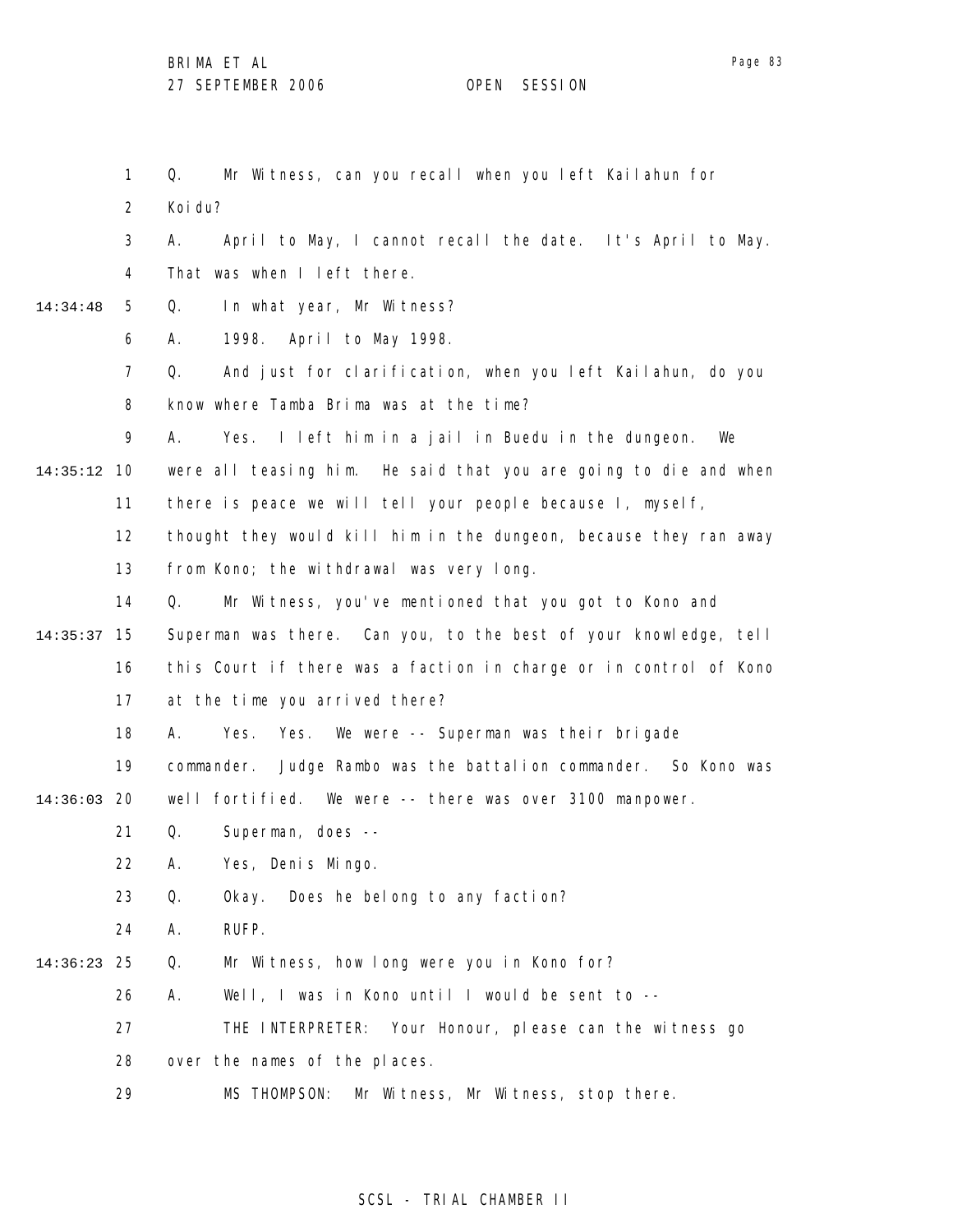Q. Mr Witness, can you recall when you left Kailahun for Koidu?

A. April to May, I cannot recall the date. It's April to May. That was when I left there.

Q. In what year, Mr Witness?

A. 1998. April to May 1998.

Q. And just for clarification, when you left Kailahun, do you know where Tamba Brima was at the time?

A. Yes. I left him in a jail in Buedu in the dungeon. We were all teasing him. He said that you are going to die and when there is peace we will tell your people because I, myself, thought they would kill him in the dungeon, because they ran away from Kono; the withdrawal was very long.

Q. Mr Witness, you've mentioned that you got to Kono and Superman was there. Can you, to the best of your knowledge, tell this Court if there was a faction in charge or in control of Kono at the time you arrived there?

A. Yes. Yes. We were -- Superman was their brigade commander. Judge Rambo was the battalion commander. So Kono was well fortified. We were -- there was over 3100 manpower.

Q. Superman, does --

A. Yes, Denis Mingo.

Q. Okay. Does he belong to any faction?

A. RUFP.

Q. Mr Witness, how long were you in Kono for?

A. Well, I was in Kono until I would be sent to --

THE INTERPRETER: Your Honour, please can the witness go over the names of the places.

MS THOMPSON: Mr Witness, Mr Witness, stop there.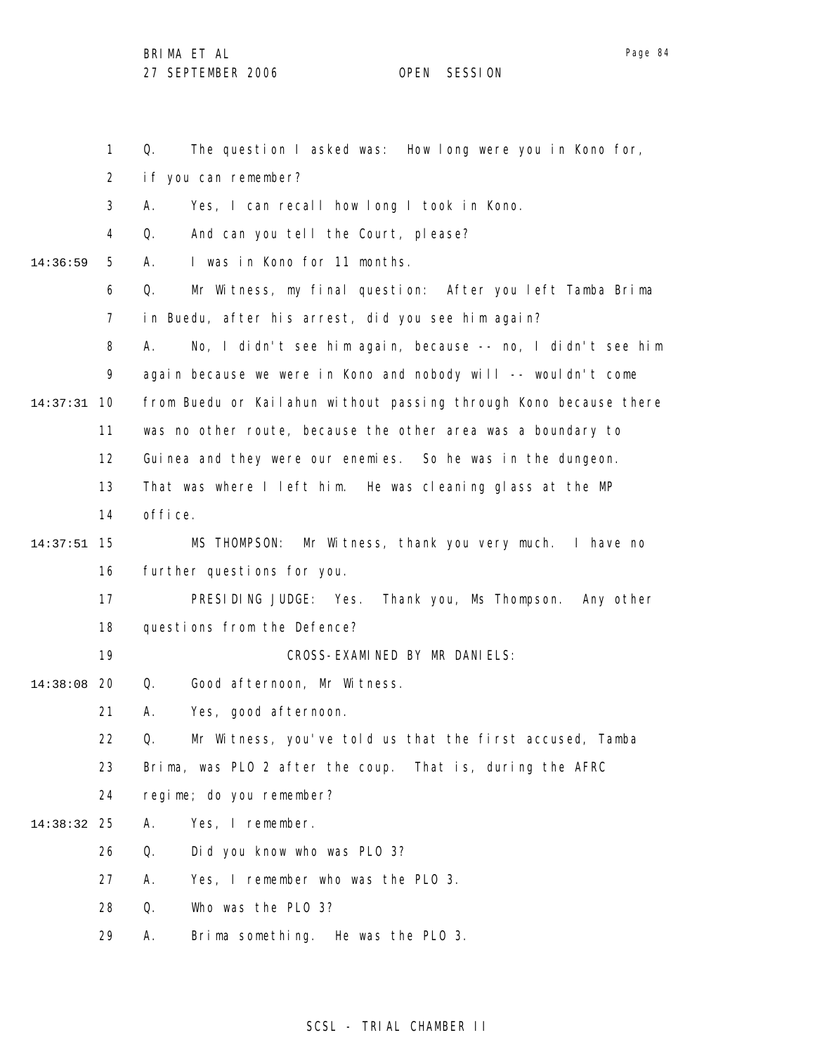Q. The question I asked was: How long were you in Kono for, if you can remember?

A. Yes, I can recall how long I took in Kono.

Q. And can you tell the Court, please?

A. I was in Kono for 11 months.

Q. Mr Witness, my final question: After you left Tamba Brima in Buedu, after his arrest, did you see him again?

A. No, I didn't see him again, because -- no, I didn't see him again because we were in Kono and nobody will -- wouldn't come from Buedu or Kailahun without passing through Kono because there was no other route, because the other area was a boundary to Guinea and they were our enemies. So he was in the dungeon. That was where I left him. He was cleaning glass at the MP office.

MS THOMPSON: Mr Witness, thank you very much. I have no further questions for you.

PRESIDING JUDGE: Yes. Thank you, Ms Thompson. Any other questions from the Defence?

CROSS-EXAMINED BY MR DANIELS:

Q. Good afternoon, Mr Witness.

A. Yes, good afternoon.

Q. Mr Witness, you've told us that the first accused, Tamba Brima, was PLO 2 after the coup. That is, during the AFRC regime; do you remember?

A. Yes, I remember.

Q. Did you know who was PLO 3?

A. Yes, I remember who was the PLO 3.

Q. Who was the PLO 3?

A. Brima something. He was the PLO 3.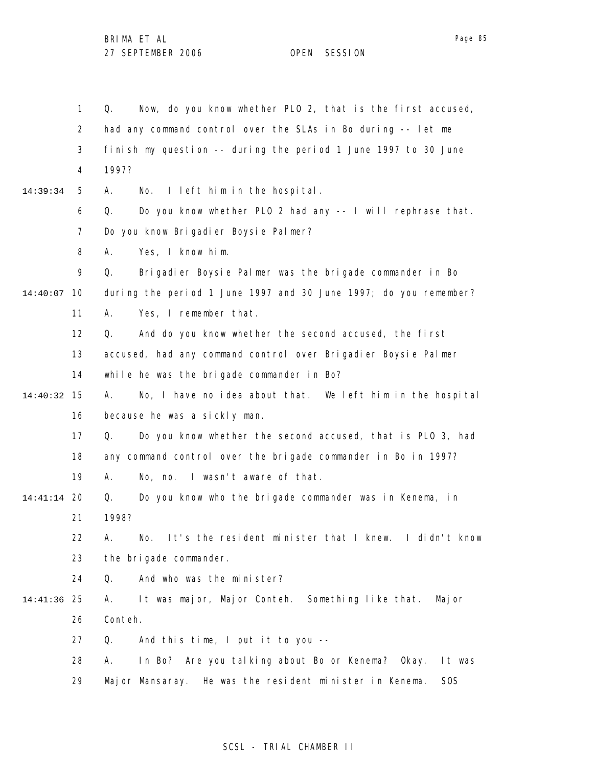1 Q. Now, do you know whether PLO 2, that is the first accused,
2 had any command control over the SLAs in Bo during -- let me
3 finish my question -- during the period 1 June 1997 to 30 June
4 1997?

14:39:34 5 A. No. I left him in the hospital.
6 Q. Do you know whether PLO 2 had any -- I will rephrase that.
7 Do you know Brigadier Boysie Palmer?
8 A. Yes, I know him.
9 Q. Brigadier Boysie Palmer was the brigade commander in Bo

14:40:07 10 during the period 1 June 1997 and 30 June 1997; do you remember?
11 A. Yes, I remember that.
12 Q. And do you know whether the second accused, the first
13 accused, had any command control over Brigadier Boysie Palmer
14 while he was the brigade commander in Bo?

14:40:32 15 A. No, I have no idea about that. We left him in the hospital
16 because he was a sickly man.
17 Q. Do you know whether the second accused, that is PLO 3, had
18 any command control over the brigade commander in Bo in 1997?
19 A. No, no. I wasn't aware of that.

14:41:14 20 Q. Do you know who the brigade commander was in Kenema, in
21 1998?
22 A. No. It's the resident minister that I knew. I didn't know
23 the brigade commander.
24 Q. And who was the minister?

14:41:36 25 A. It was major, Major Conteh. Something like that. Major
26 Conteh.
27 Q. And this time, I put it to you --
28 A. In Bo? Are you talking about Bo or Kenema? Okay. It was
29 Major Mansaray. He was the resident minister in Kenema. SOS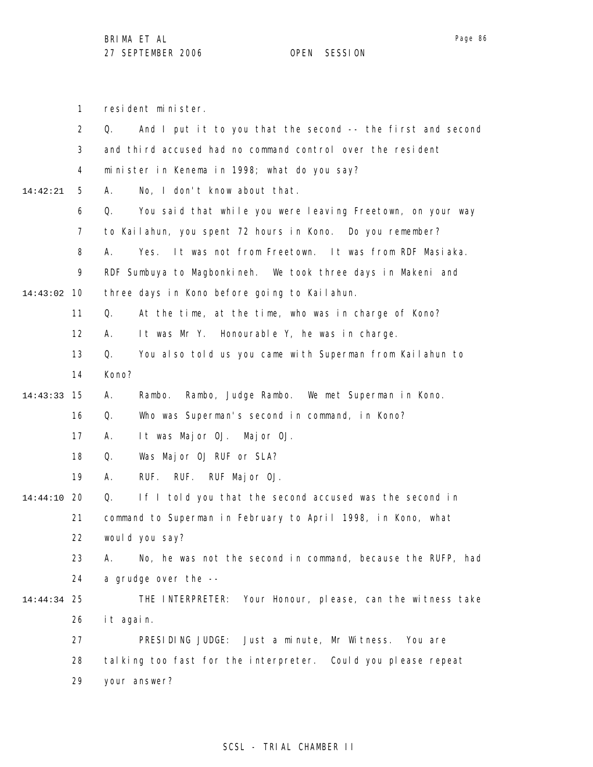resident minister.

Q. And I put it to you that the second -- the first and second and third accused had no command control over the resident minister in Kenema in 1998; what do you say?

A. No, I don't know about that.

Q. You said that while you were leaving Freetown, on your way to Kailahun, you spent 72 hours in Kono. Do you remember?

A. Yes. It was not from Freetown. It was from RDF Masiaka. RDF Sumbuya to Magbonkineh. We took three days in Makeni and three days in Kono before going to Kailahun.

Q. At the time, at the time, who was in charge of Kono?

A. It was Mr Y. Honourable Y, he was in charge.

Q. You also told us you came with Superman from Kailahun to Kono?

A. Rambo. Rambo, Judge Rambo. We met Superman in Kono.

Q. Who was Superman's second in command, in Kono?

A. It was Major OJ. Major OJ.

Q. Was Major OJ RUF or SLA?

A. RUF. RUF. RUF Major OJ.

Q. If I told you that the second accused was the second in command to Superman in February to April 1998, in Kono, what would you say?

A. No, he was not the second in command, because the RUFP, had a grudge over the --

THE INTERPRETER: Your Honour, please, can the witness take it again.

PRESIDING JUDGE: Just a minute, Mr Witness. You are talking too fast for the interpreter. Could you please repeat your answer?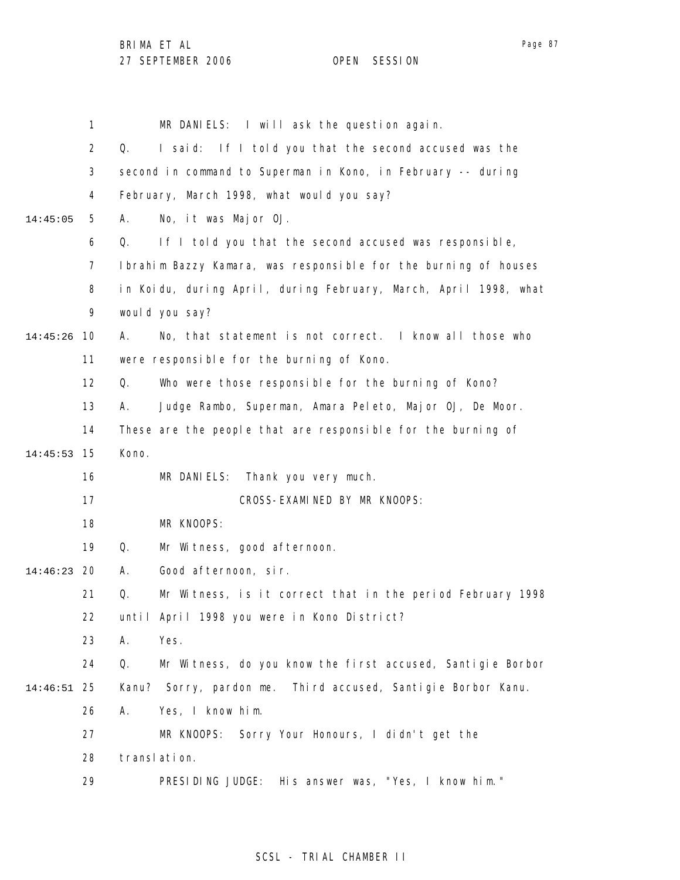MR DANIELS: I will ask the question again.

Q. I said: If I told you that the second accused was the second in command to Superman in Kono, in February -- during February, March 1998, what would you say?

A. No, it was Major OJ.

Q. If I told you that the second accused was responsible, Ibrahim Bazzy Kamara, was responsible for the burning of houses in Koidu, during April, during February, March, April 1998, what would you say?

A. No, that statement is not correct. I know all those who were responsible for the burning of Kono.

Q. Who were those responsible for the burning of Kono?

A. Judge Rambo, Superman, Amara Peleto, Major OJ, De Moor. These are the people that are responsible for the burning of Kono.

MR DANIELS: Thank you very much.

CROSS-EXAMINED BY MR KNOOPS:

MR KNOOPS:

Q. Mr Witness, good afternoon.

A. Good afternoon, sir.

Q. Mr Witness, is it correct that in the period February 1998 until April 1998 you were in Kono District?

A. Yes.

Q. Mr Witness, do you know the first accused, Santigie Borbor Kanu? Sorry, pardon me. Third accused, Santigie Borbor Kanu.

A. Yes, I know him.

MR KNOOPS: Sorry Your Honours, I didn't get the translation.

PRESIDING JUDGE: His answer was, "Yes, I know him."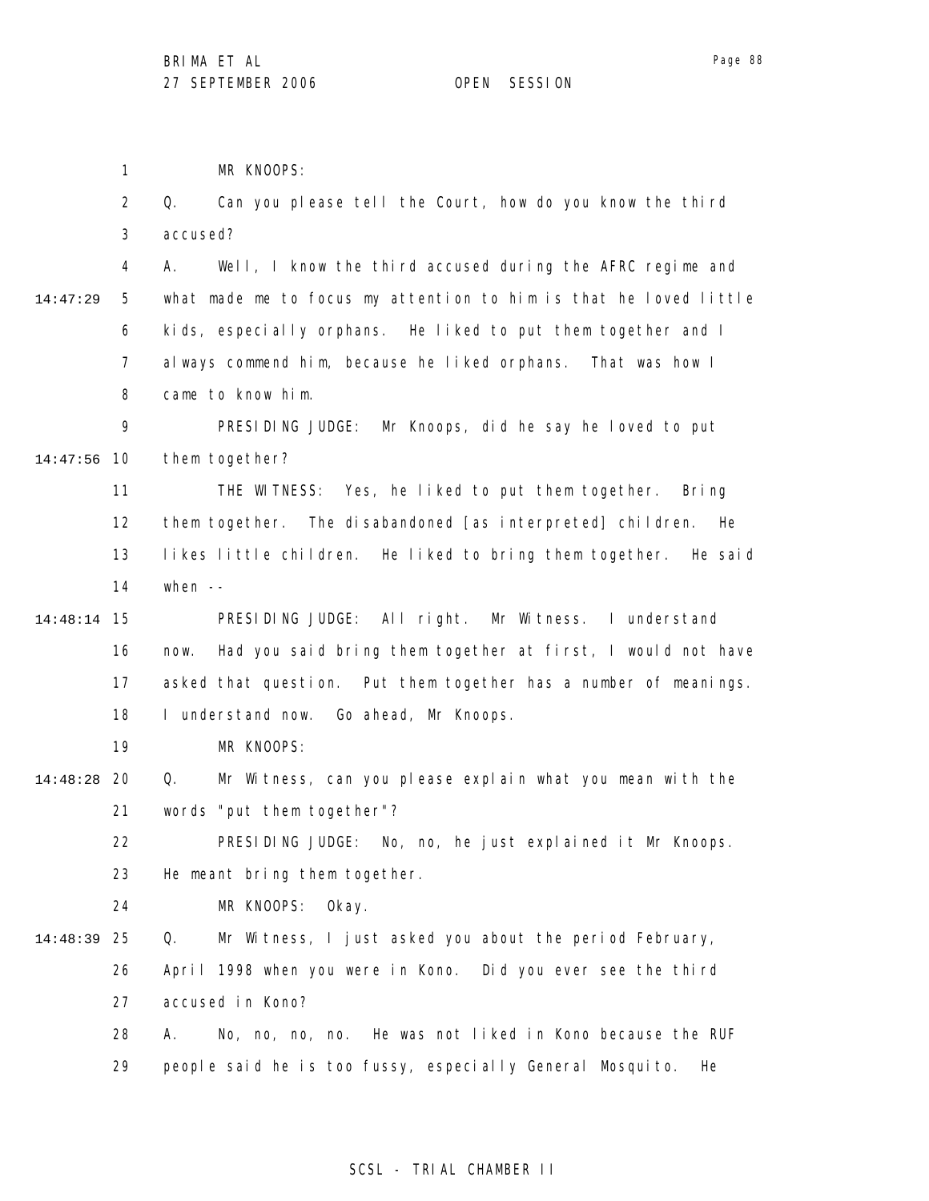MR KNOOPS:

Q. Can you please tell the Court, how do you know the third accused?

A. Well, I know the third accused during the AFRC regime and what made me to focus my attention to him is that he loved little kids, especially orphans. He liked to put them together and I always commend him, because he liked orphans. That was how I came to know him.

PRESIDING JUDGE: Mr Knoops, did he say he loved to put them together?

THE WITNESS: Yes, he liked to put them together. Bring them together. The disabandoned [as interpreted] children. He likes little children. He liked to bring them together. He said when --

PRESIDING JUDGE: All right. Mr Witness. I understand now. Had you said bring them together at first, I would not have asked that question. Put them together has a number of meanings. I understand now. Go ahead, Mr Knoops.

MR KNOOPS:

Q. Mr Witness, can you please explain what you mean with the words "put them together"?

PRESIDING JUDGE: No, no, he just explained it Mr Knoops. He meant bring them together.

MR KNOOPS: Okay.

Q. Mr Witness, I just asked you about the period February, April 1998 when you were in Kono. Did you ever see the third accused in Kono?

A. No, no, no, no. He was not liked in Kono because the RUF people said he is too fussy, especially General Mosquito. He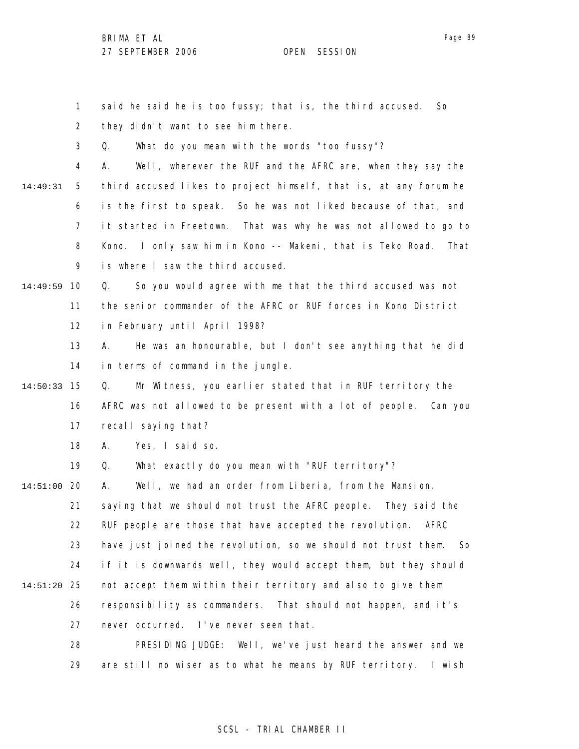said he said he is too fussy; that is, the third accused. So they didn't want to see him there.

Q. What do you mean with the words "too fussy"?

A. Well, wherever the RUF and the AFRC are, when they say the third accused likes to project himself, that is, at any forum he is the first to speak. So he was not liked because of that, and it started in Freetown. That was why he was not allowed to go to Kono. I only saw him in Kono -- Makeni, that is Teko Road. That is where I saw the third accused.

Q. So you would agree with me that the third accused was not the senior commander of the AFRC or RUF forces in Kono District in February until April 1998?

A. He was an honourable, but I don't see anything that he did in terms of command in the jungle.

Q. Mr Witness, you earlier stated that in RUF territory the AFRC was not allowed to be present with a lot of people. Can you recall saying that?

A. Yes, I said so.

Q. What exactly do you mean with "RUF territory"?

A. Well, we had an order from Liberia, from the Mansion, saying that we should not trust the AFRC people. They said the RUF people are those that have accepted the revolution. AFRC have just joined the revolution, so we should not trust them. So if it is downwards well, they would accept them, but they should not accept them within their territory and also to give them responsibility as commanders. That should not happen, and it's never occurred. I've never seen that.

PRESIDING JUDGE: Well, we've just heard the answer and we are still no wiser as to what he means by RUF territory. I wish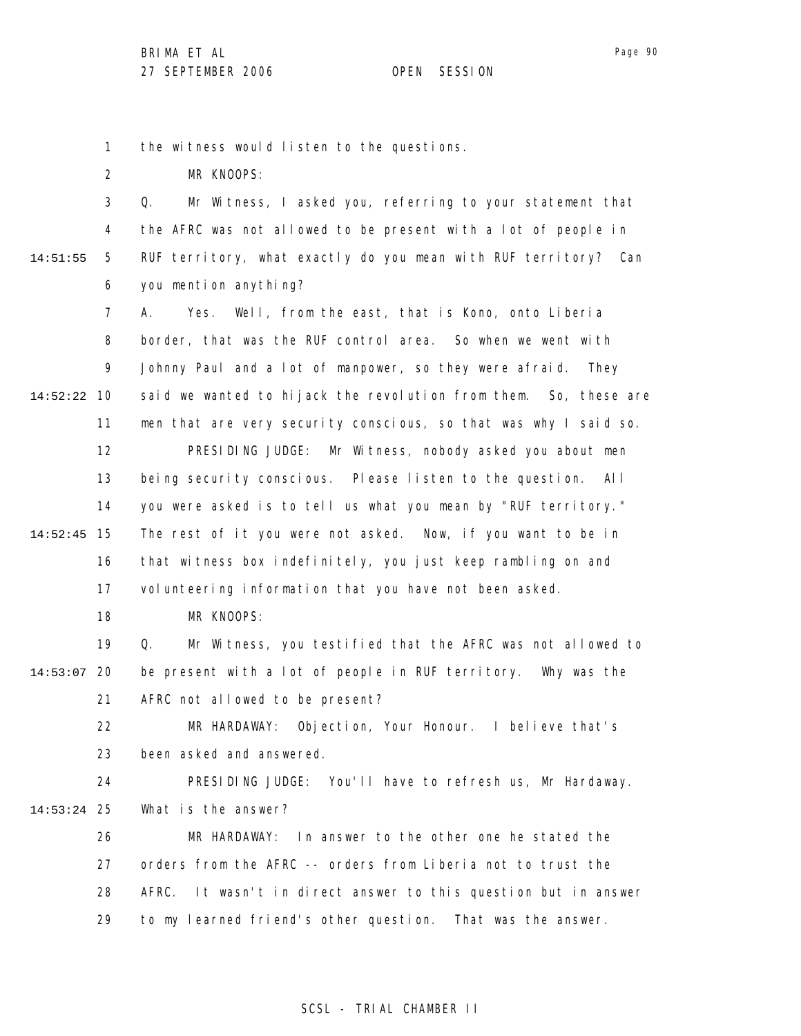the witness would listen to the questions.

MR KNOOPS:

Q. Mr Witness, I asked you, referring to your statement that the AFRC was not allowed to be present with a lot of people in RUF territory, what exactly do you mean with RUF territory? Can you mention anything?

A. Yes. Well, from the east, that is Kono, onto Liberia border, that was the RUF control area. So when we went with Johnny Paul and a lot of manpower, so they were afraid. They said we wanted to hijack the revolution from them. So, these are men that are very security conscious, so that was why I said so.

PRESIDING JUDGE: Mr Witness, nobody asked you about men being security conscious. Please listen to the question. All you were asked is to tell us what you mean by "RUF territory." The rest of it you were not asked. Now, if you want to be in that witness box indefinitely, you just keep rambling on and volunteering information that you have not been asked.

MR KNOOPS:

Q. Mr Witness, you testified that the AFRC was not allowed to be present with a lot of people in RUF territory. Why was the AFRC not allowed to be present?

MR HARDAWAY: Objection, Your Honour. I believe that's been asked and answered.

PRESIDING JUDGE: You'll have to refresh us, Mr Hardaway. What is the answer?

MR HARDAWAY: In answer to the other one he stated the orders from the AFRC -- orders from Liberia not to trust the AFRC. It wasn't in direct answer to this question but in answer to my learned friend's other question. That was the answer.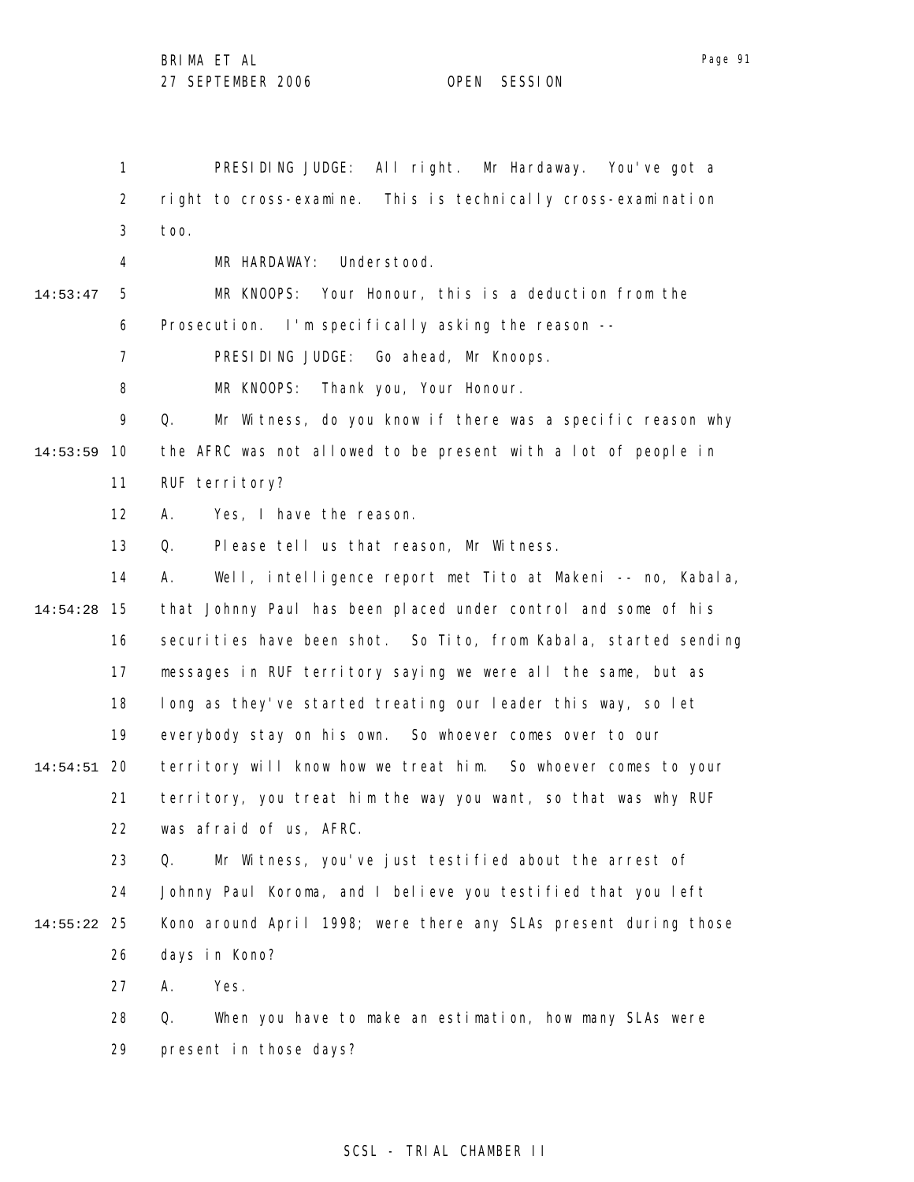PRESIDING JUDGE: All right. Mr Hardaway. You've got a right to cross-examine. This is technically cross-examination too.

MR HARDAWAY: Understood.

MR KNOOPS: Your Honour, this is a deduction from the Prosecution. I'm specifically asking the reason --

PRESIDING JUDGE: Go ahead, Mr Knoops.

MR KNOOPS: Thank you, Your Honour.

Q. Mr Witness, do you know if there was a specific reason why the AFRC was not allowed to be present with a lot of people in RUF territory?

A. Yes, I have the reason.

Q. Please tell us that reason, Mr Witness.

A. Well, intelligence report met Tito at Makeni -- no, Kabala, that Johnny Paul has been placed under control and some of his securities have been shot. So Tito, from Kabala, started sending messages in RUF territory saying we were all the same, but as long as they've started treating our leader this way, so let everybody stay on his own. So whoever comes over to our territory will know how we treat him. So whoever comes to your territory, you treat him the way you want, so that was why RUF was afraid of us, AFRC.

Q. Mr Witness, you've just testified about the arrest of Johnny Paul Koroma, and I believe you testified that you left Kono around April 1998; were there any SLAs present during those days in Kono?

A. Yes.

Q. When you have to make an estimation, how many SLAs were present in those days?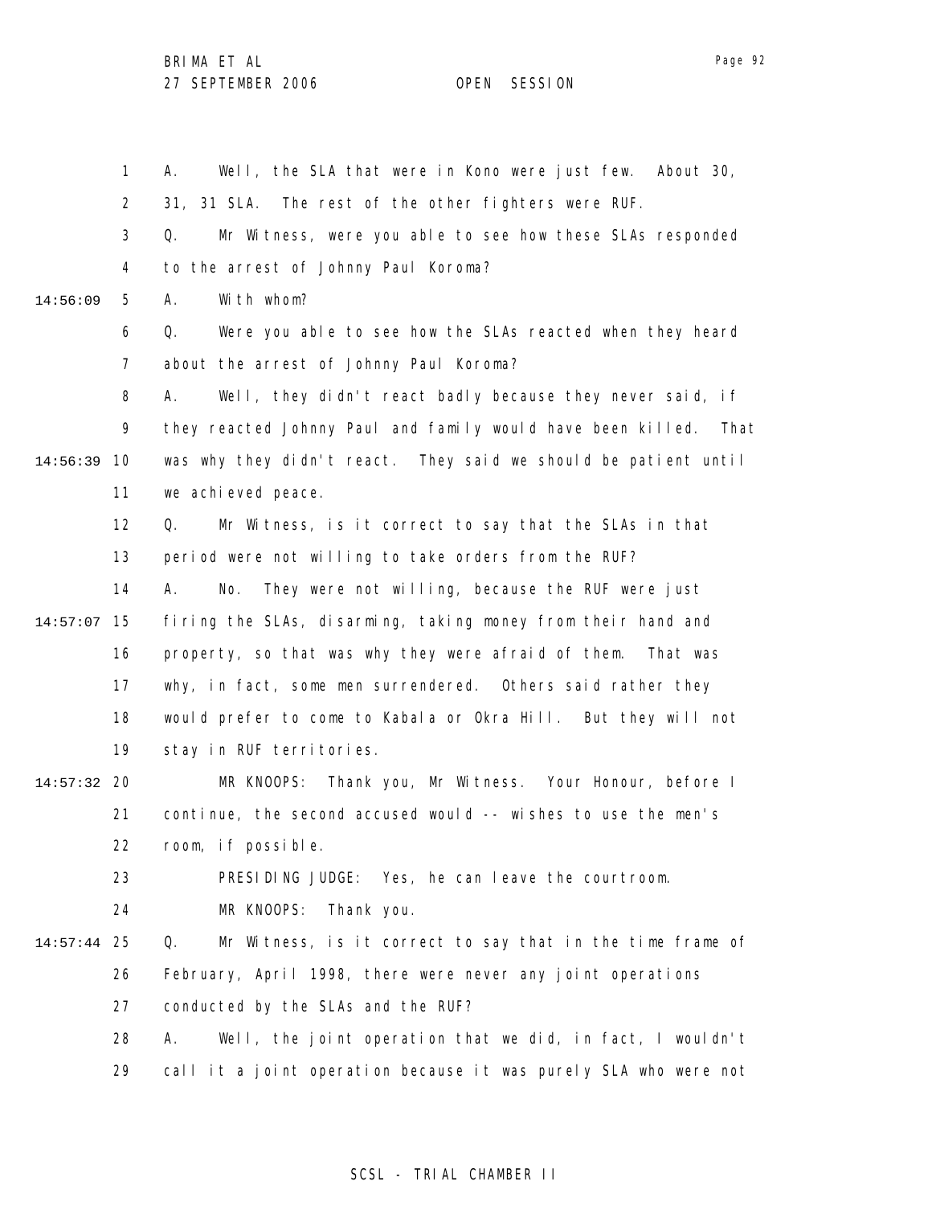A. Well, the SLA that were in Kono were just few. About 30, 31, 31 SLA. The rest of the other fighters were RUF.

Q. Mr Witness, were you able to see how these SLAs responded to the arrest of Johnny Paul Koroma?

A. With whom?

Q. Were you able to see how the SLAs reacted when they heard about the arrest of Johnny Paul Koroma?

A. Well, they didn't react badly because they never said, if they reacted Johnny Paul and family would have been killed. That was why they didn't react. They said we should be patient until we achieved peace.

Q. Mr Witness, is it correct to say that the SLAs in that period were not willing to take orders from the RUF?

A. No. They were not willing, because the RUF were just firing the SLAs, disarming, taking money from their hand and property, so that was why they were afraid of them. That was why, in fact, some men surrendered. Others said rather they would prefer to come to Kabala or Okra Hill. But they will not stay in RUF territories.

MR KNOOPS: Thank you, Mr Witness. Your Honour, before I continue, the second accused would -- wishes to use the men's room, if possible.

PRESIDING JUDGE: Yes, he can leave the courtroom.

MR KNOOPS: Thank you.

Q. Mr Witness, is it correct to say that in the time frame of February, April 1998, there were never any joint operations conducted by the SLAs and the RUF?

A. Well, the joint operation that we did, in fact, I wouldn't call it a joint operation because it was purely SLA who were not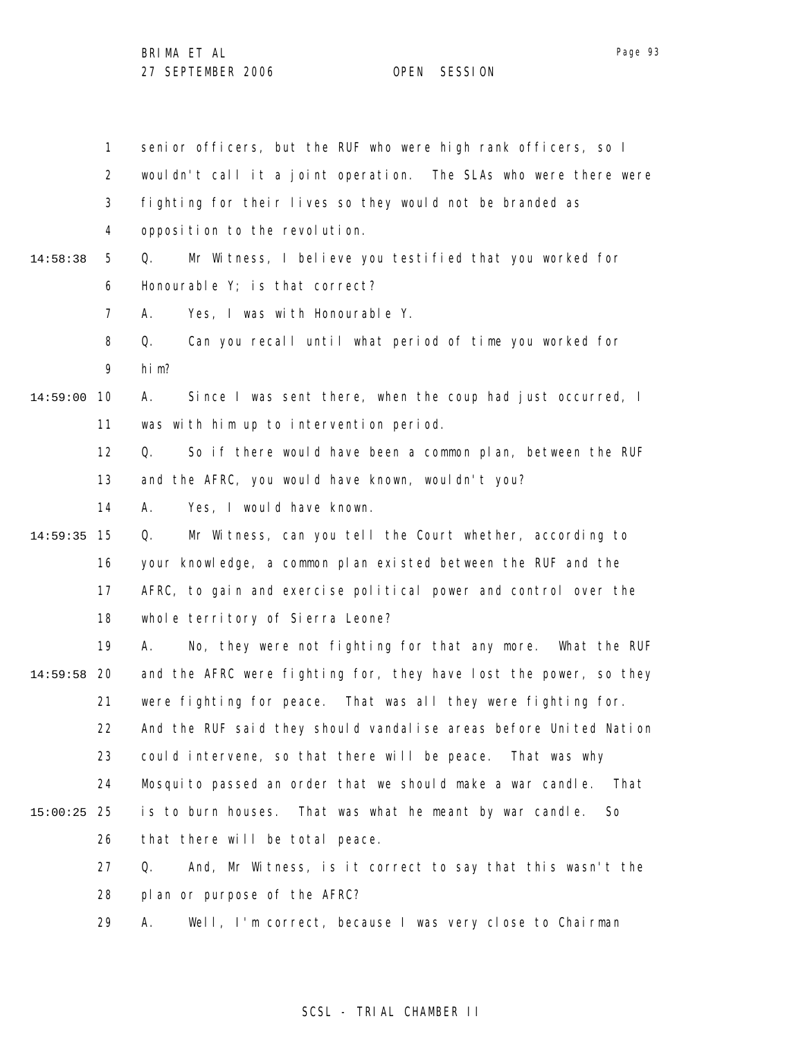senior officers, but the RUF who were high rank officers, so I wouldn't call it a joint operation. The SLAs who were there were fighting for their lives so they would not be branded as opposition to the revolution.

Q. Mr Witness, I believe you testified that you worked for Honourable Y; is that correct?

A. Yes, I was with Honourable Y.

Q. Can you recall until what period of time you worked for him?

A. Since I was sent there, when the coup had just occurred, I was with him up to intervention period.

Q. So if there would have been a common plan, between the RUF and the AFRC, you would have known, wouldn't you?

A. Yes, I would have known.

Q. Mr Witness, can you tell the Court whether, according to your knowledge, a common plan existed between the RUF and the AFRC, to gain and exercise political power and control over the whole territory of Sierra Leone?

A. No, they were not fighting for that any more. What the RUF and the AFRC were fighting for, they have lost the power, so they were fighting for peace. That was all they were fighting for. And the RUF said they should vandalise areas before United Nation could intervene, so that there will be peace. That was why Mosquito passed an order that we should make a war candle. That is to burn houses. That was what he meant by war candle. So that there will be total peace.

Q. And, Mr Witness, is it correct to say that this wasn't the plan or purpose of the AFRC?

A. Well, I'm correct, because I was very close to Chairman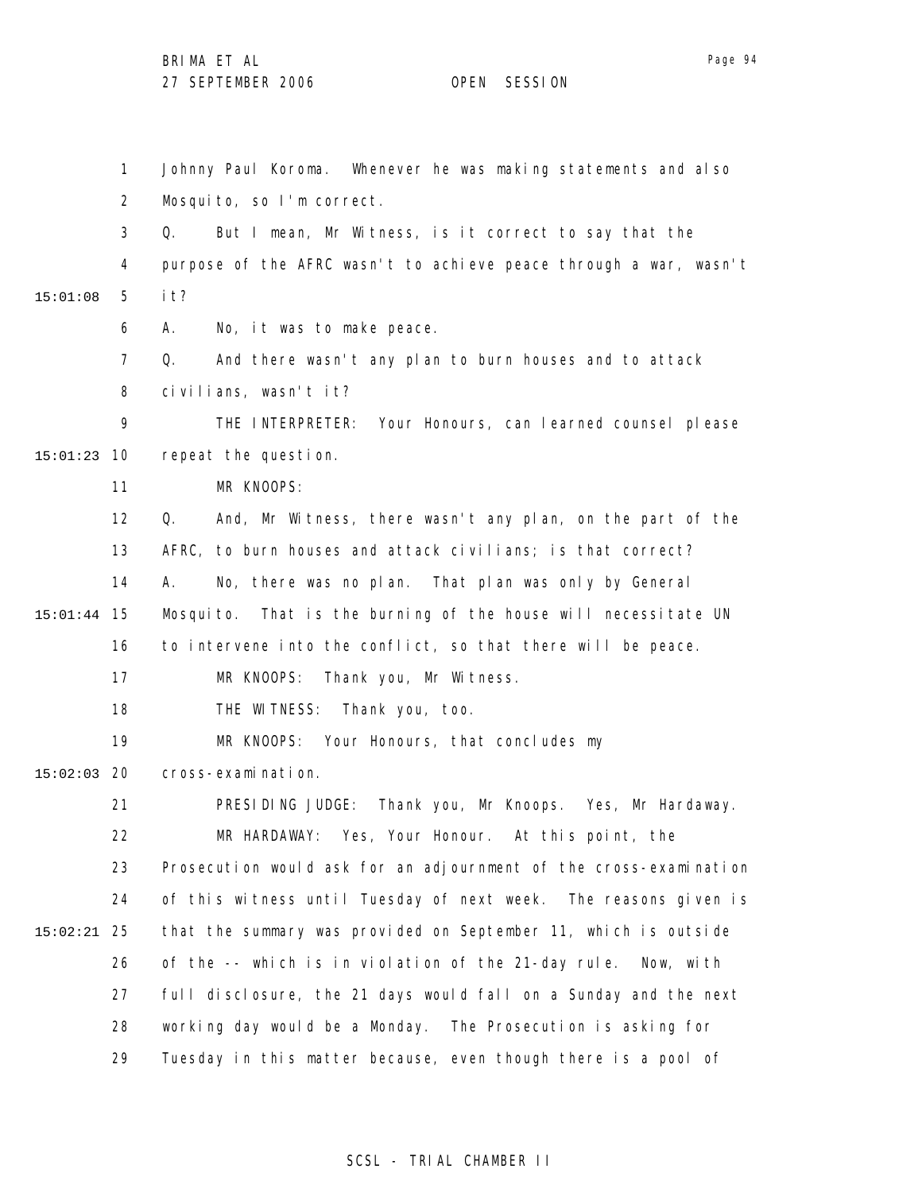Johnny Paul Koroma. Whenever he was making statements and also Mosquito, so I'm correct.

Q. But I mean, Mr Witness, is it correct to say that the purpose of the AFRC wasn't to achieve peace through a war, wasn't it?

A. No, it was to make peace.

Q. And there wasn't any plan to burn houses and to attack civilians, wasn't it?

THE INTERPRETER: Your Honours, can learned counsel please repeat the question.

MR KNOOPS:

Q. And, Mr Witness, there wasn't any plan, on the part of the AFRC, to burn houses and attack civilians; is that correct?

A. No, there was no plan. That plan was only by General Mosquito. That is the burning of the house will necessitate UN to intervene into the conflict, so that there will be peace.

MR KNOOPS: Thank you, Mr Witness.

THE WITNESS: Thank you, too.

MR KNOOPS: Your Honours, that concludes my cross-examination.

PRESIDING JUDGE: Thank you, Mr Knoops. Yes, Mr Hardaway.

MR HARDAWAY: Yes, Your Honour. At this point, the Prosecution would ask for an adjournment of the cross-examination of this witness until Tuesday of next week. The reasons given is that the summary was provided on September 11, which is outside of the -- which is in violation of the 21-day rule. Now, with full disclosure, the 21 days would fall on a Sunday and the next working day would be a Monday. The Prosecution is asking for Tuesday in this matter because, even though there is a pool of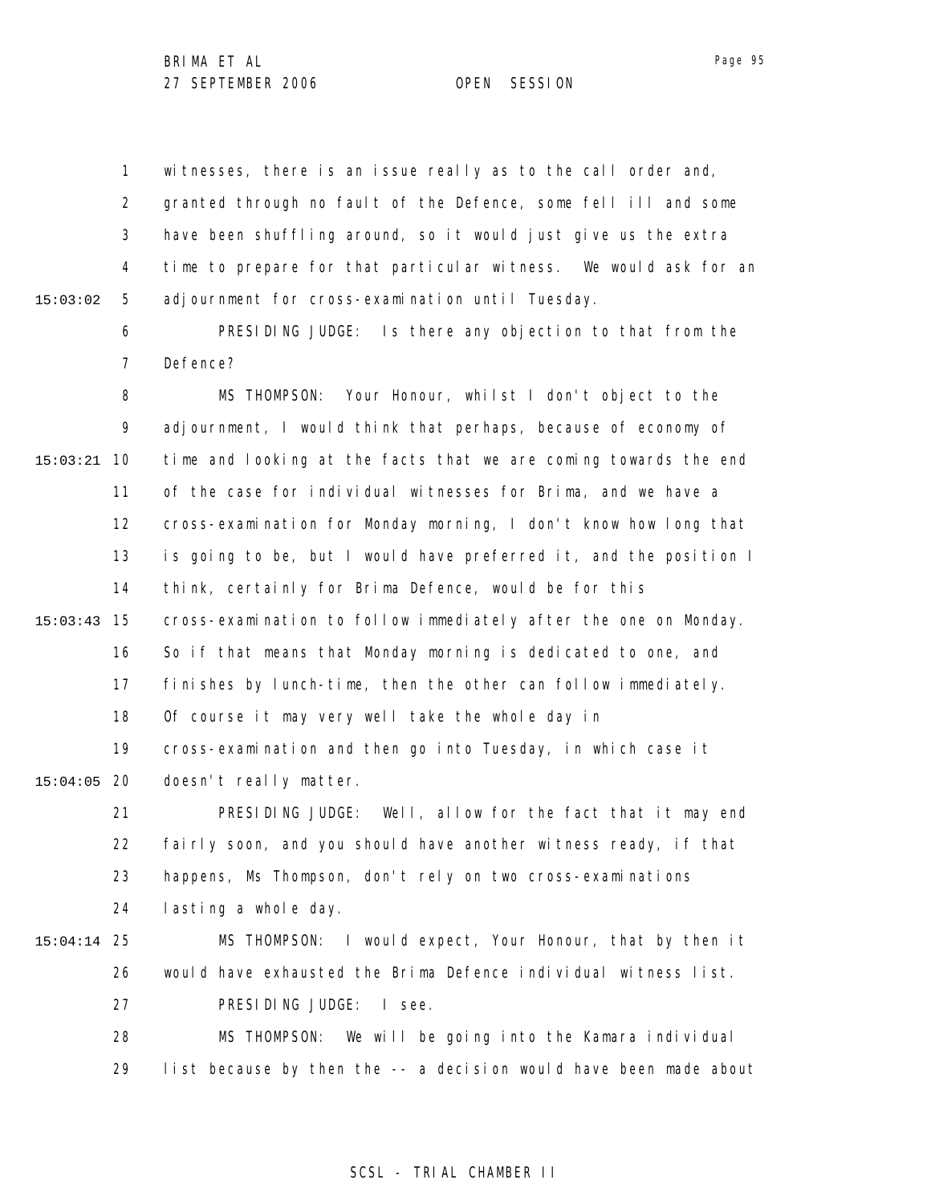witnesses, there is an issue really as to the call order and, granted through no fault of the Defence, some fell ill and some have been shuffling around, so it would just give us the extra time to prepare for that particular witness. We would ask for an adjournment for cross-examination until Tuesday.

PRESIDING JUDGE: Is there any objection to that from the Defence?

MS THOMPSON: Your Honour, whilst I don't object to the adjournment, I would think that perhaps, because of economy of time and looking at the facts that we are coming towards the end of the case for individual witnesses for Brima, and we have a cross-examination for Monday morning, I don't know how long that is going to be, but I would have preferred it, and the position I think, certainly for Brima Defence, would be for this cross-examination to follow immediately after the one on Monday. So if that means that Monday morning is dedicated to one, and finishes by lunch-time, then the other can follow immediately. Of course it may very well take the whole day in cross-examination and then go into Tuesday, in which case it doesn't really matter.

PRESIDING JUDGE: Well, allow for the fact that it may end fairly soon, and you should have another witness ready, if that happens, Ms Thompson, don't rely on two cross-examinations lasting a whole day.

MS THOMPSON: I would expect, Your Honour, that by then it would have exhausted the Brima Defence individual witness list.

PRESIDING JUDGE: I see.

MS THOMPSON: We will be going into the Kamara individual list because by then the -- a decision would have been made about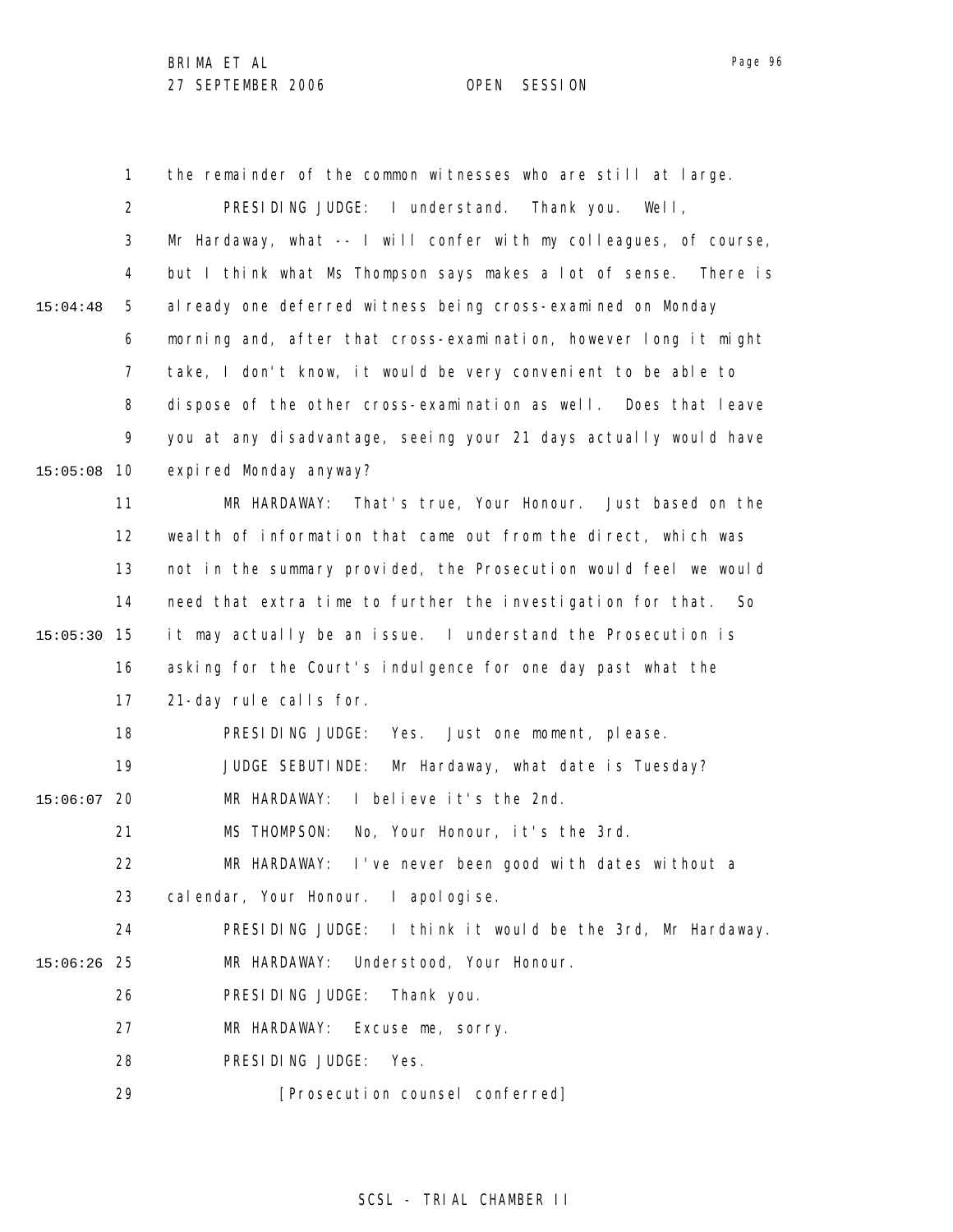1 the remainder of the common witnesses who are still at large.

2 PRESIDING JUDGE: I understand. Thank you. Well,

3 Mr Hardaway, what -- I will confer with my colleagues, of course,

4 but I think what Ms Thompson says makes a lot of sense. There is

15:04:48 5 already one deferred witness being cross-examined on Monday

6 morning and, after that cross-examination, however long it might

7 take, I don't know, it would be very convenient to be able to

8 dispose of the other cross-examination as well. Does that leave

9 you at any disadvantage, seeing your 21 days actually would have

15:05:08 10 expired Monday anyway?

11 MR HARDAWAY: That's true, Your Honour. Just based on the

12 wealth of information that came out from the direct, which was

13 not in the summary provided, the Prosecution would feel we would

14 need that extra time to further the investigation for that. So

15:05:30 15 it may actually be an issue. I understand the Prosecution is

16 asking for the Court's indulgence for one day past what the

17 21-day rule calls for.

18 PRESIDING JUDGE: Yes. Just one moment, please.

19 JUDGE SEBUTINDE: Mr Hardaway, what date is Tuesday?

15:06:07 20 MR HARDAWAY: I believe it's the 2nd.

21 MS THOMPSON: No, Your Honour, it's the 3rd.

22 MR HARDAWAY: I've never been good with dates without a

23 calendar, Your Honour. I apologise.

24 PRESIDING JUDGE: I think it would be the 3rd, Mr Hardaway.

15:06:26 25 MR HARDAWAY: Understood, Your Honour.

26 PRESIDING JUDGE: Thank you.

27 MR HARDAWAY: Excuse me, sorry.

28 PRESIDING JUDGE: Yes.

29 [Prosecution counsel conferred]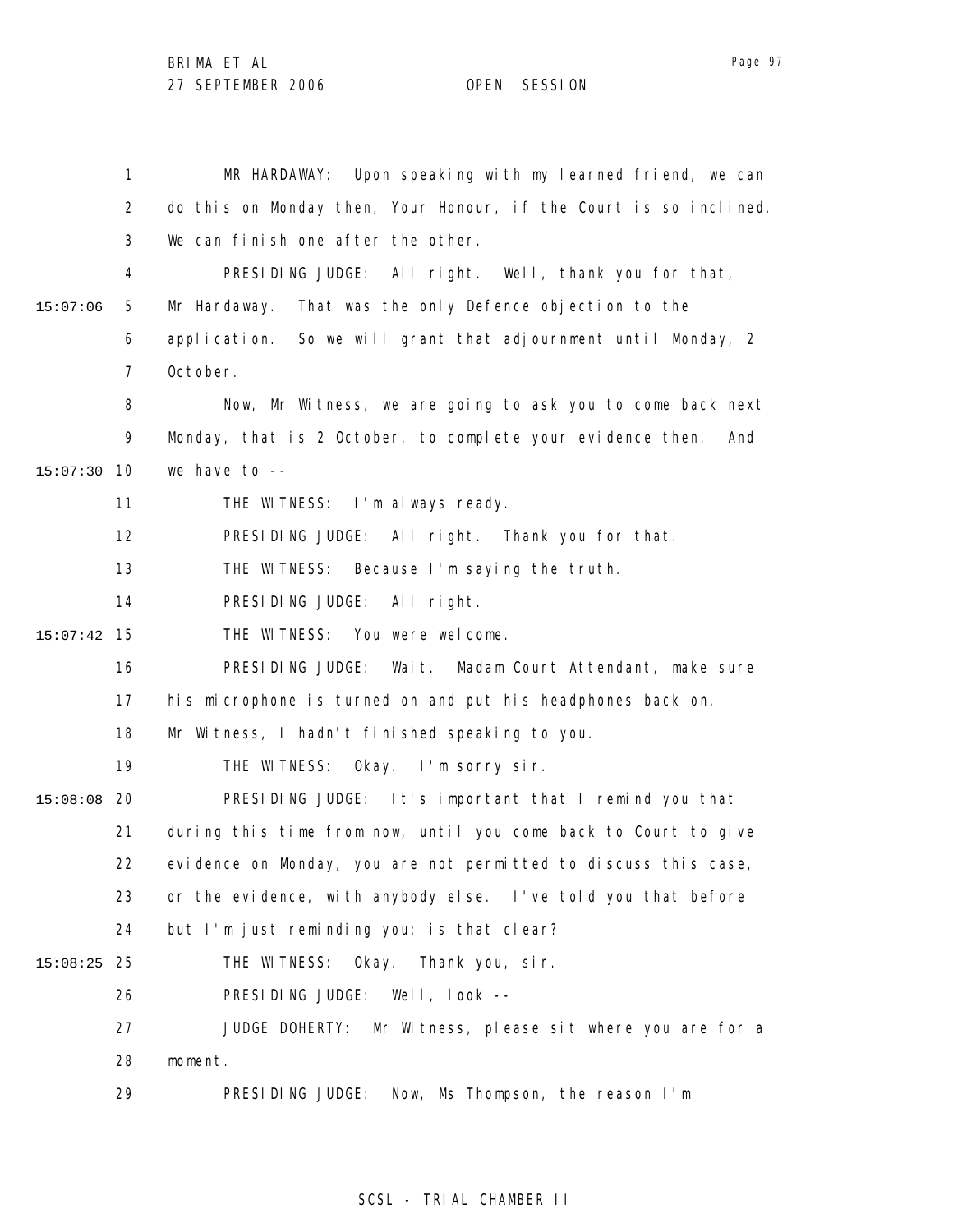MR HARDAWAY: Upon speaking with my learned friend, we can do this on Monday then, Your Honour, if the Court is so inclined. We can finish one after the other.

PRESIDING JUDGE: All right. Well, thank you for that, Mr Hardaway. That was the only Defence objection to the application. So we will grant that adjournment until Monday, 2 October.

Now, Mr Witness, we are going to ask you to come back next Monday, that is 2 October, to complete your evidence then. And we have to --

THE WITNESS: I'm always ready.

PRESIDING JUDGE: All right. Thank you for that.

THE WITNESS: Because I'm saying the truth.

PRESIDING JUDGE: All right.

THE WITNESS: You were welcome.

PRESIDING JUDGE: Wait. Madam Court Attendant, make sure his microphone is turned on and put his headphones back on. Mr Witness, I hadn't finished speaking to you.

THE WITNESS: Okay. I'm sorry sir.

PRESIDING JUDGE: It's important that I remind you that during this time from now, until you come back to Court to give evidence on Monday, you are not permitted to discuss this case, or the evidence, with anybody else. I've told you that before but I'm just reminding you; is that clear?

THE WITNESS: Okay. Thank you, sir.

PRESIDING JUDGE: Well, look --

JUDGE DOHERTY: Mr Witness, please sit where you are for a moment.

PRESIDING JUDGE: Now, Ms Thompson, the reason I'm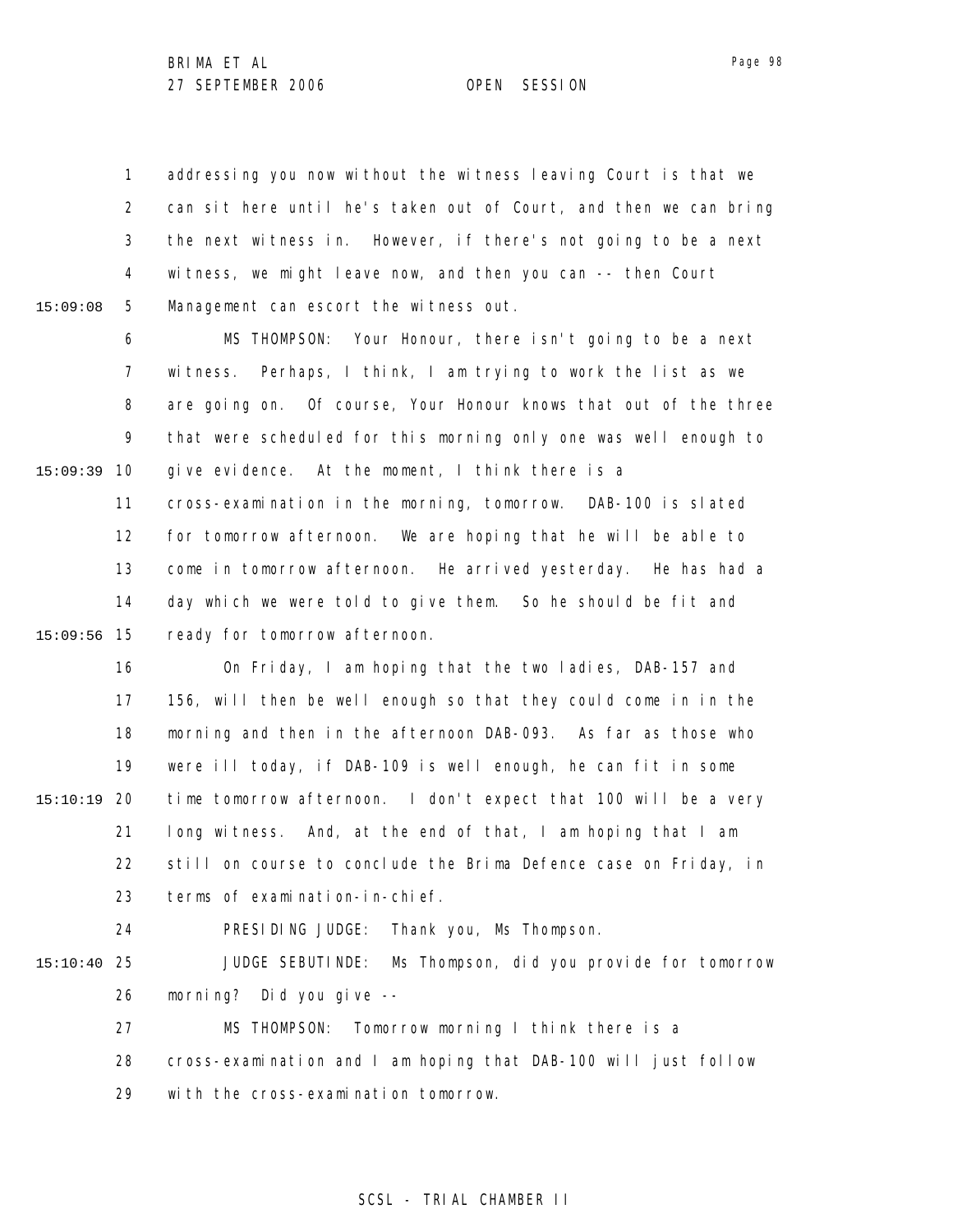addressing you now without the witness leaving Court is that we can sit here until he's taken out of Court, and then we can bring the next witness in. However, if there's not going to be a next witness, we might leave now, and then you can -- then Court Management can escort the witness out.

MS THOMPSON: Your Honour, there isn't going to be a next witness. Perhaps, I think, I am trying to work the list as we are going on. Of course, Your Honour knows that out of the three that were scheduled for this morning only one was well enough to give evidence. At the moment, I think there is a cross-examination in the morning, tomorrow. DAB-100 is slated for tomorrow afternoon. We are hoping that he will be able to come in tomorrow afternoon. He arrived yesterday. He has had a day which we were told to give them. So he should be fit and ready for tomorrow afternoon.

On Friday, I am hoping that the two ladies, DAB-157 and 156, will then be well enough so that they could come in in the morning and then in the afternoon DAB-093. As far as those who were ill today, if DAB-109 is well enough, he can fit in some time tomorrow afternoon. I don't expect that 100 will be a very long witness. And, at the end of that, I am hoping that I am still on course to conclude the Brima Defence case on Friday, in terms of examination-in-chief.

PRESIDING JUDGE: Thank you, Ms Thompson.

JUDGE SEBUTINDE: Ms Thompson, did you provide for tomorrow morning? Did you give --

MS THOMPSON: Tomorrow morning I think there is a cross-examination and I am hoping that DAB-100 will just follow with the cross-examination tomorrow.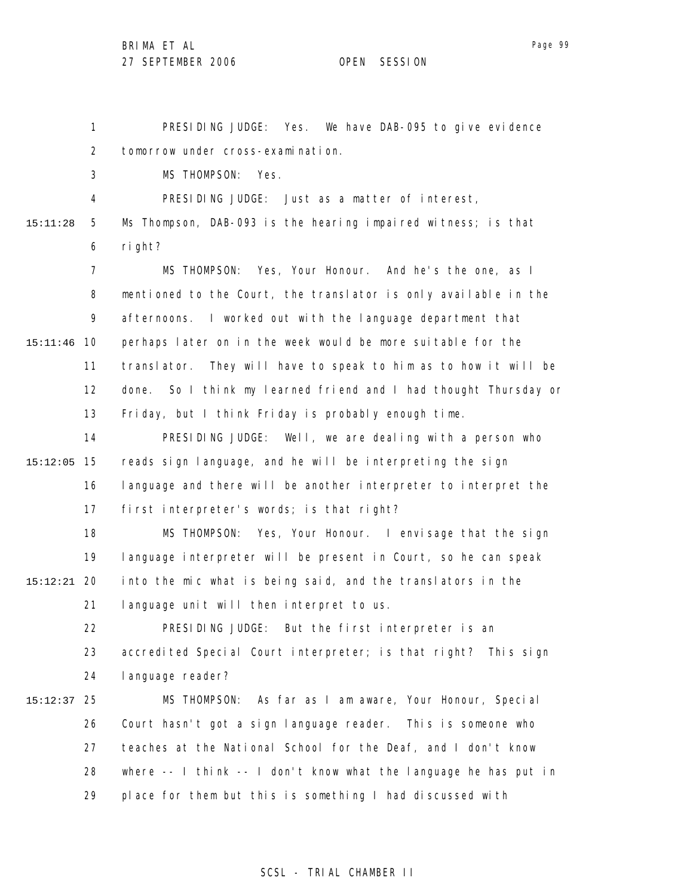PRESIDING JUDGE: Yes. We have DAB-095 to give evidence tomorrow under cross-examination.

MS THOMPSON: Yes.

PRESIDING JUDGE: Just as a matter of interest, Ms Thompson, DAB-093 is the hearing impaired witness; is that right?

MS THOMPSON: Yes, Your Honour. And he's the one, as I mentioned to the Court, the translator is only available in the afternoons. I worked out with the language department that perhaps later on in the week would be more suitable for the translator. They will have to speak to him as to how it will be done. So I think my learned friend and I had thought Thursday or Friday, but I think Friday is probably enough time.

PRESIDING JUDGE: Well, we are dealing with a person who reads sign language, and he will be interpreting the sign language and there will be another interpreter to interpret the first interpreter's words; is that right?

MS THOMPSON: Yes, Your Honour. I envisage that the sign language interpreter will be present in Court, so he can speak into the mic what is being said, and the translators in the language unit will then interpret to us.

PRESIDING JUDGE: But the first interpreter is an accredited Special Court interpreter; is that right? This sign language reader?

MS THOMPSON: As far as I am aware, Your Honour, Special Court hasn't got a sign language reader. This is someone who teaches at the National School for the Deaf, and I don't know where -- I think -- I don't know what the language he has put in place for them but this is something I had discussed with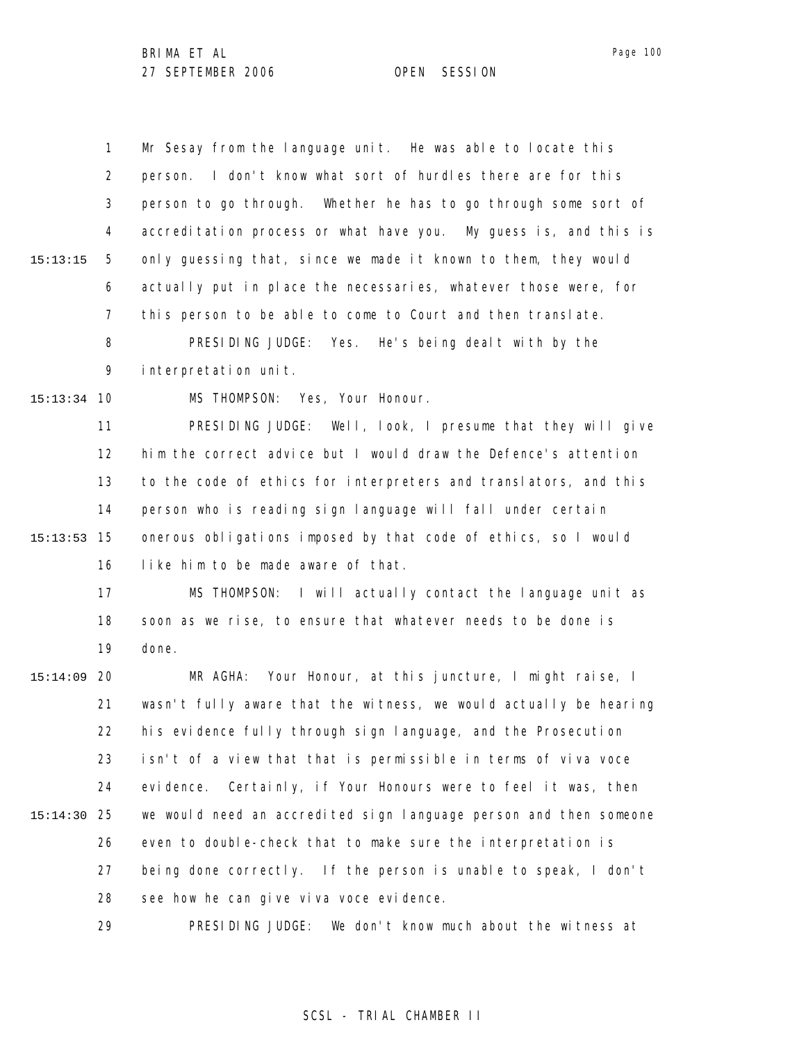Mr Sesay from the language unit. He was able to locate this person. I don't know what sort of hurdles there are for this person to go through. Whether he has to go through some sort of accreditation process or what have you. My guess is, and this is only guessing that, since we made it known to them, they would actually put in place the necessaries, whatever those were, for this person to be able to come to Court and then translate.

PRESIDING JUDGE: Yes. He's being dealt with by the interpretation unit.

MS THOMPSON: Yes, Your Honour.

PRESIDING JUDGE: Well, look, I presume that they will give him the correct advice but I would draw the Defence's attention to the code of ethics for interpreters and translators, and this person who is reading sign language will fall under certain onerous obligations imposed by that code of ethics, so I would like him to be made aware of that.

MS THOMPSON: I will actually contact the language unit as soon as we rise, to ensure that whatever needs to be done is done.

MR AGHA: Your Honour, at this juncture, I might raise, I wasn't fully aware that the witness, we would actually be hearing his evidence fully through sign language, and the Prosecution isn't of a view that that is permissible in terms of viva voce evidence. Certainly, if Your Honours were to feel it was, then we would need an accredited sign language person and then someone even to double-check that to make sure the interpretation is being done correctly. If the person is unable to speak, I don't see how he can give viva voce evidence.

PRESIDING JUDGE: We don't know much about the witness at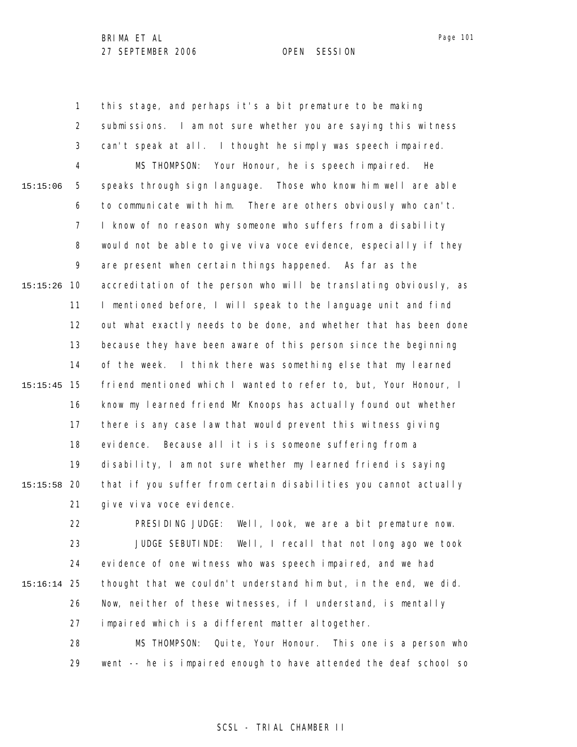this stage, and perhaps it's a bit premature to be making submissions. I am not sure whether you are saying this witness can't speak at all. I thought he simply was speech impaired.

MS THOMPSON: Your Honour, he is speech impaired. He speaks through sign language. Those who know him well are able to communicate with him. There are others obviously who can't. I know of no reason why someone who suffers from a disability would not be able to give viva voce evidence, especially if they are present when certain things happened. As far as the accreditation of the person who will be translating obviously, as I mentioned before, I will speak to the language unit and find out what exactly needs to be done, and whether that has been done because they have been aware of this person since the beginning of the week. I think there was something else that my learned friend mentioned which I wanted to refer to, but, Your Honour, I know my learned friend Mr Knoops has actually found out whether there is any case law that would prevent this witness giving evidence. Because all it is is someone suffering from a disability, I am not sure whether my learned friend is saying that if you suffer from certain disabilities you cannot actually give viva voce evidence.

PRESIDING JUDGE: Well, look, we are a bit premature now.

JUDGE SEBUTINDE: Well, I recall that not long ago we took evidence of one witness who was speech impaired, and we had thought that we couldn't understand him but, in the end, we did. Now, neither of these witnesses, if I understand, is mentally impaired which is a different matter altogether.

MS THOMPSON: Quite, Your Honour. This one is a person who went -- he is impaired enough to have attended the deaf school so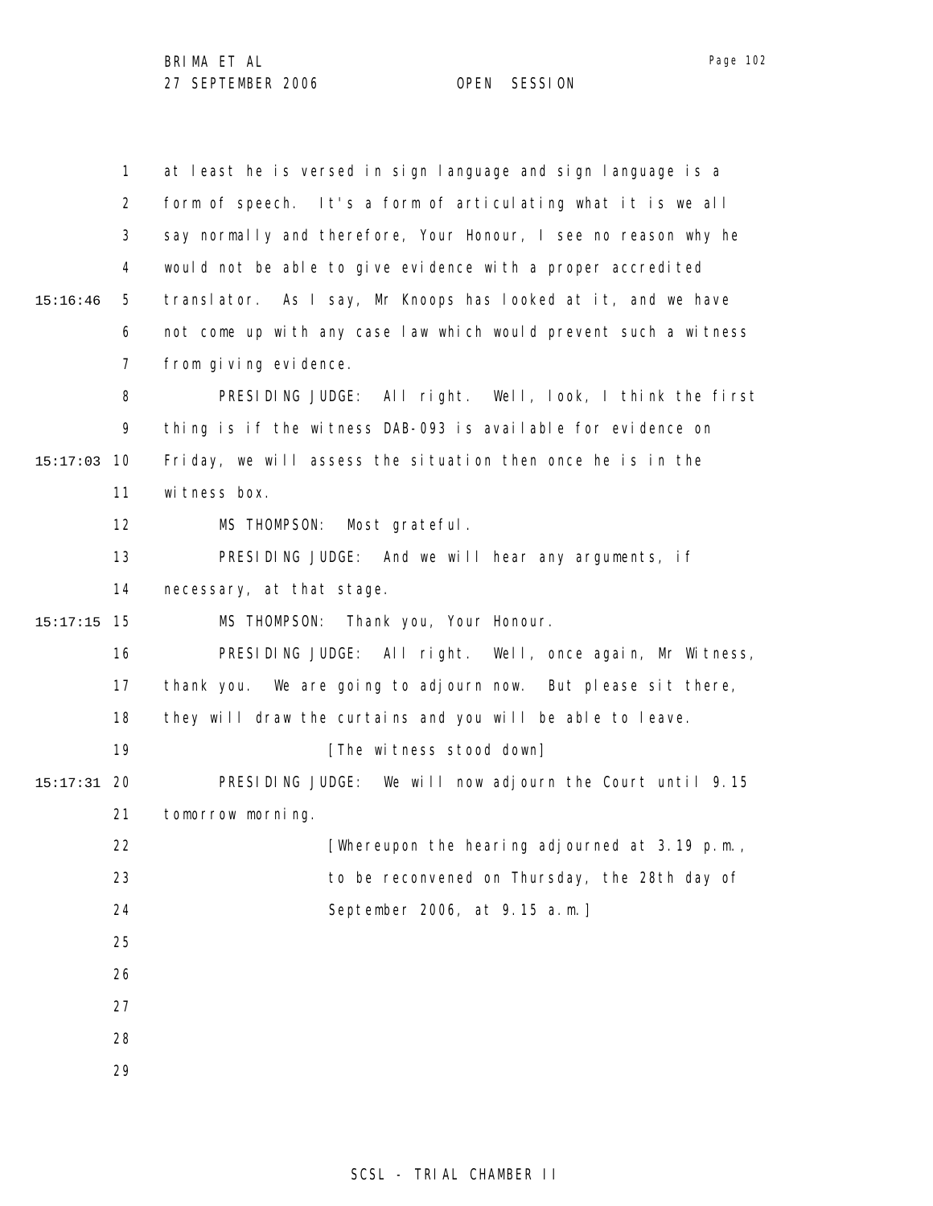at least he is versed in sign language and sign language is a form of speech. It's a form of articulating what it is we all say normally and therefore, Your Honour, I see no reason why he would not be able to give evidence with a proper accredited translator. As I say, Mr Knoops has looked at it, and we have not come up with any case law which would prevent such a witness from giving evidence.

PRESIDING JUDGE: All right. Well, look, I think the first thing is if the witness DAB-093 is available for evidence on Friday, we will assess the situation then once he is in the witness box.

MS THOMPSON: Most grateful.

PRESIDING JUDGE: And we will hear any arguments, if necessary, at that stage.

MS THOMPSON: Thank you, Your Honour.

PRESIDING JUDGE: All right. Well, once again, Mr Witness, thank you. We are going to adjourn now. But please sit there, they will draw the curtains and you will be able to leave.

[The witness stood down]

PRESIDING JUDGE: We will now adjourn the Court until 9.15 tomorrow morning.

[Whereupon the hearing adjourned at 3.19 p.m., to be reconvened on Thursday, the 28th day of September 2006, at 9.15 a.m.]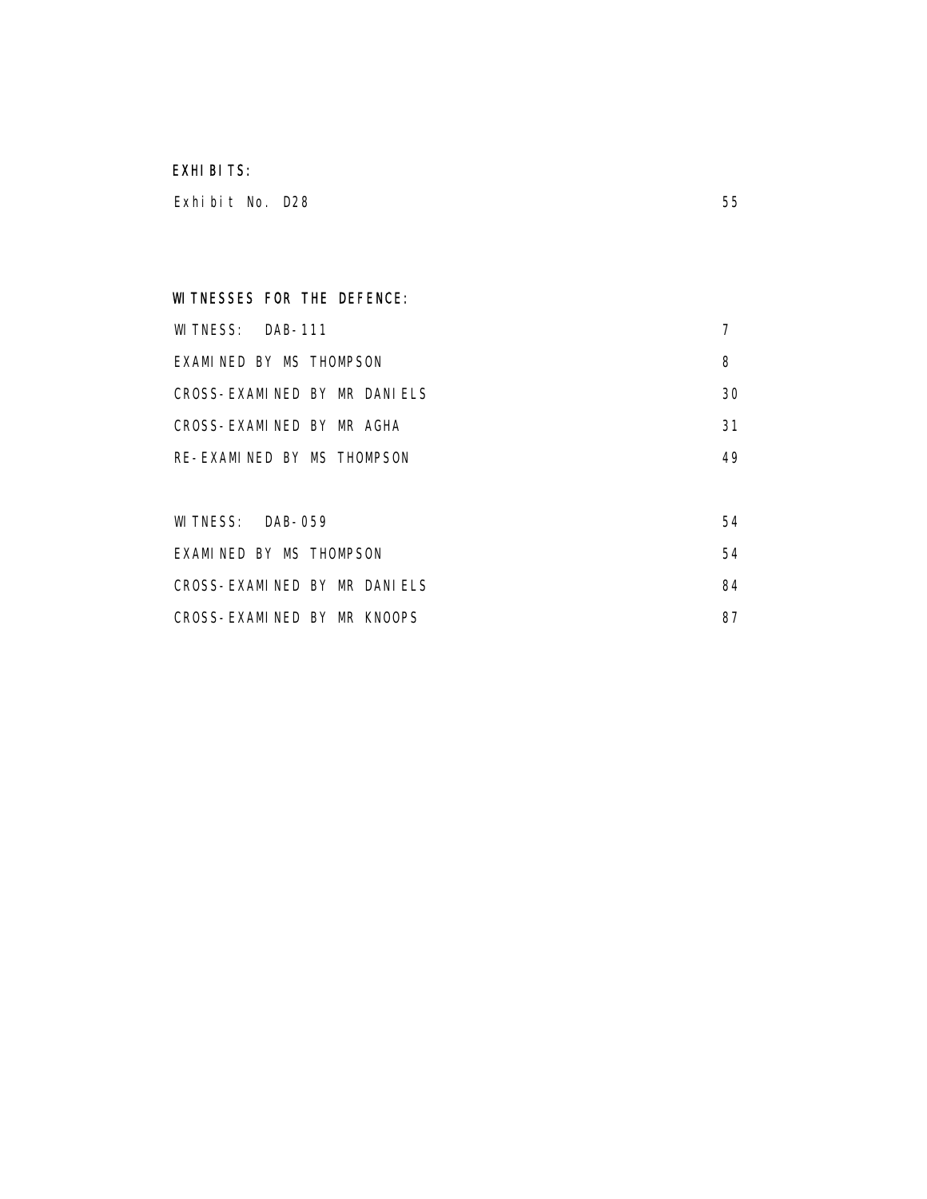**EXHIBITS:**

| | |
|---|---|
| Exhibit No. D28 | 55 |

**WITNESSES FOR THE DEFENCE:**

| | |
|---|---|
| WITNESS: DAB-111 | 7 |
| EXAMINED BY MS THOMPSON | 8 |
| CROSS-EXAMINED BY MR DANIELS | 30 |
| CROSS-EXAMINED BY MR AGHA | 31 |
| RE-EXAMINED BY MS THOMPSON | 49 |
| | |
| WITNESS: DAB-059 | 54 |
| EXAMINED BY MS THOMPSON | 54 |
| CROSS-EXAMINED BY MR DANIELS | 84 |
| CROSS-EXAMINED BY MR KNOOPS | 87 |